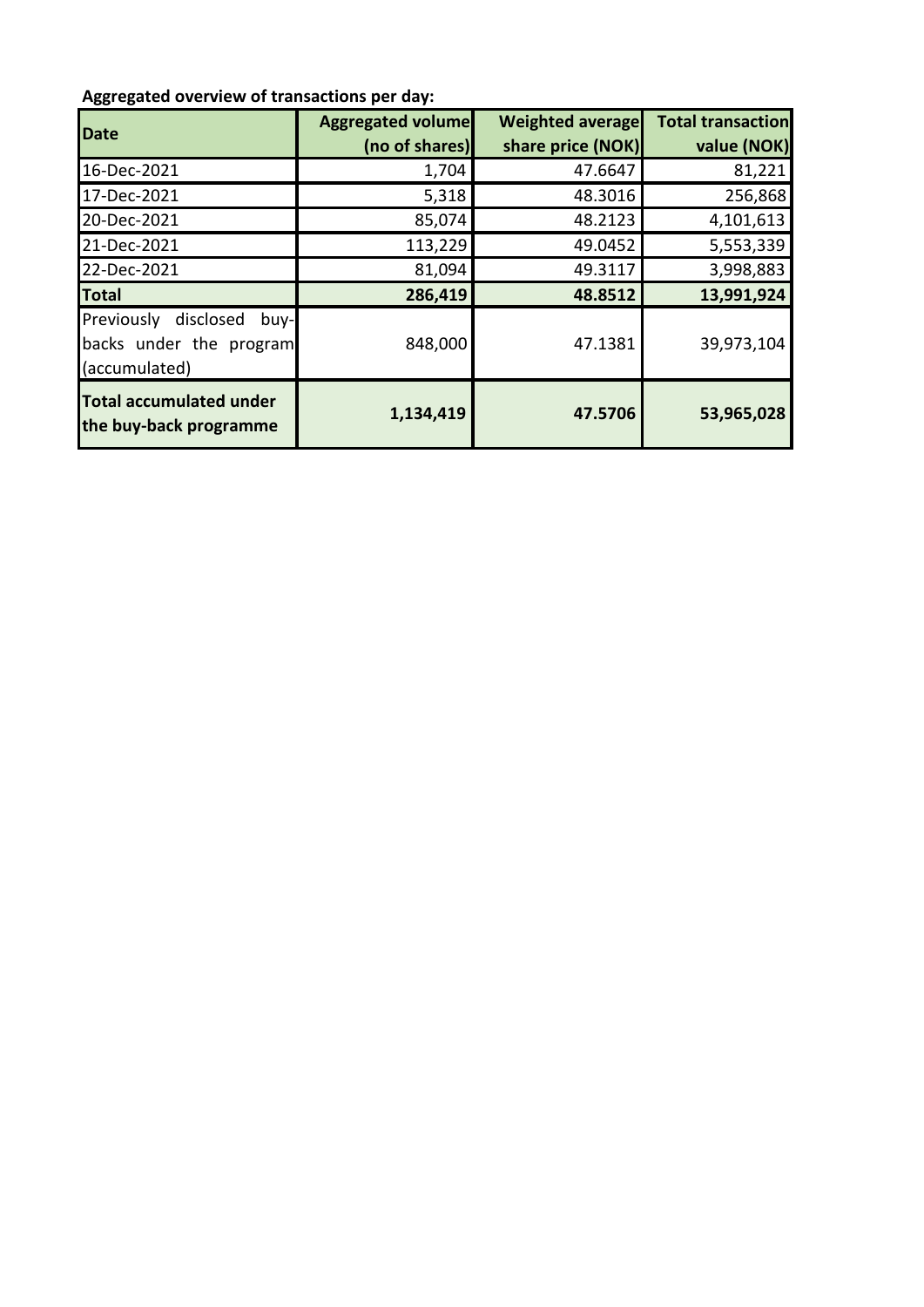**Aggregated overview of transactions per day:**

| Date | Aggregated volume (no of shares) | Weighted average share price (NOK) | Total transaction value (NOK) |
|---|---|---|---|
| 16-Dec-2021 | 1,704 | 47.6647 | 81,221 |
| 17-Dec-2021 | 5,318 | 48.3016 | 256,868 |
| 20-Dec-2021 | 85,074 | 48.2123 | 4,101,613 |
| 21-Dec-2021 | 113,229 | 49.0452 | 5,553,339 |
| 22-Dec-2021 | 81,094 | 49.3117 | 3,998,883 |
| **Total** | **286,419** | **48.8512** | **13,991,924** |
| Previously disclosed buy-backs under the program (accumulated) | 848,000 | 47.1381 | 39,973,104 |
| **Total accumulated under the buy-back programme** | **1,134,419** | **47.5706** | **53,965,028** |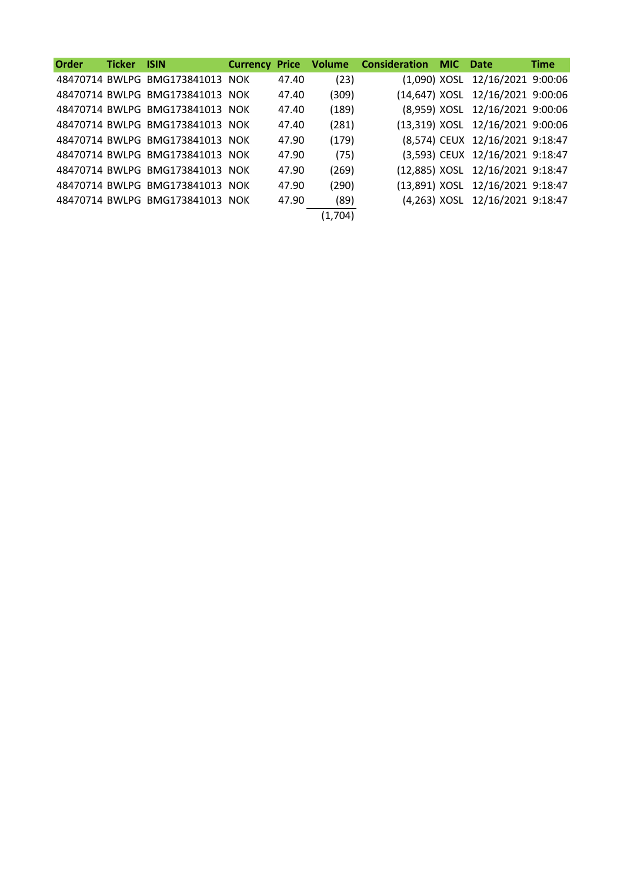| Order | Ticker | ISIN | Currency | Price | Volume | Consideration | MIC | Date | Time |
|---|---|---|---|---|---|---|---|---|---|
| 48470714 | BWLPG | BMG173841013 | NOK | 47.40 | (23) | (1,090) | XOSL | 12/16/2021 | 9:00:06 |
| 48470714 | BWLPG | BMG173841013 | NOK | 47.40 | (309) | (14,647) | XOSL | 12/16/2021 | 9:00:06 |
| 48470714 | BWLPG | BMG173841013 | NOK | 47.40 | (189) | (8,959) | XOSL | 12/16/2021 | 9:00:06 |
| 48470714 | BWLPG | BMG173841013 | NOK | 47.40 | (281) | (13,319) | XOSL | 12/16/2021 | 9:00:06 |
| 48470714 | BWLPG | BMG173841013 | NOK | 47.90 | (179) | (8,574) | CEUX | 12/16/2021 | 9:18:47 |
| 48470714 | BWLPG | BMG173841013 | NOK | 47.90 | (75) | (3,593) | CEUX | 12/16/2021 | 9:18:47 |
| 48470714 | BWLPG | BMG173841013 | NOK | 47.90 | (269) | (12,885) | XOSL | 12/16/2021 | 9:18:47 |
| 48470714 | BWLPG | BMG173841013 | NOK | 47.90 | (290) | (13,891) | XOSL | 12/16/2021 | 9:18:47 |
| 48470714 | BWLPG | BMG173841013 | NOK | 47.90 | (89) | (4,263) | XOSL | 12/16/2021 | 9:18:47 |
| | | | | | (1,704) | | | | |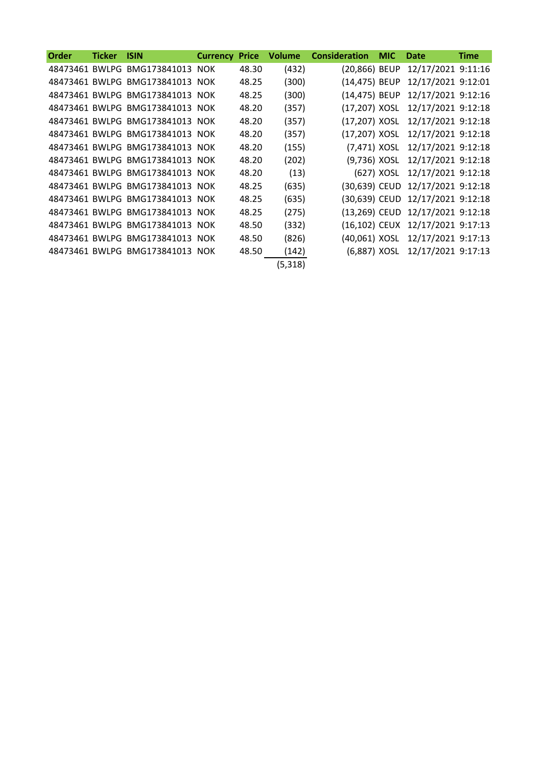| Order | Ticker | ISIN | Currency | Price | Volume | Consideration | MIC | Date | Time |
|---|---|---|---|---|---|---|---|---|---|
| 48473461 | BWLPG | BMG173841013 | NOK | 48.30 | (432) | (20,866) | BEUP | 12/17/2021 | 9:11:16 |
| 48473461 | BWLPG | BMG173841013 | NOK | 48.25 | (300) | (14,475) | BEUP | 12/17/2021 | 9:12:01 |
| 48473461 | BWLPG | BMG173841013 | NOK | 48.25 | (300) | (14,475) | BEUP | 12/17/2021 | 9:12:16 |
| 48473461 | BWLPG | BMG173841013 | NOK | 48.20 | (357) | (17,207) | XOSL | 12/17/2021 | 9:12:18 |
| 48473461 | BWLPG | BMG173841013 | NOK | 48.20 | (357) | (17,207) | XOSL | 12/17/2021 | 9:12:18 |
| 48473461 | BWLPG | BMG173841013 | NOK | 48.20 | (357) | (17,207) | XOSL | 12/17/2021 | 9:12:18 |
| 48473461 | BWLPG | BMG173841013 | NOK | 48.20 | (155) | (7,471) | XOSL | 12/17/2021 | 9:12:18 |
| 48473461 | BWLPG | BMG173841013 | NOK | 48.20 | (202) | (9,736) | XOSL | 12/17/2021 | 9:12:18 |
| 48473461 | BWLPG | BMG173841013 | NOK | 48.20 | (13) | (627) | XOSL | 12/17/2021 | 9:12:18 |
| 48473461 | BWLPG | BMG173841013 | NOK | 48.25 | (635) | (30,639) | CEUD | 12/17/2021 | 9:12:18 |
| 48473461 | BWLPG | BMG173841013 | NOK | 48.25 | (635) | (30,639) | CEUD | 12/17/2021 | 9:12:18 |
| 48473461 | BWLPG | BMG173841013 | NOK | 48.25 | (275) | (13,269) | CEUD | 12/17/2021 | 9:12:18 |
| 48473461 | BWLPG | BMG173841013 | NOK | 48.50 | (332) | (16,102) | CEUX | 12/17/2021 | 9:17:13 |
| 48473461 | BWLPG | BMG173841013 | NOK | 48.50 | (826) | (40,061) | XOSL | 12/17/2021 | 9:17:13 |
| 48473461 | BWLPG | BMG173841013 | NOK | 48.50 | (142) | (6,887) | XOSL | 12/17/2021 | 9:17:13 |
| | | | | | (5,318) | | | | |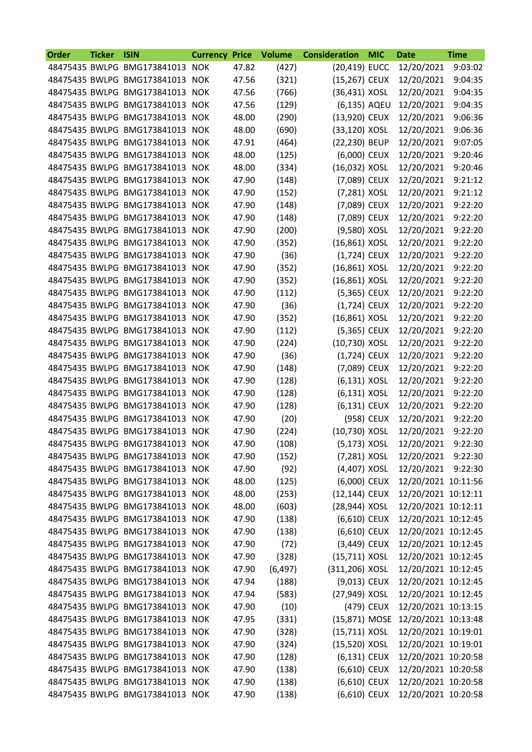| Order | Ticker | ISIN | Currency | Price | Volume | Consideration | MIC | Date | Time |
|---|---|---|---|---|---|---|---|---|---|
| 48475435 | BWLPG | BMG173841013 | NOK | 47.82 | (427) | (20,419) | EUCC | 12/20/2021 | 9:03:02 |
| 48475435 | BWLPG | BMG173841013 | NOK | 47.56 | (321) | (15,267) | CEUX | 12/20/2021 | 9:04:35 |
| 48475435 | BWLPG | BMG173841013 | NOK | 47.56 | (766) | (36,431) | XOSL | 12/20/2021 | 9:04:35 |
| 48475435 | BWLPG | BMG173841013 | NOK | 47.56 | (129) | (6,135) | AQEU | 12/20/2021 | 9:04:35 |
| 48475435 | BWLPG | BMG173841013 | NOK | 48.00 | (290) | (13,920) | CEUX | 12/20/2021 | 9:06:36 |
| 48475435 | BWLPG | BMG173841013 | NOK | 48.00 | (690) | (33,120) | XOSL | 12/20/2021 | 9:06:36 |
| 48475435 | BWLPG | BMG173841013 | NOK | 47.91 | (464) | (22,230) | BEUP | 12/20/2021 | 9:07:05 |
| 48475435 | BWLPG | BMG173841013 | NOK | 48.00 | (125) | (6,000) | CEUX | 12/20/2021 | 9:20:46 |
| 48475435 | BWLPG | BMG173841013 | NOK | 48.00 | (334) | (16,032) | XOSL | 12/20/2021 | 9:20:46 |
| 48475435 | BWLPG | BMG173841013 | NOK | 47.90 | (148) | (7,089) | CEUX | 12/20/2021 | 9:21:12 |
| 48475435 | BWLPG | BMG173841013 | NOK | 47.90 | (152) | (7,281) | XOSL | 12/20/2021 | 9:21:12 |
| 48475435 | BWLPG | BMG173841013 | NOK | 47.90 | (148) | (7,089) | CEUX | 12/20/2021 | 9:22:20 |
| 48475435 | BWLPG | BMG173841013 | NOK | 47.90 | (148) | (7,089) | CEUX | 12/20/2021 | 9:22:20 |
| 48475435 | BWLPG | BMG173841013 | NOK | 47.90 | (200) | (9,580) | XOSL | 12/20/2021 | 9:22:20 |
| 48475435 | BWLPG | BMG173841013 | NOK | 47.90 | (352) | (16,861) | XOSL | 12/20/2021 | 9:22:20 |
| 48475435 | BWLPG | BMG173841013 | NOK | 47.90 | (36) | (1,724) | CEUX | 12/20/2021 | 9:22:20 |
| 48475435 | BWLPG | BMG173841013 | NOK | 47.90 | (352) | (16,861) | XOSL | 12/20/2021 | 9:22:20 |
| 48475435 | BWLPG | BMG173841013 | NOK | 47.90 | (352) | (16,861) | XOSL | 12/20/2021 | 9:22:20 |
| 48475435 | BWLPG | BMG173841013 | NOK | 47.90 | (112) | (5,365) | CEUX | 12/20/2021 | 9:22:20 |
| 48475435 | BWLPG | BMG173841013 | NOK | 47.90 | (36) | (1,724) | CEUX | 12/20/2021 | 9:22:20 |
| 48475435 | BWLPG | BMG173841013 | NOK | 47.90 | (352) | (16,861) | XOSL | 12/20/2021 | 9:22:20 |
| 48475435 | BWLPG | BMG173841013 | NOK | 47.90 | (112) | (5,365) | CEUX | 12/20/2021 | 9:22:20 |
| 48475435 | BWLPG | BMG173841013 | NOK | 47.90 | (224) | (10,730) | XOSL | 12/20/2021 | 9:22:20 |
| 48475435 | BWLPG | BMG173841013 | NOK | 47.90 | (36) | (1,724) | CEUX | 12/20/2021 | 9:22:20 |
| 48475435 | BWLPG | BMG173841013 | NOK | 47.90 | (148) | (7,089) | CEUX | 12/20/2021 | 9:22:20 |
| 48475435 | BWLPG | BMG173841013 | NOK | 47.90 | (128) | (6,131) | XOSL | 12/20/2021 | 9:22:20 |
| 48475435 | BWLPG | BMG173841013 | NOK | 47.90 | (128) | (6,131) | XOSL | 12/20/2021 | 9:22:20 |
| 48475435 | BWLPG | BMG173841013 | NOK | 47.90 | (128) | (6,131) | CEUX | 12/20/2021 | 9:22:20 |
| 48475435 | BWLPG | BMG173841013 | NOK | 47.90 | (20) | (958) | CEUX | 12/20/2021 | 9:22:20 |
| 48475435 | BWLPG | BMG173841013 | NOK | 47.90 | (224) | (10,730) | XOSL | 12/20/2021 | 9:22:20 |
| 48475435 | BWLPG | BMG173841013 | NOK | 47.90 | (108) | (5,173) | XOSL | 12/20/2021 | 9:22:30 |
| 48475435 | BWLPG | BMG173841013 | NOK | 47.90 | (152) | (7,281) | XOSL | 12/20/2021 | 9:22:30 |
| 48475435 | BWLPG | BMG173841013 | NOK | 47.90 | (92) | (4,407) | XOSL | 12/20/2021 | 9:22:30 |
| 48475435 | BWLPG | BMG173841013 | NOK | 48.00 | (125) | (6,000) | CEUX | 12/20/2021 | 10:11:56 |
| 48475435 | BWLPG | BMG173841013 | NOK | 48.00 | (253) | (12,144) | CEUX | 12/20/2021 | 10:12:11 |
| 48475435 | BWLPG | BMG173841013 | NOK | 48.00 | (603) | (28,944) | XOSL | 12/20/2021 | 10:12:11 |
| 48475435 | BWLPG | BMG173841013 | NOK | 47.90 | (138) | (6,610) | CEUX | 12/20/2021 | 10:12:45 |
| 48475435 | BWLPG | BMG173841013 | NOK | 47.90 | (138) | (6,610) | CEUX | 12/20/2021 | 10:12:45 |
| 48475435 | BWLPG | BMG173841013 | NOK | 47.90 | (72) | (3,449) | CEUX | 12/20/2021 | 10:12:45 |
| 48475435 | BWLPG | BMG173841013 | NOK | 47.90 | (328) | (15,711) | XOSL | 12/20/2021 | 10:12:45 |
| 48475435 | BWLPG | BMG173841013 | NOK | 47.90 | (6,497) | (311,206) | XOSL | 12/20/2021 | 10:12:45 |
| 48475435 | BWLPG | BMG173841013 | NOK | 47.94 | (188) | (9,013) | CEUX | 12/20/2021 | 10:12:45 |
| 48475435 | BWLPG | BMG173841013 | NOK | 47.94 | (583) | (27,949) | XOSL | 12/20/2021 | 10:12:45 |
| 48475435 | BWLPG | BMG173841013 | NOK | 47.90 | (10) | (479) | CEUX | 12/20/2021 | 10:13:15 |
| 48475435 | BWLPG | BMG173841013 | NOK | 47.95 | (331) | (15,871) | MOSE | 12/20/2021 | 10:13:48 |
| 48475435 | BWLPG | BMG173841013 | NOK | 47.90 | (328) | (15,711) | XOSL | 12/20/2021 | 10:19:01 |
| 48475435 | BWLPG | BMG173841013 | NOK | 47.90 | (324) | (15,520) | XOSL | 12/20/2021 | 10:19:01 |
| 48475435 | BWLPG | BMG173841013 | NOK | 47.90 | (128) | (6,131) | CEUX | 12/20/2021 | 10:20:58 |
| 48475435 | BWLPG | BMG173841013 | NOK | 47.90 | (138) | (6,610) | CEUX | 12/20/2021 | 10:20:58 |
| 48475435 | BWLPG | BMG173841013 | NOK | 47.90 | (138) | (6,610) | CEUX | 12/20/2021 | 10:20:58 |
| 48475435 | BWLPG | BMG173841013 | NOK | 47.90 | (138) | (6,610) | CEUX | 12/20/2021 | 10:20:58 |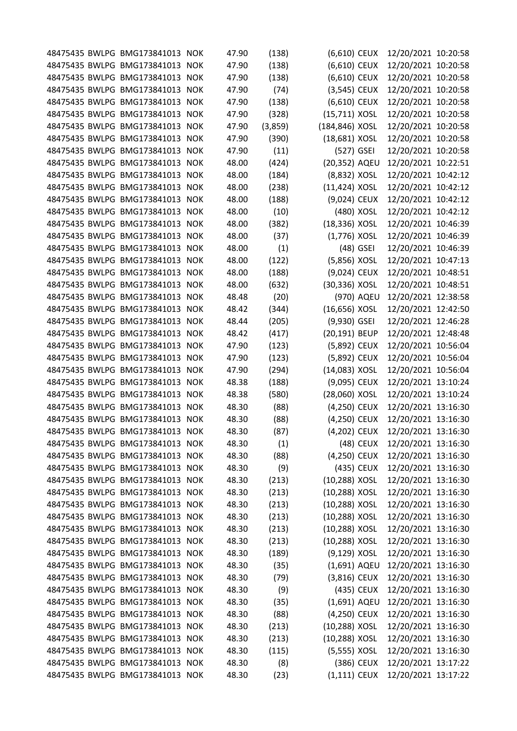| | | | | | | | | | |
|---|---|---|---|---|---|---|---|---|---|
| 48475435 | BWLPG | BMG173841013 | NOK | 47.90 | (138) | (6,610) | CEUX | 12/20/2021 | 10:20:58 |
| 48475435 | BWLPG | BMG173841013 | NOK | 47.90 | (138) | (6,610) | CEUX | 12/20/2021 | 10:20:58 |
| 48475435 | BWLPG | BMG173841013 | NOK | 47.90 | (138) | (6,610) | CEUX | 12/20/2021 | 10:20:58 |
| 48475435 | BWLPG | BMG173841013 | NOK | 47.90 | (74) | (3,545) | CEUX | 12/20/2021 | 10:20:58 |
| 48475435 | BWLPG | BMG173841013 | NOK | 47.90 | (138) | (6,610) | CEUX | 12/20/2021 | 10:20:58 |
| 48475435 | BWLPG | BMG173841013 | NOK | 47.90 | (328) | (15,711) | XOSL | 12/20/2021 | 10:20:58 |
| 48475435 | BWLPG | BMG173841013 | NOK | 47.90 | (3,859) | (184,846) | XOSL | 12/20/2021 | 10:20:58 |
| 48475435 | BWLPG | BMG173841013 | NOK | 47.90 | (390) | (18,681) | XOSL | 12/20/2021 | 10:20:58 |
| 48475435 | BWLPG | BMG173841013 | NOK | 47.90 | (11) | (527) | GSEI | 12/20/2021 | 10:20:58 |
| 48475435 | BWLPG | BMG173841013 | NOK | 48.00 | (424) | (20,352) | AQEU | 12/20/2021 | 10:22:51 |
| 48475435 | BWLPG | BMG173841013 | NOK | 48.00 | (184) | (8,832) | XOSL | 12/20/2021 | 10:42:12 |
| 48475435 | BWLPG | BMG173841013 | NOK | 48.00 | (238) | (11,424) | XOSL | 12/20/2021 | 10:42:12 |
| 48475435 | BWLPG | BMG173841013 | NOK | 48.00 | (188) | (9,024) | CEUX | 12/20/2021 | 10:42:12 |
| 48475435 | BWLPG | BMG173841013 | NOK | 48.00 | (10) | (480) | XOSL | 12/20/2021 | 10:42:12 |
| 48475435 | BWLPG | BMG173841013 | NOK | 48.00 | (382) | (18,336) | XOSL | 12/20/2021 | 10:46:39 |
| 48475435 | BWLPG | BMG173841013 | NOK | 48.00 | (37) | (1,776) | XOSL | 12/20/2021 | 10:46:39 |
| 48475435 | BWLPG | BMG173841013 | NOK | 48.00 | (1) | (48) | GSEI | 12/20/2021 | 10:46:39 |
| 48475435 | BWLPG | BMG173841013 | NOK | 48.00 | (122) | (5,856) | XOSL | 12/20/2021 | 10:47:13 |
| 48475435 | BWLPG | BMG173841013 | NOK | 48.00 | (188) | (9,024) | CEUX | 12/20/2021 | 10:48:51 |
| 48475435 | BWLPG | BMG173841013 | NOK | 48.00 | (632) | (30,336) | XOSL | 12/20/2021 | 10:48:51 |
| 48475435 | BWLPG | BMG173841013 | NOK | 48.48 | (20) | (970) | AQEU | 12/20/2021 | 12:38:58 |
| 48475435 | BWLPG | BMG173841013 | NOK | 48.42 | (344) | (16,656) | XOSL | 12/20/2021 | 12:42:50 |
| 48475435 | BWLPG | BMG173841013 | NOK | 48.44 | (205) | (9,930) | GSEI | 12/20/2021 | 12:46:28 |
| 48475435 | BWLPG | BMG173841013 | NOK | 48.42 | (417) | (20,191) | BEUP | 12/20/2021 | 12:48:48 |
| 48475435 | BWLPG | BMG173841013 | NOK | 47.90 | (123) | (5,892) | CEUX | 12/20/2021 | 10:56:04 |
| 48475435 | BWLPG | BMG173841013 | NOK | 47.90 | (123) | (5,892) | CEUX | 12/20/2021 | 10:56:04 |
| 48475435 | BWLPG | BMG173841013 | NOK | 47.90 | (294) | (14,083) | XOSL | 12/20/2021 | 10:56:04 |
| 48475435 | BWLPG | BMG173841013 | NOK | 48.38 | (188) | (9,095) | CEUX | 12/20/2021 | 13:10:24 |
| 48475435 | BWLPG | BMG173841013 | NOK | 48.38 | (580) | (28,060) | XOSL | 12/20/2021 | 13:10:24 |
| 48475435 | BWLPG | BMG173841013 | NOK | 48.30 | (88) | (4,250) | CEUX | 12/20/2021 | 13:16:30 |
| 48475435 | BWLPG | BMG173841013 | NOK | 48.30 | (88) | (4,250) | CEUX | 12/20/2021 | 13:16:30 |
| 48475435 | BWLPG | BMG173841013 | NOK | 48.30 | (87) | (4,202) | CEUX | 12/20/2021 | 13:16:30 |
| 48475435 | BWLPG | BMG173841013 | NOK | 48.30 | (1) | (48) | CEUX | 12/20/2021 | 13:16:30 |
| 48475435 | BWLPG | BMG173841013 | NOK | 48.30 | (88) | (4,250) | CEUX | 12/20/2021 | 13:16:30 |
| 48475435 | BWLPG | BMG173841013 | NOK | 48.30 | (9) | (435) | CEUX | 12/20/2021 | 13:16:30 |
| 48475435 | BWLPG | BMG173841013 | NOK | 48.30 | (213) | (10,288) | XOSL | 12/20/2021 | 13:16:30 |
| 48475435 | BWLPG | BMG173841013 | NOK | 48.30 | (213) | (10,288) | XOSL | 12/20/2021 | 13:16:30 |
| 48475435 | BWLPG | BMG173841013 | NOK | 48.30 | (213) | (10,288) | XOSL | 12/20/2021 | 13:16:30 |
| 48475435 | BWLPG | BMG173841013 | NOK | 48.30 | (213) | (10,288) | XOSL | 12/20/2021 | 13:16:30 |
| 48475435 | BWLPG | BMG173841013 | NOK | 48.30 | (213) | (10,288) | XOSL | 12/20/2021 | 13:16:30 |
| 48475435 | BWLPG | BMG173841013 | NOK | 48.30 | (213) | (10,288) | XOSL | 12/20/2021 | 13:16:30 |
| 48475435 | BWLPG | BMG173841013 | NOK | 48.30 | (189) | (9,129) | XOSL | 12/20/2021 | 13:16:30 |
| 48475435 | BWLPG | BMG173841013 | NOK | 48.30 | (35) | (1,691) | AQEU | 12/20/2021 | 13:16:30 |
| 48475435 | BWLPG | BMG173841013 | NOK | 48.30 | (79) | (3,816) | CEUX | 12/20/2021 | 13:16:30 |
| 48475435 | BWLPG | BMG173841013 | NOK | 48.30 | (9) | (435) | CEUX | 12/20/2021 | 13:16:30 |
| 48475435 | BWLPG | BMG173841013 | NOK | 48.30 | (35) | (1,691) | AQEU | 12/20/2021 | 13:16:30 |
| 48475435 | BWLPG | BMG173841013 | NOK | 48.30 | (88) | (4,250) | CEUX | 12/20/2021 | 13:16:30 |
| 48475435 | BWLPG | BMG173841013 | NOK | 48.30 | (213) | (10,288) | XOSL | 12/20/2021 | 13:16:30 |
| 48475435 | BWLPG | BMG173841013 | NOK | 48.30 | (213) | (10,288) | XOSL | 12/20/2021 | 13:16:30 |
| 48475435 | BWLPG | BMG173841013 | NOK | 48.30 | (115) | (5,555) | XOSL | 12/20/2021 | 13:16:30 |
| 48475435 | BWLPG | BMG173841013 | NOK | 48.30 | (8) | (386) | CEUX | 12/20/2021 | 13:17:22 |
| 48475435 | BWLPG | BMG173841013 | NOK | 48.30 | (23) | (1,111) | CEUX | 12/20/2021 | 13:17:22 |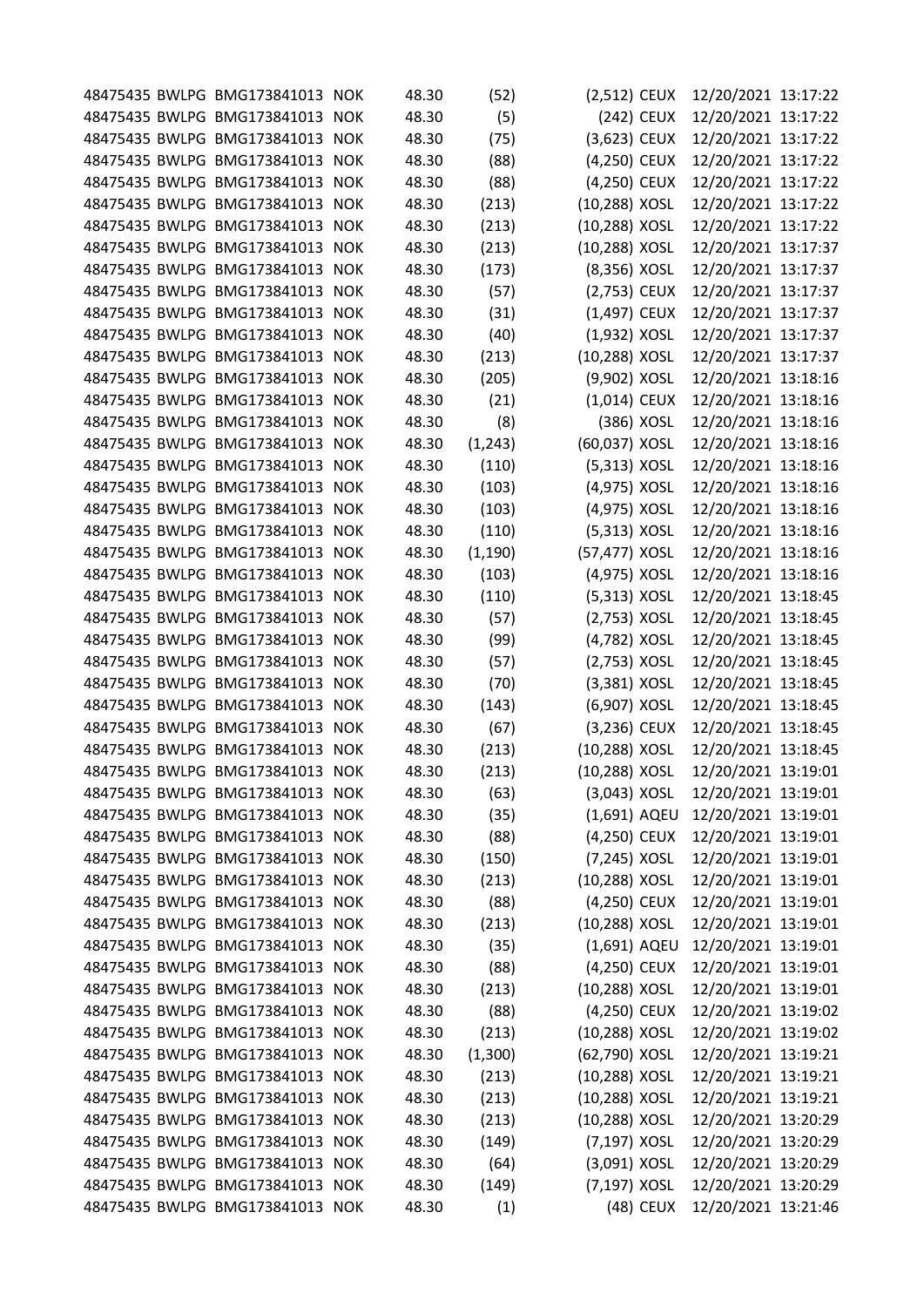| | | | | | | | | | |
|---|---|---|---|---|---|---|---|---|---|
| 48475435 | BWLPG | BMG173841013 | NOK | 48.30 | (52) | (2,512) | CEUX | 12/20/2021 | 13:17:22 |
| 48475435 | BWLPG | BMG173841013 | NOK | 48.30 | (5) | (242) | CEUX | 12/20/2021 | 13:17:22 |
| 48475435 | BWLPG | BMG173841013 | NOK | 48.30 | (75) | (3,623) | CEUX | 12/20/2021 | 13:17:22 |
| 48475435 | BWLPG | BMG173841013 | NOK | 48.30 | (88) | (4,250) | CEUX | 12/20/2021 | 13:17:22 |
| 48475435 | BWLPG | BMG173841013 | NOK | 48.30 | (88) | (4,250) | CEUX | 12/20/2021 | 13:17:22 |
| 48475435 | BWLPG | BMG173841013 | NOK | 48.30 | (213) | (10,288) | XOSL | 12/20/2021 | 13:17:22 |
| 48475435 | BWLPG | BMG173841013 | NOK | 48.30 | (213) | (10,288) | XOSL | 12/20/2021 | 13:17:22 |
| 48475435 | BWLPG | BMG173841013 | NOK | 48.30 | (213) | (10,288) | XOSL | 12/20/2021 | 13:17:37 |
| 48475435 | BWLPG | BMG173841013 | NOK | 48.30 | (173) | (8,356) | XOSL | 12/20/2021 | 13:17:37 |
| 48475435 | BWLPG | BMG173841013 | NOK | 48.30 | (57) | (2,753) | CEUX | 12/20/2021 | 13:17:37 |
| 48475435 | BWLPG | BMG173841013 | NOK | 48.30 | (31) | (1,497) | CEUX | 12/20/2021 | 13:17:37 |
| 48475435 | BWLPG | BMG173841013 | NOK | 48.30 | (40) | (1,932) | XOSL | 12/20/2021 | 13:17:37 |
| 48475435 | BWLPG | BMG173841013 | NOK | 48.30 | (213) | (10,288) | XOSL | 12/20/2021 | 13:17:37 |
| 48475435 | BWLPG | BMG173841013 | NOK | 48.30 | (205) | (9,902) | XOSL | 12/20/2021 | 13:18:16 |
| 48475435 | BWLPG | BMG173841013 | NOK | 48.30 | (21) | (1,014) | CEUX | 12/20/2021 | 13:18:16 |
| 48475435 | BWLPG | BMG173841013 | NOK | 48.30 | (8) | (386) | XOSL | 12/20/2021 | 13:18:16 |
| 48475435 | BWLPG | BMG173841013 | NOK | 48.30 | (1,243) | (60,037) | XOSL | 12/20/2021 | 13:18:16 |
| 48475435 | BWLPG | BMG173841013 | NOK | 48.30 | (110) | (5,313) | XOSL | 12/20/2021 | 13:18:16 |
| 48475435 | BWLPG | BMG173841013 | NOK | 48.30 | (103) | (4,975) | XOSL | 12/20/2021 | 13:18:16 |
| 48475435 | BWLPG | BMG173841013 | NOK | 48.30 | (103) | (4,975) | XOSL | 12/20/2021 | 13:18:16 |
| 48475435 | BWLPG | BMG173841013 | NOK | 48.30 | (110) | (5,313) | XOSL | 12/20/2021 | 13:18:16 |
| 48475435 | BWLPG | BMG173841013 | NOK | 48.30 | (1,190) | (57,477) | XOSL | 12/20/2021 | 13:18:16 |
| 48475435 | BWLPG | BMG173841013 | NOK | 48.30 | (103) | (4,975) | XOSL | 12/20/2021 | 13:18:16 |
| 48475435 | BWLPG | BMG173841013 | NOK | 48.30 | (110) | (5,313) | XOSL | 12/20/2021 | 13:18:45 |
| 48475435 | BWLPG | BMG173841013 | NOK | 48.30 | (57) | (2,753) | XOSL | 12/20/2021 | 13:18:45 |
| 48475435 | BWLPG | BMG173841013 | NOK | 48.30 | (99) | (4,782) | XOSL | 12/20/2021 | 13:18:45 |
| 48475435 | BWLPG | BMG173841013 | NOK | 48.30 | (57) | (2,753) | XOSL | 12/20/2021 | 13:18:45 |
| 48475435 | BWLPG | BMG173841013 | NOK | 48.30 | (70) | (3,381) | XOSL | 12/20/2021 | 13:18:45 |
| 48475435 | BWLPG | BMG173841013 | NOK | 48.30 | (143) | (6,907) | XOSL | 12/20/2021 | 13:18:45 |
| 48475435 | BWLPG | BMG173841013 | NOK | 48.30 | (67) | (3,236) | CEUX | 12/20/2021 | 13:18:45 |
| 48475435 | BWLPG | BMG173841013 | NOK | 48.30 | (213) | (10,288) | XOSL | 12/20/2021 | 13:18:45 |
| 48475435 | BWLPG | BMG173841013 | NOK | 48.30 | (213) | (10,288) | XOSL | 12/20/2021 | 13:19:01 |
| 48475435 | BWLPG | BMG173841013 | NOK | 48.30 | (63) | (3,043) | XOSL | 12/20/2021 | 13:19:01 |
| 48475435 | BWLPG | BMG173841013 | NOK | 48.30 | (35) | (1,691) | AQEU | 12/20/2021 | 13:19:01 |
| 48475435 | BWLPG | BMG173841013 | NOK | 48.30 | (88) | (4,250) | CEUX | 12/20/2021 | 13:19:01 |
| 48475435 | BWLPG | BMG173841013 | NOK | 48.30 | (150) | (7,245) | XOSL | 12/20/2021 | 13:19:01 |
| 48475435 | BWLPG | BMG173841013 | NOK | 48.30 | (213) | (10,288) | XOSL | 12/20/2021 | 13:19:01 |
| 48475435 | BWLPG | BMG173841013 | NOK | 48.30 | (88) | (4,250) | CEUX | 12/20/2021 | 13:19:01 |
| 48475435 | BWLPG | BMG173841013 | NOK | 48.30 | (213) | (10,288) | XOSL | 12/20/2021 | 13:19:01 |
| 48475435 | BWLPG | BMG173841013 | NOK | 48.30 | (35) | (1,691) | AQEU | 12/20/2021 | 13:19:01 |
| 48475435 | BWLPG | BMG173841013 | NOK | 48.30 | (88) | (4,250) | CEUX | 12/20/2021 | 13:19:01 |
| 48475435 | BWLPG | BMG173841013 | NOK | 48.30 | (213) | (10,288) | XOSL | 12/20/2021 | 13:19:01 |
| 48475435 | BWLPG | BMG173841013 | NOK | 48.30 | (88) | (4,250) | CEUX | 12/20/2021 | 13:19:02 |
| 48475435 | BWLPG | BMG173841013 | NOK | 48.30 | (213) | (10,288) | XOSL | 12/20/2021 | 13:19:02 |
| 48475435 | BWLPG | BMG173841013 | NOK | 48.30 | (1,300) | (62,790) | XOSL | 12/20/2021 | 13:19:21 |
| 48475435 | BWLPG | BMG173841013 | NOK | 48.30 | (213) | (10,288) | XOSL | 12/20/2021 | 13:19:21 |
| 48475435 | BWLPG | BMG173841013 | NOK | 48.30 | (213) | (10,288) | XOSL | 12/20/2021 | 13:19:21 |
| 48475435 | BWLPG | BMG173841013 | NOK | 48.30 | (213) | (10,288) | XOSL | 12/20/2021 | 13:20:29 |
| 48475435 | BWLPG | BMG173841013 | NOK | 48.30 | (149) | (7,197) | XOSL | 12/20/2021 | 13:20:29 |
| 48475435 | BWLPG | BMG173841013 | NOK | 48.30 | (64) | (3,091) | XOSL | 12/20/2021 | 13:20:29 |
| 48475435 | BWLPG | BMG173841013 | NOK | 48.30 | (149) | (7,197) | XOSL | 12/20/2021 | 13:20:29 |
| 48475435 | BWLPG | BMG173841013 | NOK | 48.30 | (1) | (48) | CEUX | 12/20/2021 | 13:21:46 |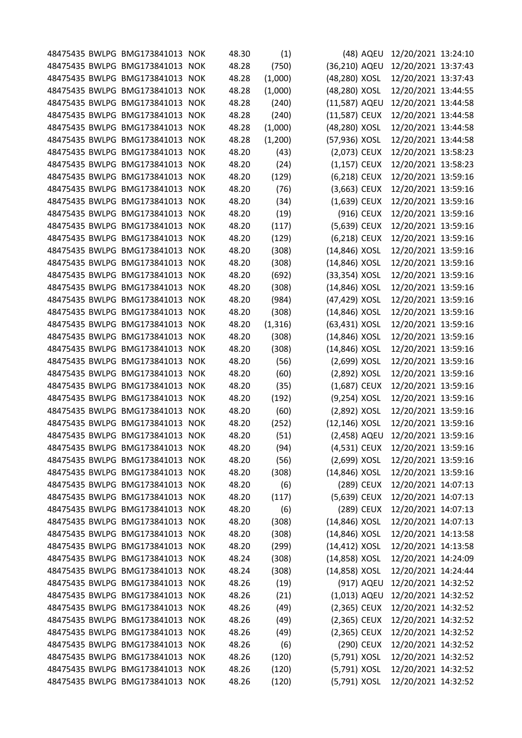| | | | | | | | | | |
|---|---|---|---|---|---|---|---|---|---|
| 48475435 | BWLPG | BMG173841013 | NOK | 48.30 | (1) | (48) | AQEU | 12/20/2021 | 13:24:10 |
| 48475435 | BWLPG | BMG173841013 | NOK | 48.28 | (750) | (36,210) | AQEU | 12/20/2021 | 13:37:43 |
| 48475435 | BWLPG | BMG173841013 | NOK | 48.28 | (1,000) | (48,280) | XOSL | 12/20/2021 | 13:37:43 |
| 48475435 | BWLPG | BMG173841013 | NOK | 48.28 | (1,000) | (48,280) | XOSL | 12/20/2021 | 13:44:55 |
| 48475435 | BWLPG | BMG173841013 | NOK | 48.28 | (240) | (11,587) | AQEU | 12/20/2021 | 13:44:58 |
| 48475435 | BWLPG | BMG173841013 | NOK | 48.28 | (240) | (11,587) | CEUX | 12/20/2021 | 13:44:58 |
| 48475435 | BWLPG | BMG173841013 | NOK | 48.28 | (1,000) | (48,280) | XOSL | 12/20/2021 | 13:44:58 |
| 48475435 | BWLPG | BMG173841013 | NOK | 48.28 | (1,200) | (57,936) | XOSL | 12/20/2021 | 13:44:58 |
| 48475435 | BWLPG | BMG173841013 | NOK | 48.20 | (43) | (2,073) | CEUX | 12/20/2021 | 13:58:23 |
| 48475435 | BWLPG | BMG173841013 | NOK | 48.20 | (24) | (1,157) | CEUX | 12/20/2021 | 13:58:23 |
| 48475435 | BWLPG | BMG173841013 | NOK | 48.20 | (129) | (6,218) | CEUX | 12/20/2021 | 13:59:16 |
| 48475435 | BWLPG | BMG173841013 | NOK | 48.20 | (76) | (3,663) | CEUX | 12/20/2021 | 13:59:16 |
| 48475435 | BWLPG | BMG173841013 | NOK | 48.20 | (34) | (1,639) | CEUX | 12/20/2021 | 13:59:16 |
| 48475435 | BWLPG | BMG173841013 | NOK | 48.20 | (19) | (916) | CEUX | 12/20/2021 | 13:59:16 |
| 48475435 | BWLPG | BMG173841013 | NOK | 48.20 | (117) | (5,639) | CEUX | 12/20/2021 | 13:59:16 |
| 48475435 | BWLPG | BMG173841013 | NOK | 48.20 | (129) | (6,218) | CEUX | 12/20/2021 | 13:59:16 |
| 48475435 | BWLPG | BMG173841013 | NOK | 48.20 | (308) | (14,846) | XOSL | 12/20/2021 | 13:59:16 |
| 48475435 | BWLPG | BMG173841013 | NOK | 48.20 | (308) | (14,846) | XOSL | 12/20/2021 | 13:59:16 |
| 48475435 | BWLPG | BMG173841013 | NOK | 48.20 | (692) | (33,354) | XOSL | 12/20/2021 | 13:59:16 |
| 48475435 | BWLPG | BMG173841013 | NOK | 48.20 | (308) | (14,846) | XOSL | 12/20/2021 | 13:59:16 |
| 48475435 | BWLPG | BMG173841013 | NOK | 48.20 | (984) | (47,429) | XOSL | 12/20/2021 | 13:59:16 |
| 48475435 | BWLPG | BMG173841013 | NOK | 48.20 | (308) | (14,846) | XOSL | 12/20/2021 | 13:59:16 |
| 48475435 | BWLPG | BMG173841013 | NOK | 48.20 | (1,316) | (63,431) | XOSL | 12/20/2021 | 13:59:16 |
| 48475435 | BWLPG | BMG173841013 | NOK | 48.20 | (308) | (14,846) | XOSL | 12/20/2021 | 13:59:16 |
| 48475435 | BWLPG | BMG173841013 | NOK | 48.20 | (308) | (14,846) | XOSL | 12/20/2021 | 13:59:16 |
| 48475435 | BWLPG | BMG173841013 | NOK | 48.20 | (56) | (2,699) | XOSL | 12/20/2021 | 13:59:16 |
| 48475435 | BWLPG | BMG173841013 | NOK | 48.20 | (60) | (2,892) | XOSL | 12/20/2021 | 13:59:16 |
| 48475435 | BWLPG | BMG173841013 | NOK | 48.20 | (35) | (1,687) | CEUX | 12/20/2021 | 13:59:16 |
| 48475435 | BWLPG | BMG173841013 | NOK | 48.20 | (192) | (9,254) | XOSL | 12/20/2021 | 13:59:16 |
| 48475435 | BWLPG | BMG173841013 | NOK | 48.20 | (60) | (2,892) | XOSL | 12/20/2021 | 13:59:16 |
| 48475435 | BWLPG | BMG173841013 | NOK | 48.20 | (252) | (12,146) | XOSL | 12/20/2021 | 13:59:16 |
| 48475435 | BWLPG | BMG173841013 | NOK | 48.20 | (51) | (2,458) | AQEU | 12/20/2021 | 13:59:16 |
| 48475435 | BWLPG | BMG173841013 | NOK | 48.20 | (94) | (4,531) | CEUX | 12/20/2021 | 13:59:16 |
| 48475435 | BWLPG | BMG173841013 | NOK | 48.20 | (56) | (2,699) | XOSL | 12/20/2021 | 13:59:16 |
| 48475435 | BWLPG | BMG173841013 | NOK | 48.20 | (308) | (14,846) | XOSL | 12/20/2021 | 13:59:16 |
| 48475435 | BWLPG | BMG173841013 | NOK | 48.20 | (6) | (289) | CEUX | 12/20/2021 | 14:07:13 |
| 48475435 | BWLPG | BMG173841013 | NOK | 48.20 | (117) | (5,639) | CEUX | 12/20/2021 | 14:07:13 |
| 48475435 | BWLPG | BMG173841013 | NOK | 48.20 | (6) | (289) | CEUX | 12/20/2021 | 14:07:13 |
| 48475435 | BWLPG | BMG173841013 | NOK | 48.20 | (308) | (14,846) | XOSL | 12/20/2021 | 14:07:13 |
| 48475435 | BWLPG | BMG173841013 | NOK | 48.20 | (308) | (14,846) | XOSL | 12/20/2021 | 14:13:58 |
| 48475435 | BWLPG | BMG173841013 | NOK | 48.20 | (299) | (14,412) | XOSL | 12/20/2021 | 14:13:58 |
| 48475435 | BWLPG | BMG173841013 | NOK | 48.24 | (308) | (14,858) | XOSL | 12/20/2021 | 14:24:09 |
| 48475435 | BWLPG | BMG173841013 | NOK | 48.24 | (308) | (14,858) | XOSL | 12/20/2021 | 14:24:44 |
| 48475435 | BWLPG | BMG173841013 | NOK | 48.26 | (19) | (917) | AQEU | 12/20/2021 | 14:32:52 |
| 48475435 | BWLPG | BMG173841013 | NOK | 48.26 | (21) | (1,013) | AQEU | 12/20/2021 | 14:32:52 |
| 48475435 | BWLPG | BMG173841013 | NOK | 48.26 | (49) | (2,365) | CEUX | 12/20/2021 | 14:32:52 |
| 48475435 | BWLPG | BMG173841013 | NOK | 48.26 | (49) | (2,365) | CEUX | 12/20/2021 | 14:32:52 |
| 48475435 | BWLPG | BMG173841013 | NOK | 48.26 | (49) | (2,365) | CEUX | 12/20/2021 | 14:32:52 |
| 48475435 | BWLPG | BMG173841013 | NOK | 48.26 | (6) | (290) | CEUX | 12/20/2021 | 14:32:52 |
| 48475435 | BWLPG | BMG173841013 | NOK | 48.26 | (120) | (5,791) | XOSL | 12/20/2021 | 14:32:52 |
| 48475435 | BWLPG | BMG173841013 | NOK | 48.26 | (120) | (5,791) | XOSL | 12/20/2021 | 14:32:52 |
| 48475435 | BWLPG | BMG173841013 | NOK | 48.26 | (120) | (5,791) | XOSL | 12/20/2021 | 14:32:52 |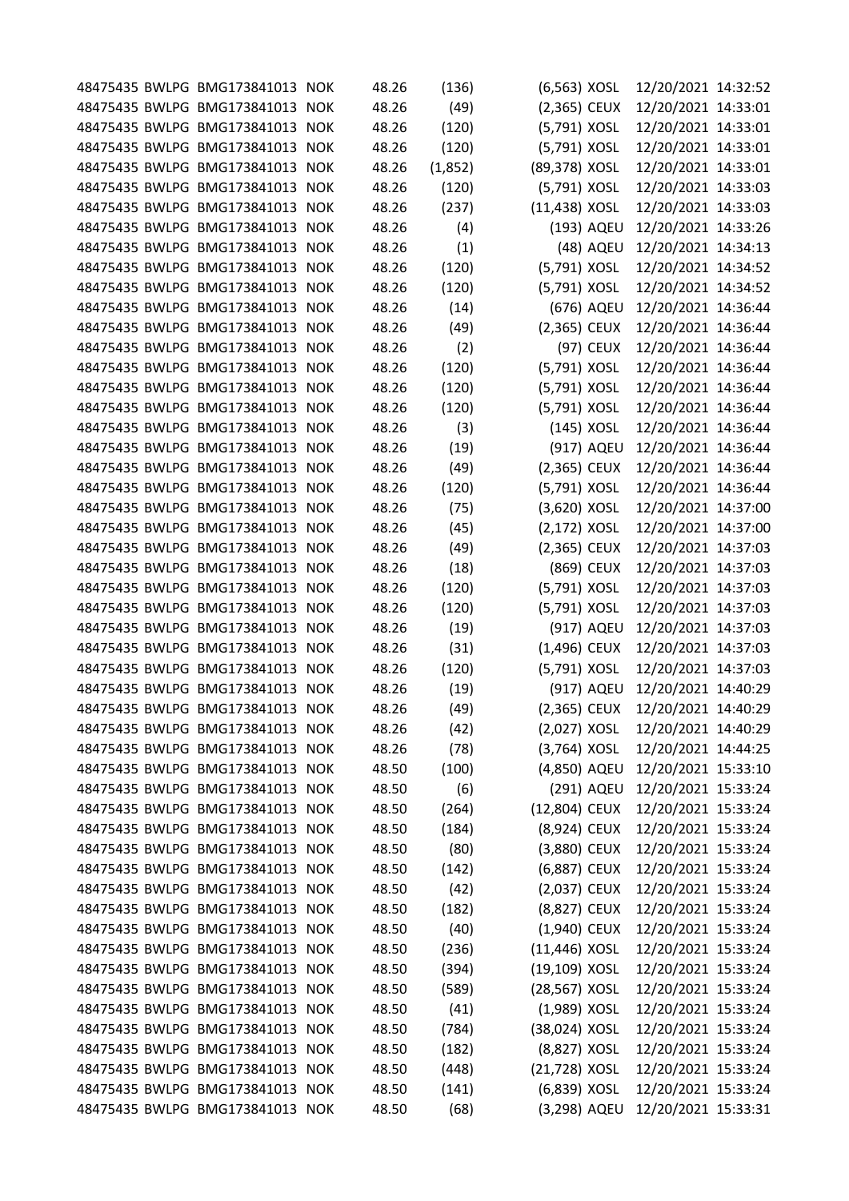| | | | | | | | | | |
|---|---|---|---|---|---|---|---|---|---|
| 48475435 | BWLPG | BMG173841013 | NOK | 48.26 | (136) | (6,563) | XOSL | 12/20/2021 | 14:32:52 |
| 48475435 | BWLPG | BMG173841013 | NOK | 48.26 | (49) | (2,365) | CEUX | 12/20/2021 | 14:33:01 |
| 48475435 | BWLPG | BMG173841013 | NOK | 48.26 | (120) | (5,791) | XOSL | 12/20/2021 | 14:33:01 |
| 48475435 | BWLPG | BMG173841013 | NOK | 48.26 | (120) | (5,791) | XOSL | 12/20/2021 | 14:33:01 |
| 48475435 | BWLPG | BMG173841013 | NOK | 48.26 | (1,852) | (89,378) | XOSL | 12/20/2021 | 14:33:01 |
| 48475435 | BWLPG | BMG173841013 | NOK | 48.26 | (120) | (5,791) | XOSL | 12/20/2021 | 14:33:03 |
| 48475435 | BWLPG | BMG173841013 | NOK | 48.26 | (237) | (11,438) | XOSL | 12/20/2021 | 14:33:03 |
| 48475435 | BWLPG | BMG173841013 | NOK | 48.26 | (4) | (193) | AQEU | 12/20/2021 | 14:33:26 |
| 48475435 | BWLPG | BMG173841013 | NOK | 48.26 | (1) | (48) | AQEU | 12/20/2021 | 14:34:13 |
| 48475435 | BWLPG | BMG173841013 | NOK | 48.26 | (120) | (5,791) | XOSL | 12/20/2021 | 14:34:52 |
| 48475435 | BWLPG | BMG173841013 | NOK | 48.26 | (120) | (5,791) | XOSL | 12/20/2021 | 14:34:52 |
| 48475435 | BWLPG | BMG173841013 | NOK | 48.26 | (14) | (676) | AQEU | 12/20/2021 | 14:36:44 |
| 48475435 | BWLPG | BMG173841013 | NOK | 48.26 | (49) | (2,365) | CEUX | 12/20/2021 | 14:36:44 |
| 48475435 | BWLPG | BMG173841013 | NOK | 48.26 | (2) | (97) | CEUX | 12/20/2021 | 14:36:44 |
| 48475435 | BWLPG | BMG173841013 | NOK | 48.26 | (120) | (5,791) | XOSL | 12/20/2021 | 14:36:44 |
| 48475435 | BWLPG | BMG173841013 | NOK | 48.26 | (120) | (5,791) | XOSL | 12/20/2021 | 14:36:44 |
| 48475435 | BWLPG | BMG173841013 | NOK | 48.26 | (120) | (5,791) | XOSL | 12/20/2021 | 14:36:44 |
| 48475435 | BWLPG | BMG173841013 | NOK | 48.26 | (3) | (145) | XOSL | 12/20/2021 | 14:36:44 |
| 48475435 | BWLPG | BMG173841013 | NOK | 48.26 | (19) | (917) | AQEU | 12/20/2021 | 14:36:44 |
| 48475435 | BWLPG | BMG173841013 | NOK | 48.26 | (49) | (2,365) | CEUX | 12/20/2021 | 14:36:44 |
| 48475435 | BWLPG | BMG173841013 | NOK | 48.26 | (120) | (5,791) | XOSL | 12/20/2021 | 14:36:44 |
| 48475435 | BWLPG | BMG173841013 | NOK | 48.26 | (75) | (3,620) | XOSL | 12/20/2021 | 14:37:00 |
| 48475435 | BWLPG | BMG173841013 | NOK | 48.26 | (45) | (2,172) | XOSL | 12/20/2021 | 14:37:00 |
| 48475435 | BWLPG | BMG173841013 | NOK | 48.26 | (49) | (2,365) | CEUX | 12/20/2021 | 14:37:03 |
| 48475435 | BWLPG | BMG173841013 | NOK | 48.26 | (18) | (869) | CEUX | 12/20/2021 | 14:37:03 |
| 48475435 | BWLPG | BMG173841013 | NOK | 48.26 | (120) | (5,791) | XOSL | 12/20/2021 | 14:37:03 |
| 48475435 | BWLPG | BMG173841013 | NOK | 48.26 | (120) | (5,791) | XOSL | 12/20/2021 | 14:37:03 |
| 48475435 | BWLPG | BMG173841013 | NOK | 48.26 | (19) | (917) | AQEU | 12/20/2021 | 14:37:03 |
| 48475435 | BWLPG | BMG173841013 | NOK | 48.26 | (31) | (1,496) | CEUX | 12/20/2021 | 14:37:03 |
| 48475435 | BWLPG | BMG173841013 | NOK | 48.26 | (120) | (5,791) | XOSL | 12/20/2021 | 14:37:03 |
| 48475435 | BWLPG | BMG173841013 | NOK | 48.26 | (19) | (917) | AQEU | 12/20/2021 | 14:40:29 |
| 48475435 | BWLPG | BMG173841013 | NOK | 48.26 | (49) | (2,365) | CEUX | 12/20/2021 | 14:40:29 |
| 48475435 | BWLPG | BMG173841013 | NOK | 48.26 | (42) | (2,027) | XOSL | 12/20/2021 | 14:40:29 |
| 48475435 | BWLPG | BMG173841013 | NOK | 48.26 | (78) | (3,764) | XOSL | 12/20/2021 | 14:44:25 |
| 48475435 | BWLPG | BMG173841013 | NOK | 48.50 | (100) | (4,850) | AQEU | 12/20/2021 | 15:33:10 |
| 48475435 | BWLPG | BMG173841013 | NOK | 48.50 | (6) | (291) | AQEU | 12/20/2021 | 15:33:24 |
| 48475435 | BWLPG | BMG173841013 | NOK | 48.50 | (264) | (12,804) | CEUX | 12/20/2021 | 15:33:24 |
| 48475435 | BWLPG | BMG173841013 | NOK | 48.50 | (184) | (8,924) | CEUX | 12/20/2021 | 15:33:24 |
| 48475435 | BWLPG | BMG173841013 | NOK | 48.50 | (80) | (3,880) | CEUX | 12/20/2021 | 15:33:24 |
| 48475435 | BWLPG | BMG173841013 | NOK | 48.50 | (142) | (6,887) | CEUX | 12/20/2021 | 15:33:24 |
| 48475435 | BWLPG | BMG173841013 | NOK | 48.50 | (42) | (2,037) | CEUX | 12/20/2021 | 15:33:24 |
| 48475435 | BWLPG | BMG173841013 | NOK | 48.50 | (182) | (8,827) | CEUX | 12/20/2021 | 15:33:24 |
| 48475435 | BWLPG | BMG173841013 | NOK | 48.50 | (40) | (1,940) | CEUX | 12/20/2021 | 15:33:24 |
| 48475435 | BWLPG | BMG173841013 | NOK | 48.50 | (236) | (11,446) | XOSL | 12/20/2021 | 15:33:24 |
| 48475435 | BWLPG | BMG173841013 | NOK | 48.50 | (394) | (19,109) | XOSL | 12/20/2021 | 15:33:24 |
| 48475435 | BWLPG | BMG173841013 | NOK | 48.50 | (589) | (28,567) | XOSL | 12/20/2021 | 15:33:24 |
| 48475435 | BWLPG | BMG173841013 | NOK | 48.50 | (41) | (1,989) | XOSL | 12/20/2021 | 15:33:24 |
| 48475435 | BWLPG | BMG173841013 | NOK | 48.50 | (784) | (38,024) | XOSL | 12/20/2021 | 15:33:24 |
| 48475435 | BWLPG | BMG173841013 | NOK | 48.50 | (182) | (8,827) | XOSL | 12/20/2021 | 15:33:24 |
| 48475435 | BWLPG | BMG173841013 | NOK | 48.50 | (448) | (21,728) | XOSL | 12/20/2021 | 15:33:24 |
| 48475435 | BWLPG | BMG173841013 | NOK | 48.50 | (141) | (6,839) | XOSL | 12/20/2021 | 15:33:24 |
| 48475435 | BWLPG | BMG173841013 | NOK | 48.50 | (68) | (3,298) | AQEU | 12/20/2021 | 15:33:31 |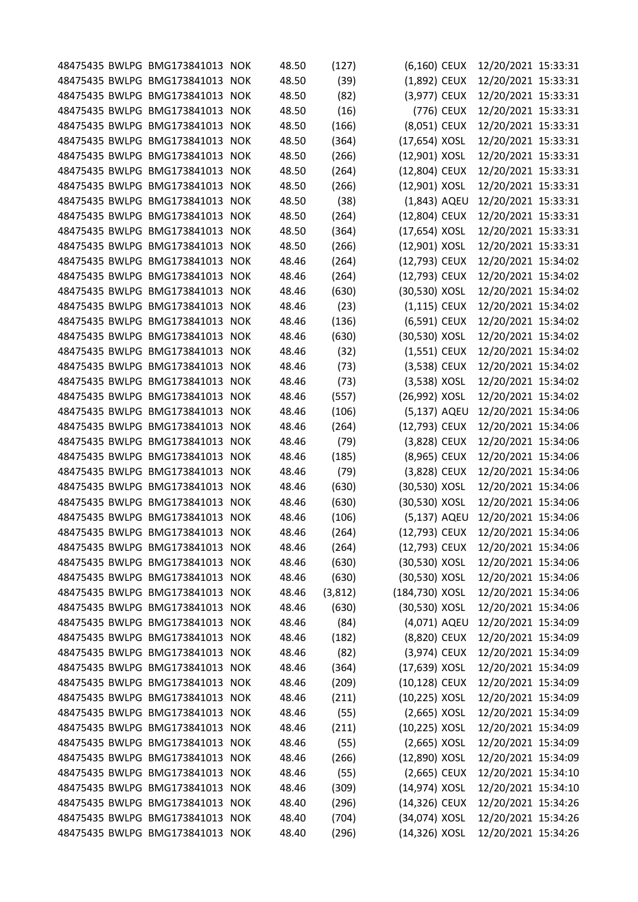| | | | | | | | | | |
|---|---|---|---|---|---|---|---|---|---|
| 48475435 | BWLPG | BMG173841013 | NOK | 48.50 | (127) | (6,160) | CEUX | 12/20/2021 | 15:33:31 |
| 48475435 | BWLPG | BMG173841013 | NOK | 48.50 | (39) | (1,892) | CEUX | 12/20/2021 | 15:33:31 |
| 48475435 | BWLPG | BMG173841013 | NOK | 48.50 | (82) | (3,977) | CEUX | 12/20/2021 | 15:33:31 |
| 48475435 | BWLPG | BMG173841013 | NOK | 48.50 | (16) | (776) | CEUX | 12/20/2021 | 15:33:31 |
| 48475435 | BWLPG | BMG173841013 | NOK | 48.50 | (166) | (8,051) | CEUX | 12/20/2021 | 15:33:31 |
| 48475435 | BWLPG | BMG173841013 | NOK | 48.50 | (364) | (17,654) | XOSL | 12/20/2021 | 15:33:31 |
| 48475435 | BWLPG | BMG173841013 | NOK | 48.50 | (266) | (12,901) | XOSL | 12/20/2021 | 15:33:31 |
| 48475435 | BWLPG | BMG173841013 | NOK | 48.50 | (264) | (12,804) | CEUX | 12/20/2021 | 15:33:31 |
| 48475435 | BWLPG | BMG173841013 | NOK | 48.50 | (266) | (12,901) | XOSL | 12/20/2021 | 15:33:31 |
| 48475435 | BWLPG | BMG173841013 | NOK | 48.50 | (38) | (1,843) | AQEU | 12/20/2021 | 15:33:31 |
| 48475435 | BWLPG | BMG173841013 | NOK | 48.50 | (264) | (12,804) | CEUX | 12/20/2021 | 15:33:31 |
| 48475435 | BWLPG | BMG173841013 | NOK | 48.50 | (364) | (17,654) | XOSL | 12/20/2021 | 15:33:31 |
| 48475435 | BWLPG | BMG173841013 | NOK | 48.50 | (266) | (12,901) | XOSL | 12/20/2021 | 15:33:31 |
| 48475435 | BWLPG | BMG173841013 | NOK | 48.46 | (264) | (12,793) | CEUX | 12/20/2021 | 15:34:02 |
| 48475435 | BWLPG | BMG173841013 | NOK | 48.46 | (264) | (12,793) | CEUX | 12/20/2021 | 15:34:02 |
| 48475435 | BWLPG | BMG173841013 | NOK | 48.46 | (630) | (30,530) | XOSL | 12/20/2021 | 15:34:02 |
| 48475435 | BWLPG | BMG173841013 | NOK | 48.46 | (23) | (1,115) | CEUX | 12/20/2021 | 15:34:02 |
| 48475435 | BWLPG | BMG173841013 | NOK | 48.46 | (136) | (6,591) | CEUX | 12/20/2021 | 15:34:02 |
| 48475435 | BWLPG | BMG173841013 | NOK | 48.46 | (630) | (30,530) | XOSL | 12/20/2021 | 15:34:02 |
| 48475435 | BWLPG | BMG173841013 | NOK | 48.46 | (32) | (1,551) | CEUX | 12/20/2021 | 15:34:02 |
| 48475435 | BWLPG | BMG173841013 | NOK | 48.46 | (73) | (3,538) | CEUX | 12/20/2021 | 15:34:02 |
| 48475435 | BWLPG | BMG173841013 | NOK | 48.46 | (73) | (3,538) | XOSL | 12/20/2021 | 15:34:02 |
| 48475435 | BWLPG | BMG173841013 | NOK | 48.46 | (557) | (26,992) | XOSL | 12/20/2021 | 15:34:02 |
| 48475435 | BWLPG | BMG173841013 | NOK | 48.46 | (106) | (5,137) | AQEU | 12/20/2021 | 15:34:06 |
| 48475435 | BWLPG | BMG173841013 | NOK | 48.46 | (264) | (12,793) | CEUX | 12/20/2021 | 15:34:06 |
| 48475435 | BWLPG | BMG173841013 | NOK | 48.46 | (79) | (3,828) | CEUX | 12/20/2021 | 15:34:06 |
| 48475435 | BWLPG | BMG173841013 | NOK | 48.46 | (185) | (8,965) | CEUX | 12/20/2021 | 15:34:06 |
| 48475435 | BWLPG | BMG173841013 | NOK | 48.46 | (79) | (3,828) | CEUX | 12/20/2021 | 15:34:06 |
| 48475435 | BWLPG | BMG173841013 | NOK | 48.46 | (630) | (30,530) | XOSL | 12/20/2021 | 15:34:06 |
| 48475435 | BWLPG | BMG173841013 | NOK | 48.46 | (630) | (30,530) | XOSL | 12/20/2021 | 15:34:06 |
| 48475435 | BWLPG | BMG173841013 | NOK | 48.46 | (106) | (5,137) | AQEU | 12/20/2021 | 15:34:06 |
| 48475435 | BWLPG | BMG173841013 | NOK | 48.46 | (264) | (12,793) | CEUX | 12/20/2021 | 15:34:06 |
| 48475435 | BWLPG | BMG173841013 | NOK | 48.46 | (264) | (12,793) | CEUX | 12/20/2021 | 15:34:06 |
| 48475435 | BWLPG | BMG173841013 | NOK | 48.46 | (630) | (30,530) | XOSL | 12/20/2021 | 15:34:06 |
| 48475435 | BWLPG | BMG173841013 | NOK | 48.46 | (630) | (30,530) | XOSL | 12/20/2021 | 15:34:06 |
| 48475435 | BWLPG | BMG173841013 | NOK | 48.46 | (3,812) | (184,730) | XOSL | 12/20/2021 | 15:34:06 |
| 48475435 | BWLPG | BMG173841013 | NOK | 48.46 | (630) | (30,530) | XOSL | 12/20/2021 | 15:34:06 |
| 48475435 | BWLPG | BMG173841013 | NOK | 48.46 | (84) | (4,071) | AQEU | 12/20/2021 | 15:34:09 |
| 48475435 | BWLPG | BMG173841013 | NOK | 48.46 | (182) | (8,820) | CEUX | 12/20/2021 | 15:34:09 |
| 48475435 | BWLPG | BMG173841013 | NOK | 48.46 | (82) | (3,974) | CEUX | 12/20/2021 | 15:34:09 |
| 48475435 | BWLPG | BMG173841013 | NOK | 48.46 | (364) | (17,639) | XOSL | 12/20/2021 | 15:34:09 |
| 48475435 | BWLPG | BMG173841013 | NOK | 48.46 | (209) | (10,128) | CEUX | 12/20/2021 | 15:34:09 |
| 48475435 | BWLPG | BMG173841013 | NOK | 48.46 | (211) | (10,225) | XOSL | 12/20/2021 | 15:34:09 |
| 48475435 | BWLPG | BMG173841013 | NOK | 48.46 | (55) | (2,665) | XOSL | 12/20/2021 | 15:34:09 |
| 48475435 | BWLPG | BMG173841013 | NOK | 48.46 | (211) | (10,225) | XOSL | 12/20/2021 | 15:34:09 |
| 48475435 | BWLPG | BMG173841013 | NOK | 48.46 | (55) | (2,665) | XOSL | 12/20/2021 | 15:34:09 |
| 48475435 | BWLPG | BMG173841013 | NOK | 48.46 | (266) | (12,890) | XOSL | 12/20/2021 | 15:34:09 |
| 48475435 | BWLPG | BMG173841013 | NOK | 48.46 | (55) | (2,665) | CEUX | 12/20/2021 | 15:34:10 |
| 48475435 | BWLPG | BMG173841013 | NOK | 48.46 | (309) | (14,974) | XOSL | 12/20/2021 | 15:34:10 |
| 48475435 | BWLPG | BMG173841013 | NOK | 48.40 | (296) | (14,326) | CEUX | 12/20/2021 | 15:34:26 |
| 48475435 | BWLPG | BMG173841013 | NOK | 48.40 | (704) | (34,074) | XOSL | 12/20/2021 | 15:34:26 |
| 48475435 | BWLPG | BMG173841013 | NOK | 48.40 | (296) | (14,326) | XOSL | 12/20/2021 | 15:34:26 |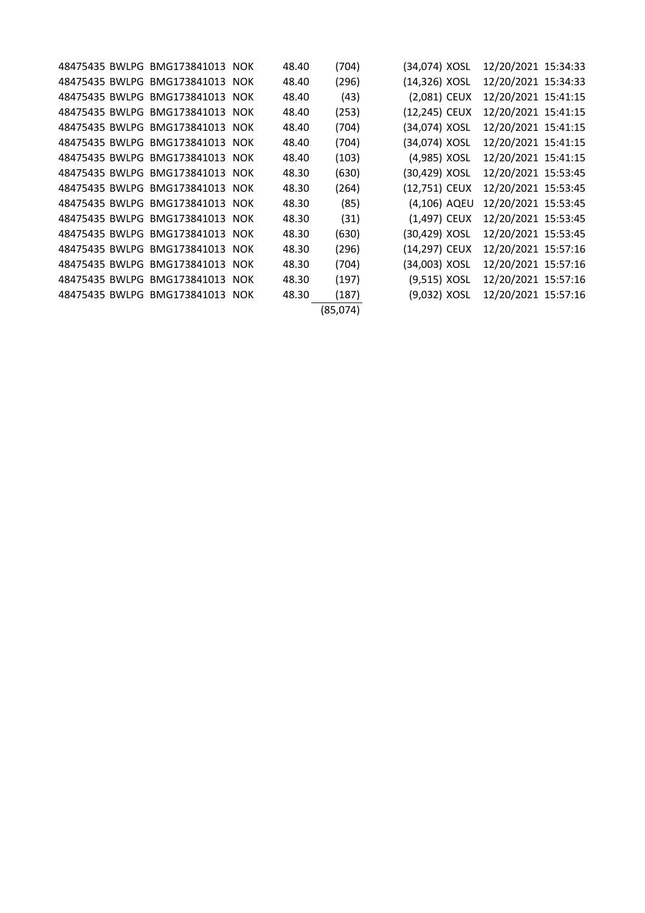| | | | | | | | | | |
|---|---|---|---|---|---|---|---|---|---|
| 48475435 | BWLPG | BMG173841013 | NOK | 48.40 | (704) | (34,074) | XOSL | 12/20/2021 | 15:34:33 |
| 48475435 | BWLPG | BMG173841013 | NOK | 48.40 | (296) | (14,326) | XOSL | 12/20/2021 | 15:34:33 |
| 48475435 | BWLPG | BMG173841013 | NOK | 48.40 | (43) | (2,081) | CEUX | 12/20/2021 | 15:41:15 |
| 48475435 | BWLPG | BMG173841013 | NOK | 48.40 | (253) | (12,245) | CEUX | 12/20/2021 | 15:41:15 |
| 48475435 | BWLPG | BMG173841013 | NOK | 48.40 | (704) | (34,074) | XOSL | 12/20/2021 | 15:41:15 |
| 48475435 | BWLPG | BMG173841013 | NOK | 48.40 | (704) | (34,074) | XOSL | 12/20/2021 | 15:41:15 |
| 48475435 | BWLPG | BMG173841013 | NOK | 48.40 | (103) | (4,985) | XOSL | 12/20/2021 | 15:41:15 |
| 48475435 | BWLPG | BMG173841013 | NOK | 48.30 | (630) | (30,429) | XOSL | 12/20/2021 | 15:53:45 |
| 48475435 | BWLPG | BMG173841013 | NOK | 48.30 | (264) | (12,751) | CEUX | 12/20/2021 | 15:53:45 |
| 48475435 | BWLPG | BMG173841013 | NOK | 48.30 | (85) | (4,106) | AQEU | 12/20/2021 | 15:53:45 |
| 48475435 | BWLPG | BMG173841013 | NOK | 48.30 | (31) | (1,497) | CEUX | 12/20/2021 | 15:53:45 |
| 48475435 | BWLPG | BMG173841013 | NOK | 48.30 | (630) | (30,429) | XOSL | 12/20/2021 | 15:53:45 |
| 48475435 | BWLPG | BMG173841013 | NOK | 48.30 | (296) | (14,297) | CEUX | 12/20/2021 | 15:57:16 |
| 48475435 | BWLPG | BMG173841013 | NOK | 48.30 | (704) | (34,003) | XOSL | 12/20/2021 | 15:57:16 |
| 48475435 | BWLPG | BMG173841013 | NOK | 48.30 | (197) | (9,515) | XOSL | 12/20/2021 | 15:57:16 |
| 48475435 | BWLPG | BMG173841013 | NOK | 48.30 | (187) | (9,032) | XOSL | 12/20/2021 | 15:57:16 |
| | | | | | (85,074) | | | | |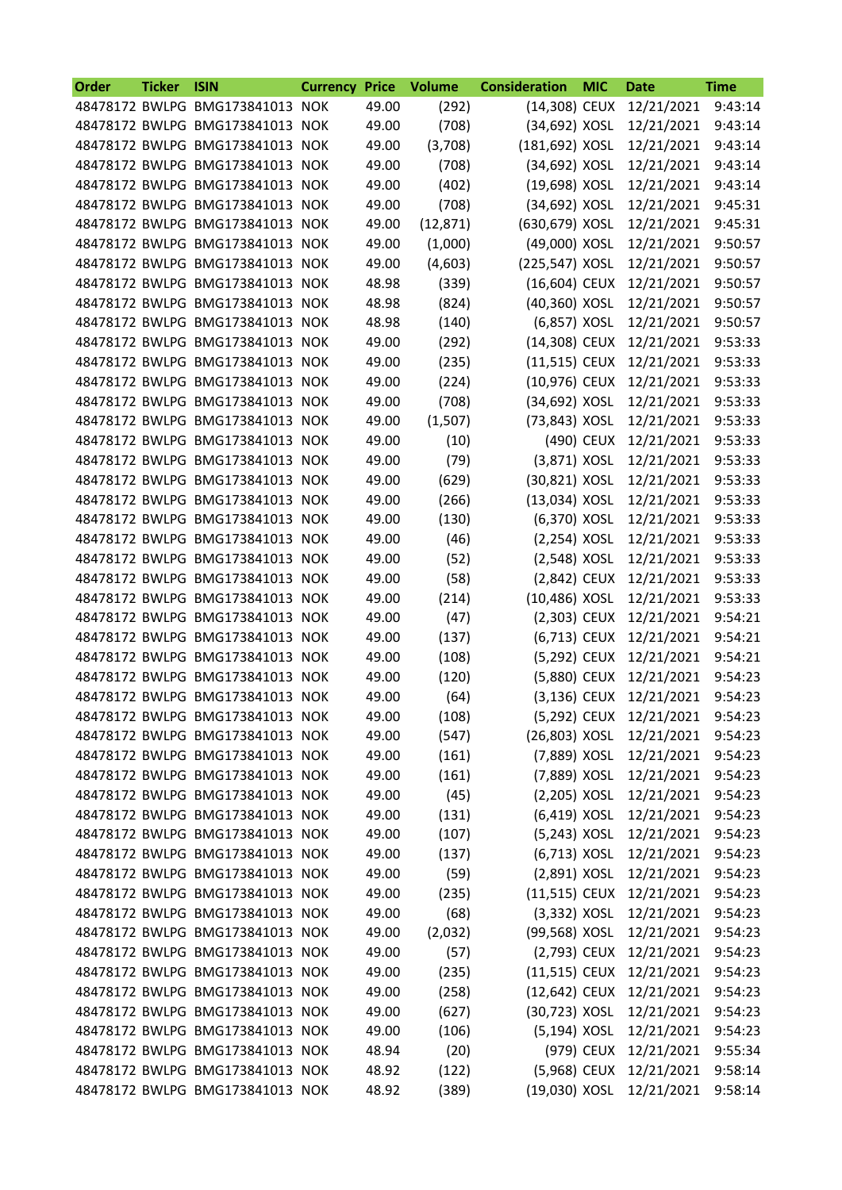| Order | Ticker | ISIN | Currency | Price | Volume | Consideration | MIC | Date | Time |
|---|---|---|---|---|---|---|---|---|---|
| 48478172 | BWLPG | BMG173841013 | NOK | 49.00 | (292) | (14,308) | CEUX | 12/21/2021 | 9:43:14 |
| 48478172 | BWLPG | BMG173841013 | NOK | 49.00 | (708) | (34,692) | XOSL | 12/21/2021 | 9:43:14 |
| 48478172 | BWLPG | BMG173841013 | NOK | 49.00 | (3,708) | (181,692) | XOSL | 12/21/2021 | 9:43:14 |
| 48478172 | BWLPG | BMG173841013 | NOK | 49.00 | (708) | (34,692) | XOSL | 12/21/2021 | 9:43:14 |
| 48478172 | BWLPG | BMG173841013 | NOK | 49.00 | (402) | (19,698) | XOSL | 12/21/2021 | 9:43:14 |
| 48478172 | BWLPG | BMG173841013 | NOK | 49.00 | (708) | (34,692) | XOSL | 12/21/2021 | 9:45:31 |
| 48478172 | BWLPG | BMG173841013 | NOK | 49.00 | (12,871) | (630,679) | XOSL | 12/21/2021 | 9:45:31 |
| 48478172 | BWLPG | BMG173841013 | NOK | 49.00 | (1,000) | (49,000) | XOSL | 12/21/2021 | 9:50:57 |
| 48478172 | BWLPG | BMG173841013 | NOK | 49.00 | (4,603) | (225,547) | XOSL | 12/21/2021 | 9:50:57 |
| 48478172 | BWLPG | BMG173841013 | NOK | 48.98 | (339) | (16,604) | CEUX | 12/21/2021 | 9:50:57 |
| 48478172 | BWLPG | BMG173841013 | NOK | 48.98 | (824) | (40,360) | XOSL | 12/21/2021 | 9:50:57 |
| 48478172 | BWLPG | BMG173841013 | NOK | 48.98 | (140) | (6,857) | XOSL | 12/21/2021 | 9:50:57 |
| 48478172 | BWLPG | BMG173841013 | NOK | 49.00 | (292) | (14,308) | CEUX | 12/21/2021 | 9:53:33 |
| 48478172 | BWLPG | BMG173841013 | NOK | 49.00 | (235) | (11,515) | CEUX | 12/21/2021 | 9:53:33 |
| 48478172 | BWLPG | BMG173841013 | NOK | 49.00 | (224) | (10,976) | CEUX | 12/21/2021 | 9:53:33 |
| 48478172 | BWLPG | BMG173841013 | NOK | 49.00 | (708) | (34,692) | XOSL | 12/21/2021 | 9:53:33 |
| 48478172 | BWLPG | BMG173841013 | NOK | 49.00 | (1,507) | (73,843) | XOSL | 12/21/2021 | 9:53:33 |
| 48478172 | BWLPG | BMG173841013 | NOK | 49.00 | (10) | (490) | CEUX | 12/21/2021 | 9:53:33 |
| 48478172 | BWLPG | BMG173841013 | NOK | 49.00 | (79) | (3,871) | XOSL | 12/21/2021 | 9:53:33 |
| 48478172 | BWLPG | BMG173841013 | NOK | 49.00 | (629) | (30,821) | XOSL | 12/21/2021 | 9:53:33 |
| 48478172 | BWLPG | BMG173841013 | NOK | 49.00 | (266) | (13,034) | XOSL | 12/21/2021 | 9:53:33 |
| 48478172 | BWLPG | BMG173841013 | NOK | 49.00 | (130) | (6,370) | XOSL | 12/21/2021 | 9:53:33 |
| 48478172 | BWLPG | BMG173841013 | NOK | 49.00 | (46) | (2,254) | XOSL | 12/21/2021 | 9:53:33 |
| 48478172 | BWLPG | BMG173841013 | NOK | 49.00 | (52) | (2,548) | XOSL | 12/21/2021 | 9:53:33 |
| 48478172 | BWLPG | BMG173841013 | NOK | 49.00 | (58) | (2,842) | CEUX | 12/21/2021 | 9:53:33 |
| 48478172 | BWLPG | BMG173841013 | NOK | 49.00 | (214) | (10,486) | XOSL | 12/21/2021 | 9:53:33 |
| 48478172 | BWLPG | BMG173841013 | NOK | 49.00 | (47) | (2,303) | CEUX | 12/21/2021 | 9:54:21 |
| 48478172 | BWLPG | BMG173841013 | NOK | 49.00 | (137) | (6,713) | CEUX | 12/21/2021 | 9:54:21 |
| 48478172 | BWLPG | BMG173841013 | NOK | 49.00 | (108) | (5,292) | CEUX | 12/21/2021 | 9:54:21 |
| 48478172 | BWLPG | BMG173841013 | NOK | 49.00 | (120) | (5,880) | CEUX | 12/21/2021 | 9:54:23 |
| 48478172 | BWLPG | BMG173841013 | NOK | 49.00 | (64) | (3,136) | CEUX | 12/21/2021 | 9:54:23 |
| 48478172 | BWLPG | BMG173841013 | NOK | 49.00 | (108) | (5,292) | CEUX | 12/21/2021 | 9:54:23 |
| 48478172 | BWLPG | BMG173841013 | NOK | 49.00 | (547) | (26,803) | XOSL | 12/21/2021 | 9:54:23 |
| 48478172 | BWLPG | BMG173841013 | NOK | 49.00 | (161) | (7,889) | XOSL | 12/21/2021 | 9:54:23 |
| 48478172 | BWLPG | BMG173841013 | NOK | 49.00 | (161) | (7,889) | XOSL | 12/21/2021 | 9:54:23 |
| 48478172 | BWLPG | BMG173841013 | NOK | 49.00 | (45) | (2,205) | XOSL | 12/21/2021 | 9:54:23 |
| 48478172 | BWLPG | BMG173841013 | NOK | 49.00 | (131) | (6,419) | XOSL | 12/21/2021 | 9:54:23 |
| 48478172 | BWLPG | BMG173841013 | NOK | 49.00 | (107) | (5,243) | XOSL | 12/21/2021 | 9:54:23 |
| 48478172 | BWLPG | BMG173841013 | NOK | 49.00 | (137) | (6,713) | XOSL | 12/21/2021 | 9:54:23 |
| 48478172 | BWLPG | BMG173841013 | NOK | 49.00 | (59) | (2,891) | XOSL | 12/21/2021 | 9:54:23 |
| 48478172 | BWLPG | BMG173841013 | NOK | 49.00 | (235) | (11,515) | CEUX | 12/21/2021 | 9:54:23 |
| 48478172 | BWLPG | BMG173841013 | NOK | 49.00 | (68) | (3,332) | XOSL | 12/21/2021 | 9:54:23 |
| 48478172 | BWLPG | BMG173841013 | NOK | 49.00 | (2,032) | (99,568) | XOSL | 12/21/2021 | 9:54:23 |
| 48478172 | BWLPG | BMG173841013 | NOK | 49.00 | (57) | (2,793) | CEUX | 12/21/2021 | 9:54:23 |
| 48478172 | BWLPG | BMG173841013 | NOK | 49.00 | (235) | (11,515) | CEUX | 12/21/2021 | 9:54:23 |
| 48478172 | BWLPG | BMG173841013 | NOK | 49.00 | (258) | (12,642) | CEUX | 12/21/2021 | 9:54:23 |
| 48478172 | BWLPG | BMG173841013 | NOK | 49.00 | (627) | (30,723) | XOSL | 12/21/2021 | 9:54:23 |
| 48478172 | BWLPG | BMG173841013 | NOK | 49.00 | (106) | (5,194) | XOSL | 12/21/2021 | 9:54:23 |
| 48478172 | BWLPG | BMG173841013 | NOK | 48.94 | (20) | (979) | CEUX | 12/21/2021 | 9:55:34 |
| 48478172 | BWLPG | BMG173841013 | NOK | 48.92 | (122) | (5,968) | CEUX | 12/21/2021 | 9:58:14 |
| 48478172 | BWLPG | BMG173841013 | NOK | 48.92 | (389) | (19,030) | XOSL | 12/21/2021 | 9:58:14 |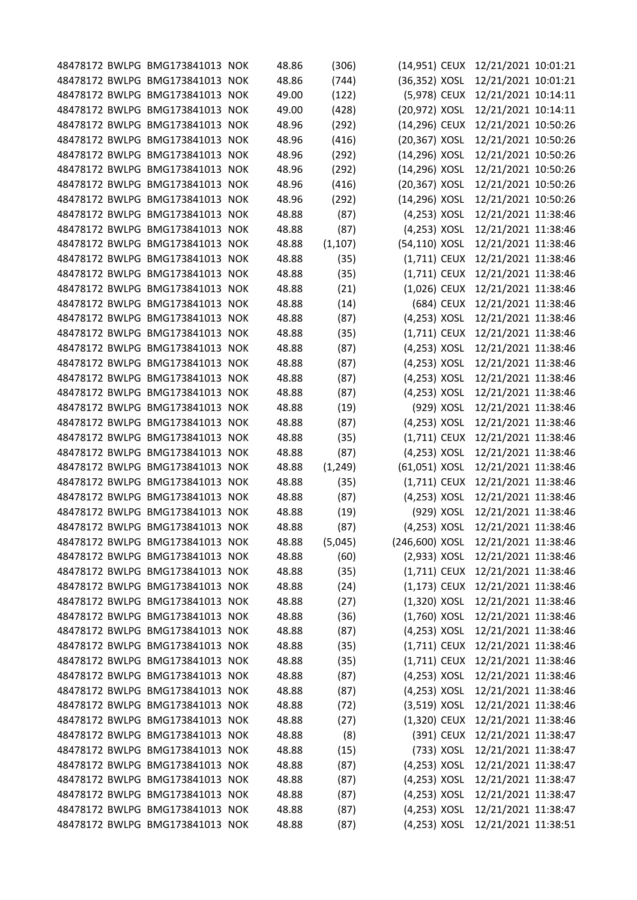| | | | | | | | | |
|---|---|---|---|---|---|---|---|---|
| 48478172 | BWLPG | BMG173841013 | NOK | 48.86 | (306) | (14,951) | CEUX | 12/21/2021 10:01:21 |
| 48478172 | BWLPG | BMG173841013 | NOK | 48.86 | (744) | (36,352) | XOSL | 12/21/2021 10:01:21 |
| 48478172 | BWLPG | BMG173841013 | NOK | 49.00 | (122) | (5,978) | CEUX | 12/21/2021 10:14:11 |
| 48478172 | BWLPG | BMG173841013 | NOK | 49.00 | (428) | (20,972) | XOSL | 12/21/2021 10:14:11 |
| 48478172 | BWLPG | BMG173841013 | NOK | 48.96 | (292) | (14,296) | CEUX | 12/21/2021 10:50:26 |
| 48478172 | BWLPG | BMG173841013 | NOK | 48.96 | (416) | (20,367) | XOSL | 12/21/2021 10:50:26 |
| 48478172 | BWLPG | BMG173841013 | NOK | 48.96 | (292) | (14,296) | XOSL | 12/21/2021 10:50:26 |
| 48478172 | BWLPG | BMG173841013 | NOK | 48.96 | (292) | (14,296) | XOSL | 12/21/2021 10:50:26 |
| 48478172 | BWLPG | BMG173841013 | NOK | 48.96 | (416) | (20,367) | XOSL | 12/21/2021 10:50:26 |
| 48478172 | BWLPG | BMG173841013 | NOK | 48.96 | (292) | (14,296) | XOSL | 12/21/2021 10:50:26 |
| 48478172 | BWLPG | BMG173841013 | NOK | 48.88 | (87) | (4,253) | XOSL | 12/21/2021 11:38:46 |
| 48478172 | BWLPG | BMG173841013 | NOK | 48.88 | (87) | (4,253) | XOSL | 12/21/2021 11:38:46 |
| 48478172 | BWLPG | BMG173841013 | NOK | 48.88 | (1,107) | (54,110) | XOSL | 12/21/2021 11:38:46 |
| 48478172 | BWLPG | BMG173841013 | NOK | 48.88 | (35) | (1,711) | CEUX | 12/21/2021 11:38:46 |
| 48478172 | BWLPG | BMG173841013 | NOK | 48.88 | (35) | (1,711) | CEUX | 12/21/2021 11:38:46 |
| 48478172 | BWLPG | BMG173841013 | NOK | 48.88 | (21) | (1,026) | CEUX | 12/21/2021 11:38:46 |
| 48478172 | BWLPG | BMG173841013 | NOK | 48.88 | (14) | (684) | CEUX | 12/21/2021 11:38:46 |
| 48478172 | BWLPG | BMG173841013 | NOK | 48.88 | (87) | (4,253) | XOSL | 12/21/2021 11:38:46 |
| 48478172 | BWLPG | BMG173841013 | NOK | 48.88 | (35) | (1,711) | CEUX | 12/21/2021 11:38:46 |
| 48478172 | BWLPG | BMG173841013 | NOK | 48.88 | (87) | (4,253) | XOSL | 12/21/2021 11:38:46 |
| 48478172 | BWLPG | BMG173841013 | NOK | 48.88 | (87) | (4,253) | XOSL | 12/21/2021 11:38:46 |
| 48478172 | BWLPG | BMG173841013 | NOK | 48.88 | (87) | (4,253) | XOSL | 12/21/2021 11:38:46 |
| 48478172 | BWLPG | BMG173841013 | NOK | 48.88 | (87) | (4,253) | XOSL | 12/21/2021 11:38:46 |
| 48478172 | BWLPG | BMG173841013 | NOK | 48.88 | (19) | (929) | XOSL | 12/21/2021 11:38:46 |
| 48478172 | BWLPG | BMG173841013 | NOK | 48.88 | (87) | (4,253) | XOSL | 12/21/2021 11:38:46 |
| 48478172 | BWLPG | BMG173841013 | NOK | 48.88 | (35) | (1,711) | CEUX | 12/21/2021 11:38:46 |
| 48478172 | BWLPG | BMG173841013 | NOK | 48.88 | (87) | (4,253) | XOSL | 12/21/2021 11:38:46 |
| 48478172 | BWLPG | BMG173841013 | NOK | 48.88 | (1,249) | (61,051) | XOSL | 12/21/2021 11:38:46 |
| 48478172 | BWLPG | BMG173841013 | NOK | 48.88 | (35) | (1,711) | CEUX | 12/21/2021 11:38:46 |
| 48478172 | BWLPG | BMG173841013 | NOK | 48.88 | (87) | (4,253) | XOSL | 12/21/2021 11:38:46 |
| 48478172 | BWLPG | BMG173841013 | NOK | 48.88 | (19) | (929) | XOSL | 12/21/2021 11:38:46 |
| 48478172 | BWLPG | BMG173841013 | NOK | 48.88 | (87) | (4,253) | XOSL | 12/21/2021 11:38:46 |
| 48478172 | BWLPG | BMG173841013 | NOK | 48.88 | (5,045) | (246,600) | XOSL | 12/21/2021 11:38:46 |
| 48478172 | BWLPG | BMG173841013 | NOK | 48.88 | (60) | (2,933) | XOSL | 12/21/2021 11:38:46 |
| 48478172 | BWLPG | BMG173841013 | NOK | 48.88 | (35) | (1,711) | CEUX | 12/21/2021 11:38:46 |
| 48478172 | BWLPG | BMG173841013 | NOK | 48.88 | (24) | (1,173) | CEUX | 12/21/2021 11:38:46 |
| 48478172 | BWLPG | BMG173841013 | NOK | 48.88 | (27) | (1,320) | XOSL | 12/21/2021 11:38:46 |
| 48478172 | BWLPG | BMG173841013 | NOK | 48.88 | (36) | (1,760) | XOSL | 12/21/2021 11:38:46 |
| 48478172 | BWLPG | BMG173841013 | NOK | 48.88 | (87) | (4,253) | XOSL | 12/21/2021 11:38:46 |
| 48478172 | BWLPG | BMG173841013 | NOK | 48.88 | (35) | (1,711) | CEUX | 12/21/2021 11:38:46 |
| 48478172 | BWLPG | BMG173841013 | NOK | 48.88 | (35) | (1,711) | CEUX | 12/21/2021 11:38:46 |
| 48478172 | BWLPG | BMG173841013 | NOK | 48.88 | (87) | (4,253) | XOSL | 12/21/2021 11:38:46 |
| 48478172 | BWLPG | BMG173841013 | NOK | 48.88 | (87) | (4,253) | XOSL | 12/21/2021 11:38:46 |
| 48478172 | BWLPG | BMG173841013 | NOK | 48.88 | (72) | (3,519) | XOSL | 12/21/2021 11:38:46 |
| 48478172 | BWLPG | BMG173841013 | NOK | 48.88 | (27) | (1,320) | CEUX | 12/21/2021 11:38:46 |
| 48478172 | BWLPG | BMG173841013 | NOK | 48.88 | (8) | (391) | CEUX | 12/21/2021 11:38:47 |
| 48478172 | BWLPG | BMG173841013 | NOK | 48.88 | (15) | (733) | XOSL | 12/21/2021 11:38:47 |
| 48478172 | BWLPG | BMG173841013 | NOK | 48.88 | (87) | (4,253) | XOSL | 12/21/2021 11:38:47 |
| 48478172 | BWLPG | BMG173841013 | NOK | 48.88 | (87) | (4,253) | XOSL | 12/21/2021 11:38:47 |
| 48478172 | BWLPG | BMG173841013 | NOK | 48.88 | (87) | (4,253) | XOSL | 12/21/2021 11:38:47 |
| 48478172 | BWLPG | BMG173841013 | NOK | 48.88 | (87) | (4,253) | XOSL | 12/21/2021 11:38:47 |
| 48478172 | BWLPG | BMG173841013 | NOK | 48.88 | (87) | (4,253) | XOSL | 12/21/2021 11:38:51 |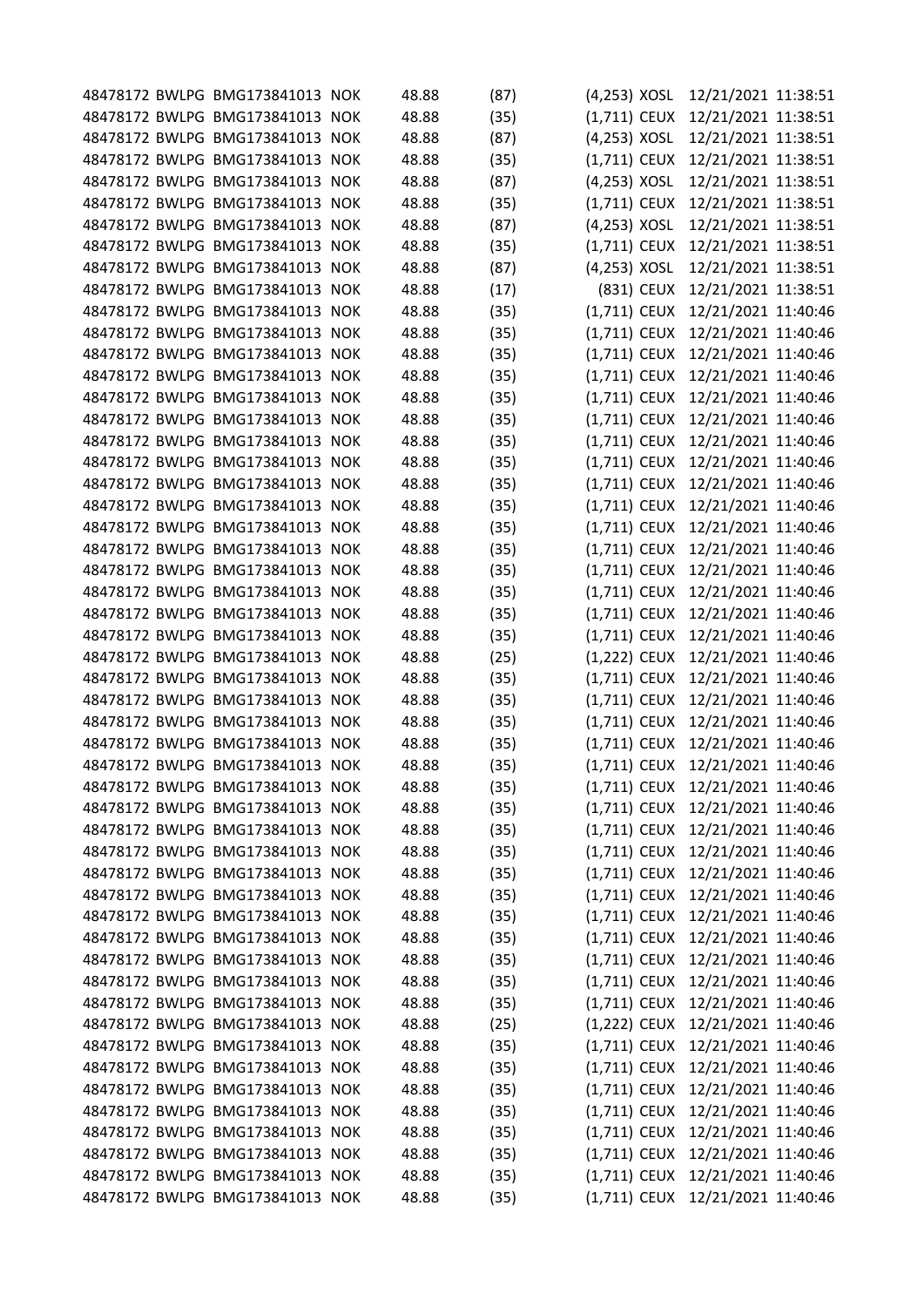| | | | | | | | | | |
|---|---|---|---|---|---|---|---|---|---|
| 48478172 | BWLPG | BMG173841013 | NOK | 48.88 | (87) | (4,253) | XOSL | 12/21/2021 | 11:38:51 |
| 48478172 | BWLPG | BMG173841013 | NOK | 48.88 | (35) | (1,711) | CEUX | 12/21/2021 | 11:38:51 |
| 48478172 | BWLPG | BMG173841013 | NOK | 48.88 | (87) | (4,253) | XOSL | 12/21/2021 | 11:38:51 |
| 48478172 | BWLPG | BMG173841013 | NOK | 48.88 | (35) | (1,711) | CEUX | 12/21/2021 | 11:38:51 |
| 48478172 | BWLPG | BMG173841013 | NOK | 48.88 | (87) | (4,253) | XOSL | 12/21/2021 | 11:38:51 |
| 48478172 | BWLPG | BMG173841013 | NOK | 48.88 | (35) | (1,711) | CEUX | 12/21/2021 | 11:38:51 |
| 48478172 | BWLPG | BMG173841013 | NOK | 48.88 | (87) | (4,253) | XOSL | 12/21/2021 | 11:38:51 |
| 48478172 | BWLPG | BMG173841013 | NOK | 48.88 | (35) | (1,711) | CEUX | 12/21/2021 | 11:38:51 |
| 48478172 | BWLPG | BMG173841013 | NOK | 48.88 | (87) | (4,253) | XOSL | 12/21/2021 | 11:38:51 |
| 48478172 | BWLPG | BMG173841013 | NOK | 48.88 | (17) | (831) | CEUX | 12/21/2021 | 11:38:51 |
| 48478172 | BWLPG | BMG173841013 | NOK | 48.88 | (35) | (1,711) | CEUX | 12/21/2021 | 11:40:46 |
| 48478172 | BWLPG | BMG173841013 | NOK | 48.88 | (35) | (1,711) | CEUX | 12/21/2021 | 11:40:46 |
| 48478172 | BWLPG | BMG173841013 | NOK | 48.88 | (35) | (1,711) | CEUX | 12/21/2021 | 11:40:46 |
| 48478172 | BWLPG | BMG173841013 | NOK | 48.88 | (35) | (1,711) | CEUX | 12/21/2021 | 11:40:46 |
| 48478172 | BWLPG | BMG173841013 | NOK | 48.88 | (35) | (1,711) | CEUX | 12/21/2021 | 11:40:46 |
| 48478172 | BWLPG | BMG173841013 | NOK | 48.88 | (35) | (1,711) | CEUX | 12/21/2021 | 11:40:46 |
| 48478172 | BWLPG | BMG173841013 | NOK | 48.88 | (35) | (1,711) | CEUX | 12/21/2021 | 11:40:46 |
| 48478172 | BWLPG | BMG173841013 | NOK | 48.88 | (35) | (1,711) | CEUX | 12/21/2021 | 11:40:46 |
| 48478172 | BWLPG | BMG173841013 | NOK | 48.88 | (35) | (1,711) | CEUX | 12/21/2021 | 11:40:46 |
| 48478172 | BWLPG | BMG173841013 | NOK | 48.88 | (35) | (1,711) | CEUX | 12/21/2021 | 11:40:46 |
| 48478172 | BWLPG | BMG173841013 | NOK | 48.88 | (35) | (1,711) | CEUX | 12/21/2021 | 11:40:46 |
| 48478172 | BWLPG | BMG173841013 | NOK | 48.88 | (35) | (1,711) | CEUX | 12/21/2021 | 11:40:46 |
| 48478172 | BWLPG | BMG173841013 | NOK | 48.88 | (35) | (1,711) | CEUX | 12/21/2021 | 11:40:46 |
| 48478172 | BWLPG | BMG173841013 | NOK | 48.88 | (35) | (1,711) | CEUX | 12/21/2021 | 11:40:46 |
| 48478172 | BWLPG | BMG173841013 | NOK | 48.88 | (35) | (1,711) | CEUX | 12/21/2021 | 11:40:46 |
| 48478172 | BWLPG | BMG173841013 | NOK | 48.88 | (35) | (1,711) | CEUX | 12/21/2021 | 11:40:46 |
| 48478172 | BWLPG | BMG173841013 | NOK | 48.88 | (25) | (1,222) | CEUX | 12/21/2021 | 11:40:46 |
| 48478172 | BWLPG | BMG173841013 | NOK | 48.88 | (35) | (1,711) | CEUX | 12/21/2021 | 11:40:46 |
| 48478172 | BWLPG | BMG173841013 | NOK | 48.88 | (35) | (1,711) | CEUX | 12/21/2021 | 11:40:46 |
| 48478172 | BWLPG | BMG173841013 | NOK | 48.88 | (35) | (1,711) | CEUX | 12/21/2021 | 11:40:46 |
| 48478172 | BWLPG | BMG173841013 | NOK | 48.88 | (35) | (1,711) | CEUX | 12/21/2021 | 11:40:46 |
| 48478172 | BWLPG | BMG173841013 | NOK | 48.88 | (35) | (1,711) | CEUX | 12/21/2021 | 11:40:46 |
| 48478172 | BWLPG | BMG173841013 | NOK | 48.88 | (35) | (1,711) | CEUX | 12/21/2021 | 11:40:46 |
| 48478172 | BWLPG | BMG173841013 | NOK | 48.88 | (35) | (1,711) | CEUX | 12/21/2021 | 11:40:46 |
| 48478172 | BWLPG | BMG173841013 | NOK | 48.88 | (35) | (1,711) | CEUX | 12/21/2021 | 11:40:46 |
| 48478172 | BWLPG | BMG173841013 | NOK | 48.88 | (35) | (1,711) | CEUX | 12/21/2021 | 11:40:46 |
| 48478172 | BWLPG | BMG173841013 | NOK | 48.88 | (35) | (1,711) | CEUX | 12/21/2021 | 11:40:46 |
| 48478172 | BWLPG | BMG173841013 | NOK | 48.88 | (35) | (1,711) | CEUX | 12/21/2021 | 11:40:46 |
| 48478172 | BWLPG | BMG173841013 | NOK | 48.88 | (35) | (1,711) | CEUX | 12/21/2021 | 11:40:46 |
| 48478172 | BWLPG | BMG173841013 | NOK | 48.88 | (35) | (1,711) | CEUX | 12/21/2021 | 11:40:46 |
| 48478172 | BWLPG | BMG173841013 | NOK | 48.88 | (35) | (1,711) | CEUX | 12/21/2021 | 11:40:46 |
| 48478172 | BWLPG | BMG173841013 | NOK | 48.88 | (35) | (1,711) | CEUX | 12/21/2021 | 11:40:46 |
| 48478172 | BWLPG | BMG173841013 | NOK | 48.88 | (35) | (1,711) | CEUX | 12/21/2021 | 11:40:46 |
| 48478172 | BWLPG | BMG173841013 | NOK | 48.88 | (25) | (1,222) | CEUX | 12/21/2021 | 11:40:46 |
| 48478172 | BWLPG | BMG173841013 | NOK | 48.88 | (35) | (1,711) | CEUX | 12/21/2021 | 11:40:46 |
| 48478172 | BWLPG | BMG173841013 | NOK | 48.88 | (35) | (1,711) | CEUX | 12/21/2021 | 11:40:46 |
| 48478172 | BWLPG | BMG173841013 | NOK | 48.88 | (35) | (1,711) | CEUX | 12/21/2021 | 11:40:46 |
| 48478172 | BWLPG | BMG173841013 | NOK | 48.88 | (35) | (1,711) | CEUX | 12/21/2021 | 11:40:46 |
| 48478172 | BWLPG | BMG173841013 | NOK | 48.88 | (35) | (1,711) | CEUX | 12/21/2021 | 11:40:46 |
| 48478172 | BWLPG | BMG173841013 | NOK | 48.88 | (35) | (1,711) | CEUX | 12/21/2021 | 11:40:46 |
| 48478172 | BWLPG | BMG173841013 | NOK | 48.88 | (35) | (1,711) | CEUX | 12/21/2021 | 11:40:46 |
| 48478172 | BWLPG | BMG173841013 | NOK | 48.88 | (35) | (1,711) | CEUX | 12/21/2021 | 11:40:46 |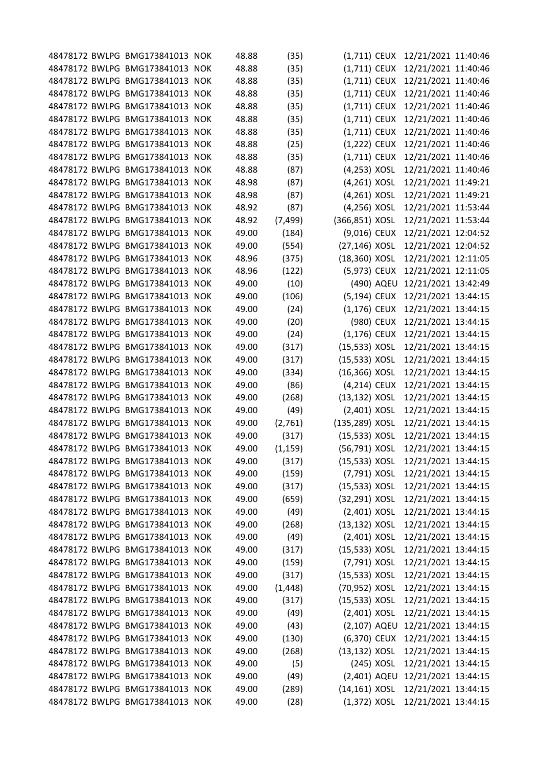| | | | | | | | | |
|---|---|---|---|---|---|---|---|---|
| 48478172 | BWLPG | BMG173841013 | NOK | 48.88 | (35) | (1,711) | CEUX | 12/21/2021 11:40:46 |
| 48478172 | BWLPG | BMG173841013 | NOK | 48.88 | (35) | (1,711) | CEUX | 12/21/2021 11:40:46 |
| 48478172 | BWLPG | BMG173841013 | NOK | 48.88 | (35) | (1,711) | CEUX | 12/21/2021 11:40:46 |
| 48478172 | BWLPG | BMG173841013 | NOK | 48.88 | (35) | (1,711) | CEUX | 12/21/2021 11:40:46 |
| 48478172 | BWLPG | BMG173841013 | NOK | 48.88 | (35) | (1,711) | CEUX | 12/21/2021 11:40:46 |
| 48478172 | BWLPG | BMG173841013 | NOK | 48.88 | (35) | (1,711) | CEUX | 12/21/2021 11:40:46 |
| 48478172 | BWLPG | BMG173841013 | NOK | 48.88 | (35) | (1,711) | CEUX | 12/21/2021 11:40:46 |
| 48478172 | BWLPG | BMG173841013 | NOK | 48.88 | (25) | (1,222) | CEUX | 12/21/2021 11:40:46 |
| 48478172 | BWLPG | BMG173841013 | NOK | 48.88 | (35) | (1,711) | CEUX | 12/21/2021 11:40:46 |
| 48478172 | BWLPG | BMG173841013 | NOK | 48.88 | (87) | (4,253) | XOSL | 12/21/2021 11:40:46 |
| 48478172 | BWLPG | BMG173841013 | NOK | 48.98 | (87) | (4,261) | XOSL | 12/21/2021 11:49:21 |
| 48478172 | BWLPG | BMG173841013 | NOK | 48.98 | (87) | (4,261) | XOSL | 12/21/2021 11:49:21 |
| 48478172 | BWLPG | BMG173841013 | NOK | 48.92 | (87) | (4,256) | XOSL | 12/21/2021 11:53:44 |
| 48478172 | BWLPG | BMG173841013 | NOK | 48.92 | (7,499) | (366,851) | XOSL | 12/21/2021 11:53:44 |
| 48478172 | BWLPG | BMG173841013 | NOK | 49.00 | (184) | (9,016) | CEUX | 12/21/2021 12:04:52 |
| 48478172 | BWLPG | BMG173841013 | NOK | 49.00 | (554) | (27,146) | XOSL | 12/21/2021 12:04:52 |
| 48478172 | BWLPG | BMG173841013 | NOK | 48.96 | (375) | (18,360) | XOSL | 12/21/2021 12:11:05 |
| 48478172 | BWLPG | BMG173841013 | NOK | 48.96 | (122) | (5,973) | CEUX | 12/21/2021 12:11:05 |
| 48478172 | BWLPG | BMG173841013 | NOK | 49.00 | (10) | (490) | AQEU | 12/21/2021 13:42:49 |
| 48478172 | BWLPG | BMG173841013 | NOK | 49.00 | (106) | (5,194) | CEUX | 12/21/2021 13:44:15 |
| 48478172 | BWLPG | BMG173841013 | NOK | 49.00 | (24) | (1,176) | CEUX | 12/21/2021 13:44:15 |
| 48478172 | BWLPG | BMG173841013 | NOK | 49.00 | (20) | (980) | CEUX | 12/21/2021 13:44:15 |
| 48478172 | BWLPG | BMG173841013 | NOK | 49.00 | (24) | (1,176) | CEUX | 12/21/2021 13:44:15 |
| 48478172 | BWLPG | BMG173841013 | NOK | 49.00 | (317) | (15,533) | XOSL | 12/21/2021 13:44:15 |
| 48478172 | BWLPG | BMG173841013 | NOK | 49.00 | (317) | (15,533) | XOSL | 12/21/2021 13:44:15 |
| 48478172 | BWLPG | BMG173841013 | NOK | 49.00 | (334) | (16,366) | XOSL | 12/21/2021 13:44:15 |
| 48478172 | BWLPG | BMG173841013 | NOK | 49.00 | (86) | (4,214) | CEUX | 12/21/2021 13:44:15 |
| 48478172 | BWLPG | BMG173841013 | NOK | 49.00 | (268) | (13,132) | XOSL | 12/21/2021 13:44:15 |
| 48478172 | BWLPG | BMG173841013 | NOK | 49.00 | (49) | (2,401) | XOSL | 12/21/2021 13:44:15 |
| 48478172 | BWLPG | BMG173841013 | NOK | 49.00 | (2,761) | (135,289) | XOSL | 12/21/2021 13:44:15 |
| 48478172 | BWLPG | BMG173841013 | NOK | 49.00 | (317) | (15,533) | XOSL | 12/21/2021 13:44:15 |
| 48478172 | BWLPG | BMG173841013 | NOK | 49.00 | (1,159) | (56,791) | XOSL | 12/21/2021 13:44:15 |
| 48478172 | BWLPG | BMG173841013 | NOK | 49.00 | (317) | (15,533) | XOSL | 12/21/2021 13:44:15 |
| 48478172 | BWLPG | BMG173841013 | NOK | 49.00 | (159) | (7,791) | XOSL | 12/21/2021 13:44:15 |
| 48478172 | BWLPG | BMG173841013 | NOK | 49.00 | (317) | (15,533) | XOSL | 12/21/2021 13:44:15 |
| 48478172 | BWLPG | BMG173841013 | NOK | 49.00 | (659) | (32,291) | XOSL | 12/21/2021 13:44:15 |
| 48478172 | BWLPG | BMG173841013 | NOK | 49.00 | (49) | (2,401) | XOSL | 12/21/2021 13:44:15 |
| 48478172 | BWLPG | BMG173841013 | NOK | 49.00 | (268) | (13,132) | XOSL | 12/21/2021 13:44:15 |
| 48478172 | BWLPG | BMG173841013 | NOK | 49.00 | (49) | (2,401) | XOSL | 12/21/2021 13:44:15 |
| 48478172 | BWLPG | BMG173841013 | NOK | 49.00 | (317) | (15,533) | XOSL | 12/21/2021 13:44:15 |
| 48478172 | BWLPG | BMG173841013 | NOK | 49.00 | (159) | (7,791) | XOSL | 12/21/2021 13:44:15 |
| 48478172 | BWLPG | BMG173841013 | NOK | 49.00 | (317) | (15,533) | XOSL | 12/21/2021 13:44:15 |
| 48478172 | BWLPG | BMG173841013 | NOK | 49.00 | (1,448) | (70,952) | XOSL | 12/21/2021 13:44:15 |
| 48478172 | BWLPG | BMG173841013 | NOK | 49.00 | (317) | (15,533) | XOSL | 12/21/2021 13:44:15 |
| 48478172 | BWLPG | BMG173841013 | NOK | 49.00 | (49) | (2,401) | XOSL | 12/21/2021 13:44:15 |
| 48478172 | BWLPG | BMG173841013 | NOK | 49.00 | (43) | (2,107) | AQEU | 12/21/2021 13:44:15 |
| 48478172 | BWLPG | BMG173841013 | NOK | 49.00 | (130) | (6,370) | CEUX | 12/21/2021 13:44:15 |
| 48478172 | BWLPG | BMG173841013 | NOK | 49.00 | (268) | (13,132) | XOSL | 12/21/2021 13:44:15 |
| 48478172 | BWLPG | BMG173841013 | NOK | 49.00 | (5) | (245) | XOSL | 12/21/2021 13:44:15 |
| 48478172 | BWLPG | BMG173841013 | NOK | 49.00 | (49) | (2,401) | AQEU | 12/21/2021 13:44:15 |
| 48478172 | BWLPG | BMG173841013 | NOK | 49.00 | (289) | (14,161) | XOSL | 12/21/2021 13:44:15 |
| 48478172 | BWLPG | BMG173841013 | NOK | 49.00 | (28) | (1,372) | XOSL | 12/21/2021 13:44:15 |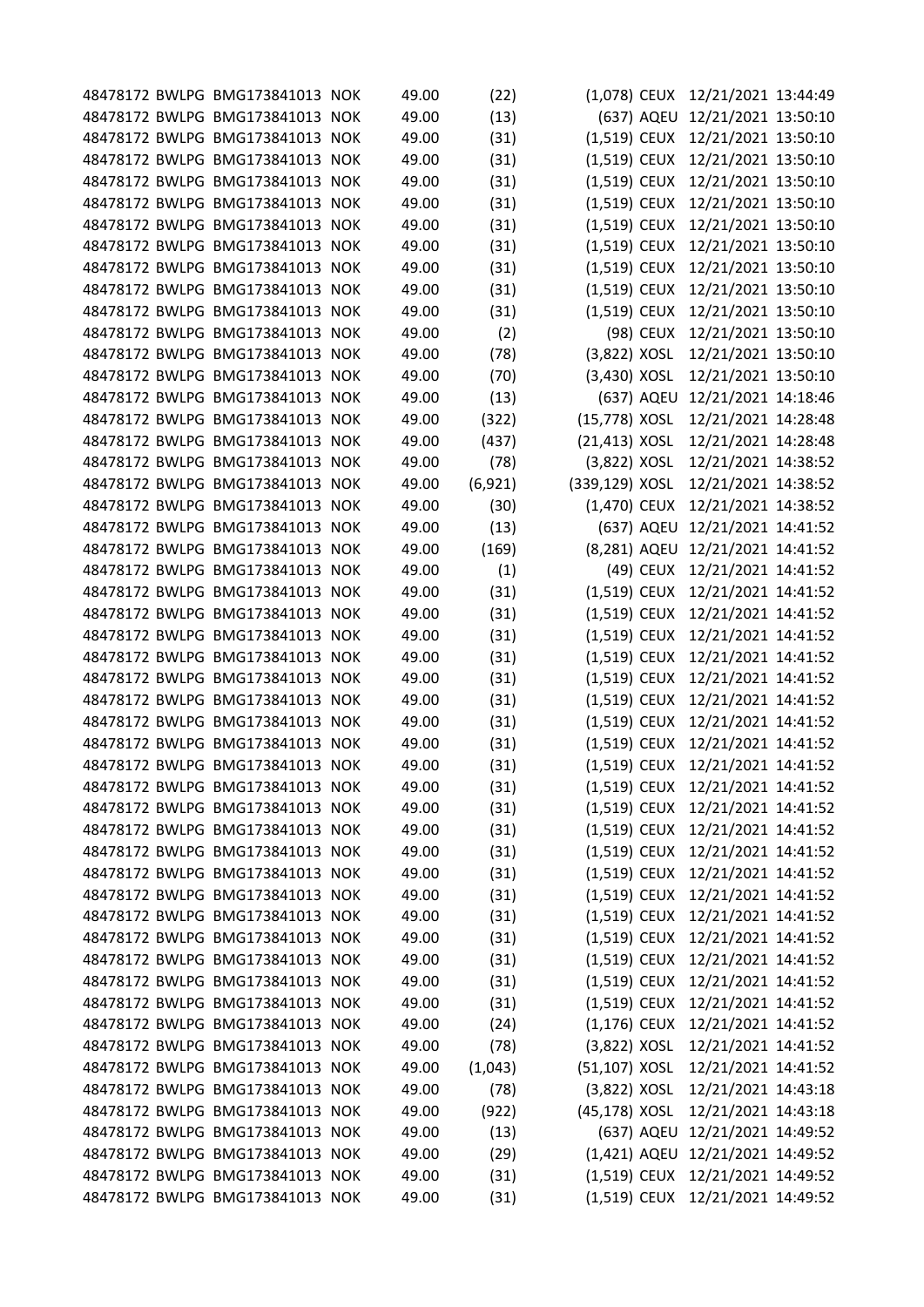| | | | | | | | | |
|---|---|---|---|---|---|---|---|---|
| 48478172 | BWLPG | BMG173841013 | NOK | 49.00 | (22) | (1,078) | CEUX | 12/21/2021 13:44:49 |
| 48478172 | BWLPG | BMG173841013 | NOK | 49.00 | (13) | (637) | AQEU | 12/21/2021 13:50:10 |
| 48478172 | BWLPG | BMG173841013 | NOK | 49.00 | (31) | (1,519) | CEUX | 12/21/2021 13:50:10 |
| 48478172 | BWLPG | BMG173841013 | NOK | 49.00 | (31) | (1,519) | CEUX | 12/21/2021 13:50:10 |
| 48478172 | BWLPG | BMG173841013 | NOK | 49.00 | (31) | (1,519) | CEUX | 12/21/2021 13:50:10 |
| 48478172 | BWLPG | BMG173841013 | NOK | 49.00 | (31) | (1,519) | CEUX | 12/21/2021 13:50:10 |
| 48478172 | BWLPG | BMG173841013 | NOK | 49.00 | (31) | (1,519) | CEUX | 12/21/2021 13:50:10 |
| 48478172 | BWLPG | BMG173841013 | NOK | 49.00 | (31) | (1,519) | CEUX | 12/21/2021 13:50:10 |
| 48478172 | BWLPG | BMG173841013 | NOK | 49.00 | (31) | (1,519) | CEUX | 12/21/2021 13:50:10 |
| 48478172 | BWLPG | BMG173841013 | NOK | 49.00 | (31) | (1,519) | CEUX | 12/21/2021 13:50:10 |
| 48478172 | BWLPG | BMG173841013 | NOK | 49.00 | (31) | (1,519) | CEUX | 12/21/2021 13:50:10 |
| 48478172 | BWLPG | BMG173841013 | NOK | 49.00 | (2) | (98) | CEUX | 12/21/2021 13:50:10 |
| 48478172 | BWLPG | BMG173841013 | NOK | 49.00 | (78) | (3,822) | XOSL | 12/21/2021 13:50:10 |
| 48478172 | BWLPG | BMG173841013 | NOK | 49.00 | (70) | (3,430) | XOSL | 12/21/2021 13:50:10 |
| 48478172 | BWLPG | BMG173841013 | NOK | 49.00 | (13) | (637) | AQEU | 12/21/2021 14:18:46 |
| 48478172 | BWLPG | BMG173841013 | NOK | 49.00 | (322) | (15,778) | XOSL | 12/21/2021 14:28:48 |
| 48478172 | BWLPG | BMG173841013 | NOK | 49.00 | (437) | (21,413) | XOSL | 12/21/2021 14:28:48 |
| 48478172 | BWLPG | BMG173841013 | NOK | 49.00 | (78) | (3,822) | XOSL | 12/21/2021 14:38:52 |
| 48478172 | BWLPG | BMG173841013 | NOK | 49.00 | (6,921) | (339,129) | XOSL | 12/21/2021 14:38:52 |
| 48478172 | BWLPG | BMG173841013 | NOK | 49.00 | (30) | (1,470) | CEUX | 12/21/2021 14:38:52 |
| 48478172 | BWLPG | BMG173841013 | NOK | 49.00 | (13) | (637) | AQEU | 12/21/2021 14:41:52 |
| 48478172 | BWLPG | BMG173841013 | NOK | 49.00 | (169) | (8,281) | AQEU | 12/21/2021 14:41:52 |
| 48478172 | BWLPG | BMG173841013 | NOK | 49.00 | (1) | (49) | CEUX | 12/21/2021 14:41:52 |
| 48478172 | BWLPG | BMG173841013 | NOK | 49.00 | (31) | (1,519) | CEUX | 12/21/2021 14:41:52 |
| 48478172 | BWLPG | BMG173841013 | NOK | 49.00 | (31) | (1,519) | CEUX | 12/21/2021 14:41:52 |
| 48478172 | BWLPG | BMG173841013 | NOK | 49.00 | (31) | (1,519) | CEUX | 12/21/2021 14:41:52 |
| 48478172 | BWLPG | BMG173841013 | NOK | 49.00 | (31) | (1,519) | CEUX | 12/21/2021 14:41:52 |
| 48478172 | BWLPG | BMG173841013 | NOK | 49.00 | (31) | (1,519) | CEUX | 12/21/2021 14:41:52 |
| 48478172 | BWLPG | BMG173841013 | NOK | 49.00 | (31) | (1,519) | CEUX | 12/21/2021 14:41:52 |
| 48478172 | BWLPG | BMG173841013 | NOK | 49.00 | (31) | (1,519) | CEUX | 12/21/2021 14:41:52 |
| 48478172 | BWLPG | BMG173841013 | NOK | 49.00 | (31) | (1,519) | CEUX | 12/21/2021 14:41:52 |
| 48478172 | BWLPG | BMG173841013 | NOK | 49.00 | (31) | (1,519) | CEUX | 12/21/2021 14:41:52 |
| 48478172 | BWLPG | BMG173841013 | NOK | 49.00 | (31) | (1,519) | CEUX | 12/21/2021 14:41:52 |
| 48478172 | BWLPG | BMG173841013 | NOK | 49.00 | (31) | (1,519) | CEUX | 12/21/2021 14:41:52 |
| 48478172 | BWLPG | BMG173841013 | NOK | 49.00 | (31) | (1,519) | CEUX | 12/21/2021 14:41:52 |
| 48478172 | BWLPG | BMG173841013 | NOK | 49.00 | (31) | (1,519) | CEUX | 12/21/2021 14:41:52 |
| 48478172 | BWLPG | BMG173841013 | NOK | 49.00 | (31) | (1,519) | CEUX | 12/21/2021 14:41:52 |
| 48478172 | BWLPG | BMG173841013 | NOK | 49.00 | (31) | (1,519) | CEUX | 12/21/2021 14:41:52 |
| 48478172 | BWLPG | BMG173841013 | NOK | 49.00 | (31) | (1,519) | CEUX | 12/21/2021 14:41:52 |
| 48478172 | BWLPG | BMG173841013 | NOK | 49.00 | (31) | (1,519) | CEUX | 12/21/2021 14:41:52 |
| 48478172 | BWLPG | BMG173841013 | NOK | 49.00 | (31) | (1,519) | CEUX | 12/21/2021 14:41:52 |
| 48478172 | BWLPG | BMG173841013 | NOK | 49.00 | (31) | (1,519) | CEUX | 12/21/2021 14:41:52 |
| 48478172 | BWLPG | BMG173841013 | NOK | 49.00 | (24) | (1,176) | CEUX | 12/21/2021 14:41:52 |
| 48478172 | BWLPG | BMG173841013 | NOK | 49.00 | (78) | (3,822) | XOSL | 12/21/2021 14:41:52 |
| 48478172 | BWLPG | BMG173841013 | NOK | 49.00 | (1,043) | (51,107) | XOSL | 12/21/2021 14:41:52 |
| 48478172 | BWLPG | BMG173841013 | NOK | 49.00 | (78) | (3,822) | XOSL | 12/21/2021 14:43:18 |
| 48478172 | BWLPG | BMG173841013 | NOK | 49.00 | (922) | (45,178) | XOSL | 12/21/2021 14:43:18 |
| 48478172 | BWLPG | BMG173841013 | NOK | 49.00 | (13) | (637) | AQEU | 12/21/2021 14:49:52 |
| 48478172 | BWLPG | BMG173841013 | NOK | 49.00 | (29) | (1,421) | AQEU | 12/21/2021 14:49:52 |
| 48478172 | BWLPG | BMG173841013 | NOK | 49.00 | (31) | (1,519) | CEUX | 12/21/2021 14:49:52 |
| 48478172 | BWLPG | BMG173841013 | NOK | 49.00 | (31) | (1,519) | CEUX | 12/21/2021 14:49:52 |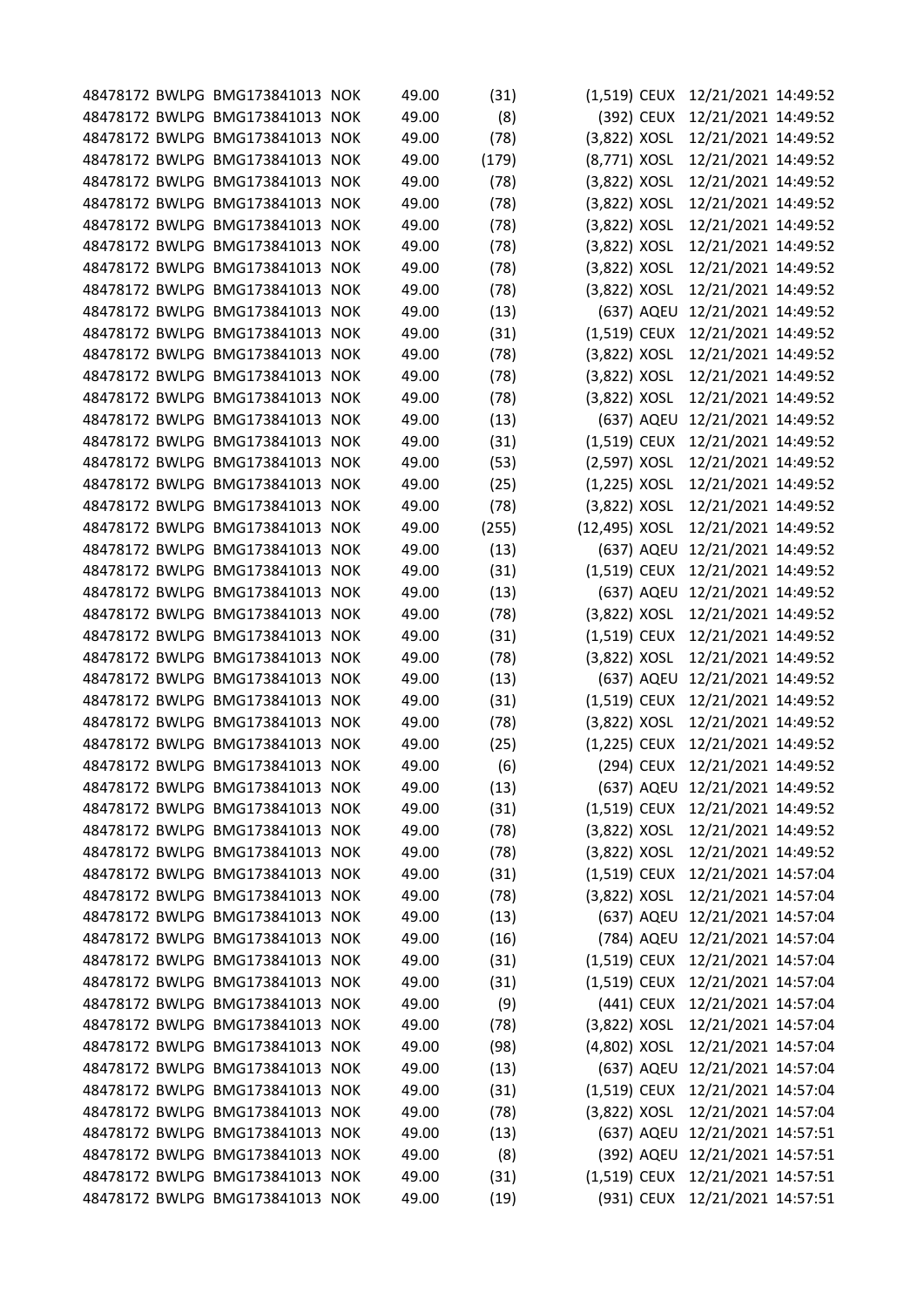| | | | | | | | | |
|---|---|---|---|---|---|---|---|---|
| 48478172 | BWLPG | BMG173841013 | NOK | 49.00 | (31) | (1,519) | CEUX | 12/21/2021 14:49:52 |
| 48478172 | BWLPG | BMG173841013 | NOK | 49.00 | (8) | (392) | CEUX | 12/21/2021 14:49:52 |
| 48478172 | BWLPG | BMG173841013 | NOK | 49.00 | (78) | (3,822) | XOSL | 12/21/2021 14:49:52 |
| 48478172 | BWLPG | BMG173841013 | NOK | 49.00 | (179) | (8,771) | XOSL | 12/21/2021 14:49:52 |
| 48478172 | BWLPG | BMG173841013 | NOK | 49.00 | (78) | (3,822) | XOSL | 12/21/2021 14:49:52 |
| 48478172 | BWLPG | BMG173841013 | NOK | 49.00 | (78) | (3,822) | XOSL | 12/21/2021 14:49:52 |
| 48478172 | BWLPG | BMG173841013 | NOK | 49.00 | (78) | (3,822) | XOSL | 12/21/2021 14:49:52 |
| 48478172 | BWLPG | BMG173841013 | NOK | 49.00 | (78) | (3,822) | XOSL | 12/21/2021 14:49:52 |
| 48478172 | BWLPG | BMG173841013 | NOK | 49.00 | (78) | (3,822) | XOSL | 12/21/2021 14:49:52 |
| 48478172 | BWLPG | BMG173841013 | NOK | 49.00 | (78) | (3,822) | XOSL | 12/21/2021 14:49:52 |
| 48478172 | BWLPG | BMG173841013 | NOK | 49.00 | (13) | (637) | AQEU | 12/21/2021 14:49:52 |
| 48478172 | BWLPG | BMG173841013 | NOK | 49.00 | (31) | (1,519) | CEUX | 12/21/2021 14:49:52 |
| 48478172 | BWLPG | BMG173841013 | NOK | 49.00 | (78) | (3,822) | XOSL | 12/21/2021 14:49:52 |
| 48478172 | BWLPG | BMG173841013 | NOK | 49.00 | (78) | (3,822) | XOSL | 12/21/2021 14:49:52 |
| 48478172 | BWLPG | BMG173841013 | NOK | 49.00 | (78) | (3,822) | XOSL | 12/21/2021 14:49:52 |
| 48478172 | BWLPG | BMG173841013 | NOK | 49.00 | (13) | (637) | AQEU | 12/21/2021 14:49:52 |
| 48478172 | BWLPG | BMG173841013 | NOK | 49.00 | (31) | (1,519) | CEUX | 12/21/2021 14:49:52 |
| 48478172 | BWLPG | BMG173841013 | NOK | 49.00 | (53) | (2,597) | XOSL | 12/21/2021 14:49:52 |
| 48478172 | BWLPG | BMG173841013 | NOK | 49.00 | (25) | (1,225) | XOSL | 12/21/2021 14:49:52 |
| 48478172 | BWLPG | BMG173841013 | NOK | 49.00 | (78) | (3,822) | XOSL | 12/21/2021 14:49:52 |
| 48478172 | BWLPG | BMG173841013 | NOK | 49.00 | (255) | (12,495) | XOSL | 12/21/2021 14:49:52 |
| 48478172 | BWLPG | BMG173841013 | NOK | 49.00 | (13) | (637) | AQEU | 12/21/2021 14:49:52 |
| 48478172 | BWLPG | BMG173841013 | NOK | 49.00 | (31) | (1,519) | CEUX | 12/21/2021 14:49:52 |
| 48478172 | BWLPG | BMG173841013 | NOK | 49.00 | (13) | (637) | AQEU | 12/21/2021 14:49:52 |
| 48478172 | BWLPG | BMG173841013 | NOK | 49.00 | (78) | (3,822) | XOSL | 12/21/2021 14:49:52 |
| 48478172 | BWLPG | BMG173841013 | NOK | 49.00 | (31) | (1,519) | CEUX | 12/21/2021 14:49:52 |
| 48478172 | BWLPG | BMG173841013 | NOK | 49.00 | (78) | (3,822) | XOSL | 12/21/2021 14:49:52 |
| 48478172 | BWLPG | BMG173841013 | NOK | 49.00 | (13) | (637) | AQEU | 12/21/2021 14:49:52 |
| 48478172 | BWLPG | BMG173841013 | NOK | 49.00 | (31) | (1,519) | CEUX | 12/21/2021 14:49:52 |
| 48478172 | BWLPG | BMG173841013 | NOK | 49.00 | (78) | (3,822) | XOSL | 12/21/2021 14:49:52 |
| 48478172 | BWLPG | BMG173841013 | NOK | 49.00 | (25) | (1,225) | CEUX | 12/21/2021 14:49:52 |
| 48478172 | BWLPG | BMG173841013 | NOK | 49.00 | (6) | (294) | CEUX | 12/21/2021 14:49:52 |
| 48478172 | BWLPG | BMG173841013 | NOK | 49.00 | (13) | (637) | AQEU | 12/21/2021 14:49:52 |
| 48478172 | BWLPG | BMG173841013 | NOK | 49.00 | (31) | (1,519) | CEUX | 12/21/2021 14:49:52 |
| 48478172 | BWLPG | BMG173841013 | NOK | 49.00 | (78) | (3,822) | XOSL | 12/21/2021 14:49:52 |
| 48478172 | BWLPG | BMG173841013 | NOK | 49.00 | (78) | (3,822) | XOSL | 12/21/2021 14:49:52 |
| 48478172 | BWLPG | BMG173841013 | NOK | 49.00 | (31) | (1,519) | CEUX | 12/21/2021 14:57:04 |
| 48478172 | BWLPG | BMG173841013 | NOK | 49.00 | (78) | (3,822) | XOSL | 12/21/2021 14:57:04 |
| 48478172 | BWLPG | BMG173841013 | NOK | 49.00 | (13) | (637) | AQEU | 12/21/2021 14:57:04 |
| 48478172 | BWLPG | BMG173841013 | NOK | 49.00 | (16) | (784) | AQEU | 12/21/2021 14:57:04 |
| 48478172 | BWLPG | BMG173841013 | NOK | 49.00 | (31) | (1,519) | CEUX | 12/21/2021 14:57:04 |
| 48478172 | BWLPG | BMG173841013 | NOK | 49.00 | (31) | (1,519) | CEUX | 12/21/2021 14:57:04 |
| 48478172 | BWLPG | BMG173841013 | NOK | 49.00 | (9) | (441) | CEUX | 12/21/2021 14:57:04 |
| 48478172 | BWLPG | BMG173841013 | NOK | 49.00 | (78) | (3,822) | XOSL | 12/21/2021 14:57:04 |
| 48478172 | BWLPG | BMG173841013 | NOK | 49.00 | (98) | (4,802) | XOSL | 12/21/2021 14:57:04 |
| 48478172 | BWLPG | BMG173841013 | NOK | 49.00 | (13) | (637) | AQEU | 12/21/2021 14:57:04 |
| 48478172 | BWLPG | BMG173841013 | NOK | 49.00 | (31) | (1,519) | CEUX | 12/21/2021 14:57:04 |
| 48478172 | BWLPG | BMG173841013 | NOK | 49.00 | (78) | (3,822) | XOSL | 12/21/2021 14:57:04 |
| 48478172 | BWLPG | BMG173841013 | NOK | 49.00 | (13) | (637) | AQEU | 12/21/2021 14:57:51 |
| 48478172 | BWLPG | BMG173841013 | NOK | 49.00 | (8) | (392) | AQEU | 12/21/2021 14:57:51 |
| 48478172 | BWLPG | BMG173841013 | NOK | 49.00 | (31) | (1,519) | CEUX | 12/21/2021 14:57:51 |
| 48478172 | BWLPG | BMG173841013 | NOK | 49.00 | (19) | (931) | CEUX | 12/21/2021 14:57:51 |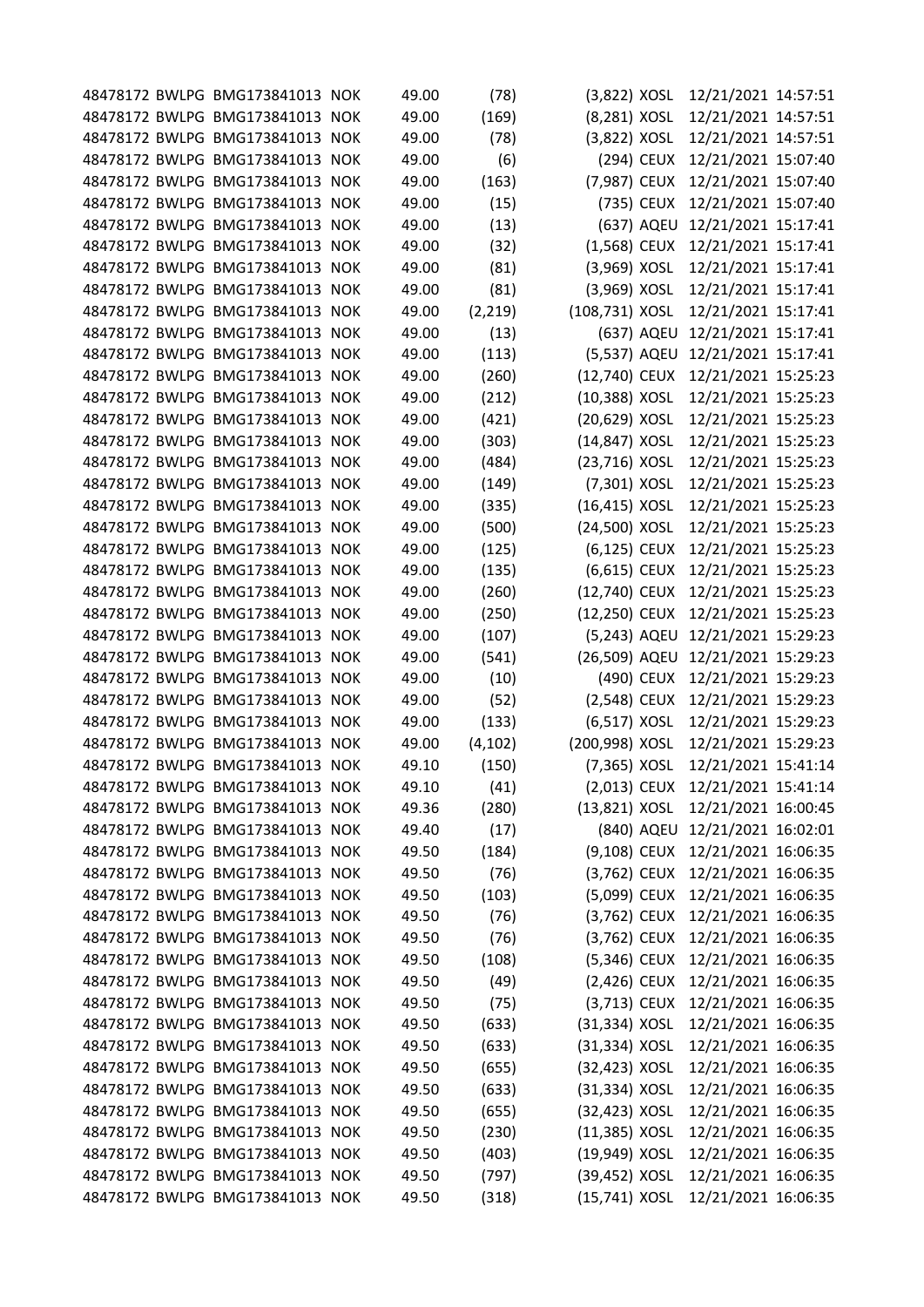| | | | | | | | | | |
|---|---|---|---|---|---|---|---|---|---|
| 48478172 | BWLPG | BMG173841013 | NOK | 49.00 | (78) | (3,822) | XOSL | 12/21/2021 | 14:57:51 |
| 48478172 | BWLPG | BMG173841013 | NOK | 49.00 | (169) | (8,281) | XOSL | 12/21/2021 | 14:57:51 |
| 48478172 | BWLPG | BMG173841013 | NOK | 49.00 | (78) | (3,822) | XOSL | 12/21/2021 | 14:57:51 |
| 48478172 | BWLPG | BMG173841013 | NOK | 49.00 | (6) | (294) | CEUX | 12/21/2021 | 15:07:40 |
| 48478172 | BWLPG | BMG173841013 | NOK | 49.00 | (163) | (7,987) | CEUX | 12/21/2021 | 15:07:40 |
| 48478172 | BWLPG | BMG173841013 | NOK | 49.00 | (15) | (735) | CEUX | 12/21/2021 | 15:07:40 |
| 48478172 | BWLPG | BMG173841013 | NOK | 49.00 | (13) | (637) | AQEU | 12/21/2021 | 15:17:41 |
| 48478172 | BWLPG | BMG173841013 | NOK | 49.00 | (32) | (1,568) | CEUX | 12/21/2021 | 15:17:41 |
| 48478172 | BWLPG | BMG173841013 | NOK | 49.00 | (81) | (3,969) | XOSL | 12/21/2021 | 15:17:41 |
| 48478172 | BWLPG | BMG173841013 | NOK | 49.00 | (81) | (3,969) | XOSL | 12/21/2021 | 15:17:41 |
| 48478172 | BWLPG | BMG173841013 | NOK | 49.00 | (2,219) | (108,731) | XOSL | 12/21/2021 | 15:17:41 |
| 48478172 | BWLPG | BMG173841013 | NOK | 49.00 | (13) | (637) | AQEU | 12/21/2021 | 15:17:41 |
| 48478172 | BWLPG | BMG173841013 | NOK | 49.00 | (113) | (5,537) | AQEU | 12/21/2021 | 15:17:41 |
| 48478172 | BWLPG | BMG173841013 | NOK | 49.00 | (260) | (12,740) | CEUX | 12/21/2021 | 15:25:23 |
| 48478172 | BWLPG | BMG173841013 | NOK | 49.00 | (212) | (10,388) | XOSL | 12/21/2021 | 15:25:23 |
| 48478172 | BWLPG | BMG173841013 | NOK | 49.00 | (421) | (20,629) | XOSL | 12/21/2021 | 15:25:23 |
| 48478172 | BWLPG | BMG173841013 | NOK | 49.00 | (303) | (14,847) | XOSL | 12/21/2021 | 15:25:23 |
| 48478172 | BWLPG | BMG173841013 | NOK | 49.00 | (484) | (23,716) | XOSL | 12/21/2021 | 15:25:23 |
| 48478172 | BWLPG | BMG173841013 | NOK | 49.00 | (149) | (7,301) | XOSL | 12/21/2021 | 15:25:23 |
| 48478172 | BWLPG | BMG173841013 | NOK | 49.00 | (335) | (16,415) | XOSL | 12/21/2021 | 15:25:23 |
| 48478172 | BWLPG | BMG173841013 | NOK | 49.00 | (500) | (24,500) | XOSL | 12/21/2021 | 15:25:23 |
| 48478172 | BWLPG | BMG173841013 | NOK | 49.00 | (125) | (6,125) | CEUX | 12/21/2021 | 15:25:23 |
| 48478172 | BWLPG | BMG173841013 | NOK | 49.00 | (135) | (6,615) | CEUX | 12/21/2021 | 15:25:23 |
| 48478172 | BWLPG | BMG173841013 | NOK | 49.00 | (260) | (12,740) | CEUX | 12/21/2021 | 15:25:23 |
| 48478172 | BWLPG | BMG173841013 | NOK | 49.00 | (250) | (12,250) | CEUX | 12/21/2021 | 15:25:23 |
| 48478172 | BWLPG | BMG173841013 | NOK | 49.00 | (107) | (5,243) | AQEU | 12/21/2021 | 15:29:23 |
| 48478172 | BWLPG | BMG173841013 | NOK | 49.00 | (541) | (26,509) | AQEU | 12/21/2021 | 15:29:23 |
| 48478172 | BWLPG | BMG173841013 | NOK | 49.00 | (10) | (490) | CEUX | 12/21/2021 | 15:29:23 |
| 48478172 | BWLPG | BMG173841013 | NOK | 49.00 | (52) | (2,548) | CEUX | 12/21/2021 | 15:29:23 |
| 48478172 | BWLPG | BMG173841013 | NOK | 49.00 | (133) | (6,517) | XOSL | 12/21/2021 | 15:29:23 |
| 48478172 | BWLPG | BMG173841013 | NOK | 49.00 | (4,102) | (200,998) | XOSL | 12/21/2021 | 15:29:23 |
| 48478172 | BWLPG | BMG173841013 | NOK | 49.10 | (150) | (7,365) | XOSL | 12/21/2021 | 15:41:14 |
| 48478172 | BWLPG | BMG173841013 | NOK | 49.10 | (41) | (2,013) | CEUX | 12/21/2021 | 15:41:14 |
| 48478172 | BWLPG | BMG173841013 | NOK | 49.36 | (280) | (13,821) | XOSL | 12/21/2021 | 16:00:45 |
| 48478172 | BWLPG | BMG173841013 | NOK | 49.40 | (17) | (840) | AQEU | 12/21/2021 | 16:02:01 |
| 48478172 | BWLPG | BMG173841013 | NOK | 49.50 | (184) | (9,108) | CEUX | 12/21/2021 | 16:06:35 |
| 48478172 | BWLPG | BMG173841013 | NOK | 49.50 | (76) | (3,762) | CEUX | 12/21/2021 | 16:06:35 |
| 48478172 | BWLPG | BMG173841013 | NOK | 49.50 | (103) | (5,099) | CEUX | 12/21/2021 | 16:06:35 |
| 48478172 | BWLPG | BMG173841013 | NOK | 49.50 | (76) | (3,762) | CEUX | 12/21/2021 | 16:06:35 |
| 48478172 | BWLPG | BMG173841013 | NOK | 49.50 | (76) | (3,762) | CEUX | 12/21/2021 | 16:06:35 |
| 48478172 | BWLPG | BMG173841013 | NOK | 49.50 | (108) | (5,346) | CEUX | 12/21/2021 | 16:06:35 |
| 48478172 | BWLPG | BMG173841013 | NOK | 49.50 | (49) | (2,426) | CEUX | 12/21/2021 | 16:06:35 |
| 48478172 | BWLPG | BMG173841013 | NOK | 49.50 | (75) | (3,713) | CEUX | 12/21/2021 | 16:06:35 |
| 48478172 | BWLPG | BMG173841013 | NOK | 49.50 | (633) | (31,334) | XOSL | 12/21/2021 | 16:06:35 |
| 48478172 | BWLPG | BMG173841013 | NOK | 49.50 | (633) | (31,334) | XOSL | 12/21/2021 | 16:06:35 |
| 48478172 | BWLPG | BMG173841013 | NOK | 49.50 | (655) | (32,423) | XOSL | 12/21/2021 | 16:06:35 |
| 48478172 | BWLPG | BMG173841013 | NOK | 49.50 | (633) | (31,334) | XOSL | 12/21/2021 | 16:06:35 |
| 48478172 | BWLPG | BMG173841013 | NOK | 49.50 | (655) | (32,423) | XOSL | 12/21/2021 | 16:06:35 |
| 48478172 | BWLPG | BMG173841013 | NOK | 49.50 | (230) | (11,385) | XOSL | 12/21/2021 | 16:06:35 |
| 48478172 | BWLPG | BMG173841013 | NOK | 49.50 | (403) | (19,949) | XOSL | 12/21/2021 | 16:06:35 |
| 48478172 | BWLPG | BMG173841013 | NOK | 49.50 | (797) | (39,452) | XOSL | 12/21/2021 | 16:06:35 |
| 48478172 | BWLPG | BMG173841013 | NOK | 49.50 | (318) | (15,741) | XOSL | 12/21/2021 | 16:06:35 |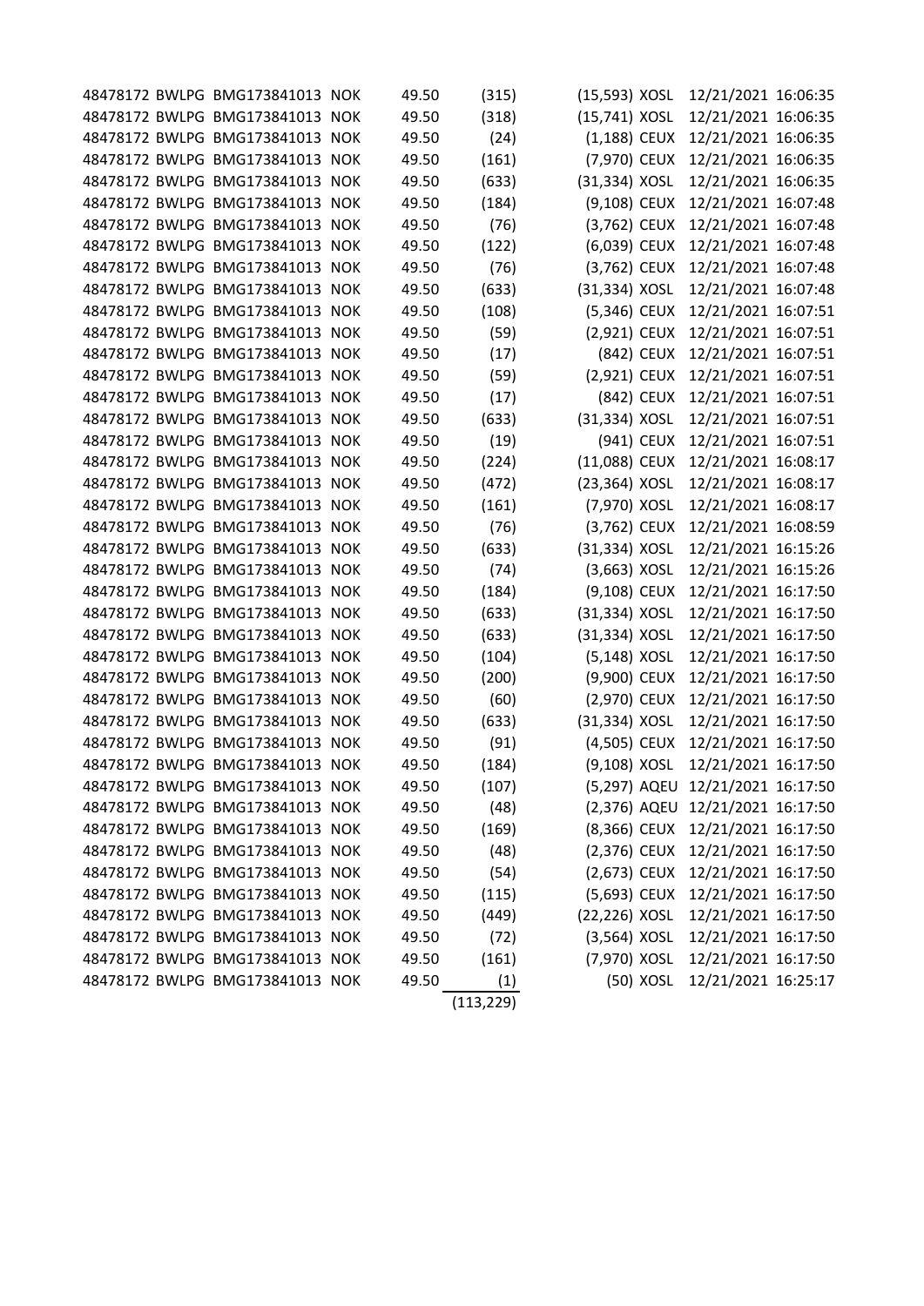| | | | | | | | | | |
|---|---|---|---|---|---|---|---|---|---|
| 48478172 | BWLPG | BMG173841013 | NOK | 49.50 | (315) | (15,593) | XOSL | 12/21/2021 | 16:06:35 |
| 48478172 | BWLPG | BMG173841013 | NOK | 49.50 | (318) | (15,741) | XOSL | 12/21/2021 | 16:06:35 |
| 48478172 | BWLPG | BMG173841013 | NOK | 49.50 | (24) | (1,188) | CEUX | 12/21/2021 | 16:06:35 |
| 48478172 | BWLPG | BMG173841013 | NOK | 49.50 | (161) | (7,970) | CEUX | 12/21/2021 | 16:06:35 |
| 48478172 | BWLPG | BMG173841013 | NOK | 49.50 | (633) | (31,334) | XOSL | 12/21/2021 | 16:06:35 |
| 48478172 | BWLPG | BMG173841013 | NOK | 49.50 | (184) | (9,108) | CEUX | 12/21/2021 | 16:07:48 |
| 48478172 | BWLPG | BMG173841013 | NOK | 49.50 | (76) | (3,762) | CEUX | 12/21/2021 | 16:07:48 |
| 48478172 | BWLPG | BMG173841013 | NOK | 49.50 | (122) | (6,039) | CEUX | 12/21/2021 | 16:07:48 |
| 48478172 | BWLPG | BMG173841013 | NOK | 49.50 | (76) | (3,762) | CEUX | 12/21/2021 | 16:07:48 |
| 48478172 | BWLPG | BMG173841013 | NOK | 49.50 | (633) | (31,334) | XOSL | 12/21/2021 | 16:07:48 |
| 48478172 | BWLPG | BMG173841013 | NOK | 49.50 | (108) | (5,346) | CEUX | 12/21/2021 | 16:07:51 |
| 48478172 | BWLPG | BMG173841013 | NOK | 49.50 | (59) | (2,921) | CEUX | 12/21/2021 | 16:07:51 |
| 48478172 | BWLPG | BMG173841013 | NOK | 49.50 | (17) | (842) | CEUX | 12/21/2021 | 16:07:51 |
| 48478172 | BWLPG | BMG173841013 | NOK | 49.50 | (59) | (2,921) | CEUX | 12/21/2021 | 16:07:51 |
| 48478172 | BWLPG | BMG173841013 | NOK | 49.50 | (17) | (842) | CEUX | 12/21/2021 | 16:07:51 |
| 48478172 | BWLPG | BMG173841013 | NOK | 49.50 | (633) | (31,334) | XOSL | 12/21/2021 | 16:07:51 |
| 48478172 | BWLPG | BMG173841013 | NOK | 49.50 | (19) | (941) | CEUX | 12/21/2021 | 16:07:51 |
| 48478172 | BWLPG | BMG173841013 | NOK | 49.50 | (224) | (11,088) | CEUX | 12/21/2021 | 16:08:17 |
| 48478172 | BWLPG | BMG173841013 | NOK | 49.50 | (472) | (23,364) | XOSL | 12/21/2021 | 16:08:17 |
| 48478172 | BWLPG | BMG173841013 | NOK | 49.50 | (161) | (7,970) | XOSL | 12/21/2021 | 16:08:17 |
| 48478172 | BWLPG | BMG173841013 | NOK | 49.50 | (76) | (3,762) | CEUX | 12/21/2021 | 16:08:59 |
| 48478172 | BWLPG | BMG173841013 | NOK | 49.50 | (633) | (31,334) | XOSL | 12/21/2021 | 16:15:26 |
| 48478172 | BWLPG | BMG173841013 | NOK | 49.50 | (74) | (3,663) | XOSL | 12/21/2021 | 16:15:26 |
| 48478172 | BWLPG | BMG173841013 | NOK | 49.50 | (184) | (9,108) | CEUX | 12/21/2021 | 16:17:50 |
| 48478172 | BWLPG | BMG173841013 | NOK | 49.50 | (633) | (31,334) | XOSL | 12/21/2021 | 16:17:50 |
| 48478172 | BWLPG | BMG173841013 | NOK | 49.50 | (633) | (31,334) | XOSL | 12/21/2021 | 16:17:50 |
| 48478172 | BWLPG | BMG173841013 | NOK | 49.50 | (104) | (5,148) | XOSL | 12/21/2021 | 16:17:50 |
| 48478172 | BWLPG | BMG173841013 | NOK | 49.50 | (200) | (9,900) | CEUX | 12/21/2021 | 16:17:50 |
| 48478172 | BWLPG | BMG173841013 | NOK | 49.50 | (60) | (2,970) | CEUX | 12/21/2021 | 16:17:50 |
| 48478172 | BWLPG | BMG173841013 | NOK | 49.50 | (633) | (31,334) | XOSL | 12/21/2021 | 16:17:50 |
| 48478172 | BWLPG | BMG173841013 | NOK | 49.50 | (91) | (4,505) | CEUX | 12/21/2021 | 16:17:50 |
| 48478172 | BWLPG | BMG173841013 | NOK | 49.50 | (184) | (9,108) | XOSL | 12/21/2021 | 16:17:50 |
| 48478172 | BWLPG | BMG173841013 | NOK | 49.50 | (107) | (5,297) | AQEU | 12/21/2021 | 16:17:50 |
| 48478172 | BWLPG | BMG173841013 | NOK | 49.50 | (48) | (2,376) | AQEU | 12/21/2021 | 16:17:50 |
| 48478172 | BWLPG | BMG173841013 | NOK | 49.50 | (169) | (8,366) | CEUX | 12/21/2021 | 16:17:50 |
| 48478172 | BWLPG | BMG173841013 | NOK | 49.50 | (48) | (2,376) | CEUX | 12/21/2021 | 16:17:50 |
| 48478172 | BWLPG | BMG173841013 | NOK | 49.50 | (54) | (2,673) | CEUX | 12/21/2021 | 16:17:50 |
| 48478172 | BWLPG | BMG173841013 | NOK | 49.50 | (115) | (5,693) | CEUX | 12/21/2021 | 16:17:50 |
| 48478172 | BWLPG | BMG173841013 | NOK | 49.50 | (449) | (22,226) | XOSL | 12/21/2021 | 16:17:50 |
| 48478172 | BWLPG | BMG173841013 | NOK | 49.50 | (72) | (3,564) | XOSL | 12/21/2021 | 16:17:50 |
| 48478172 | BWLPG | BMG173841013 | NOK | 49.50 | (161) | (7,970) | XOSL | 12/21/2021 | 16:17:50 |
| 48478172 | BWLPG | BMG173841013 | NOK | 49.50 | (1) | (50) | XOSL | 12/21/2021 | 16:25:17 |
| | | | | | (113,229) | | | | |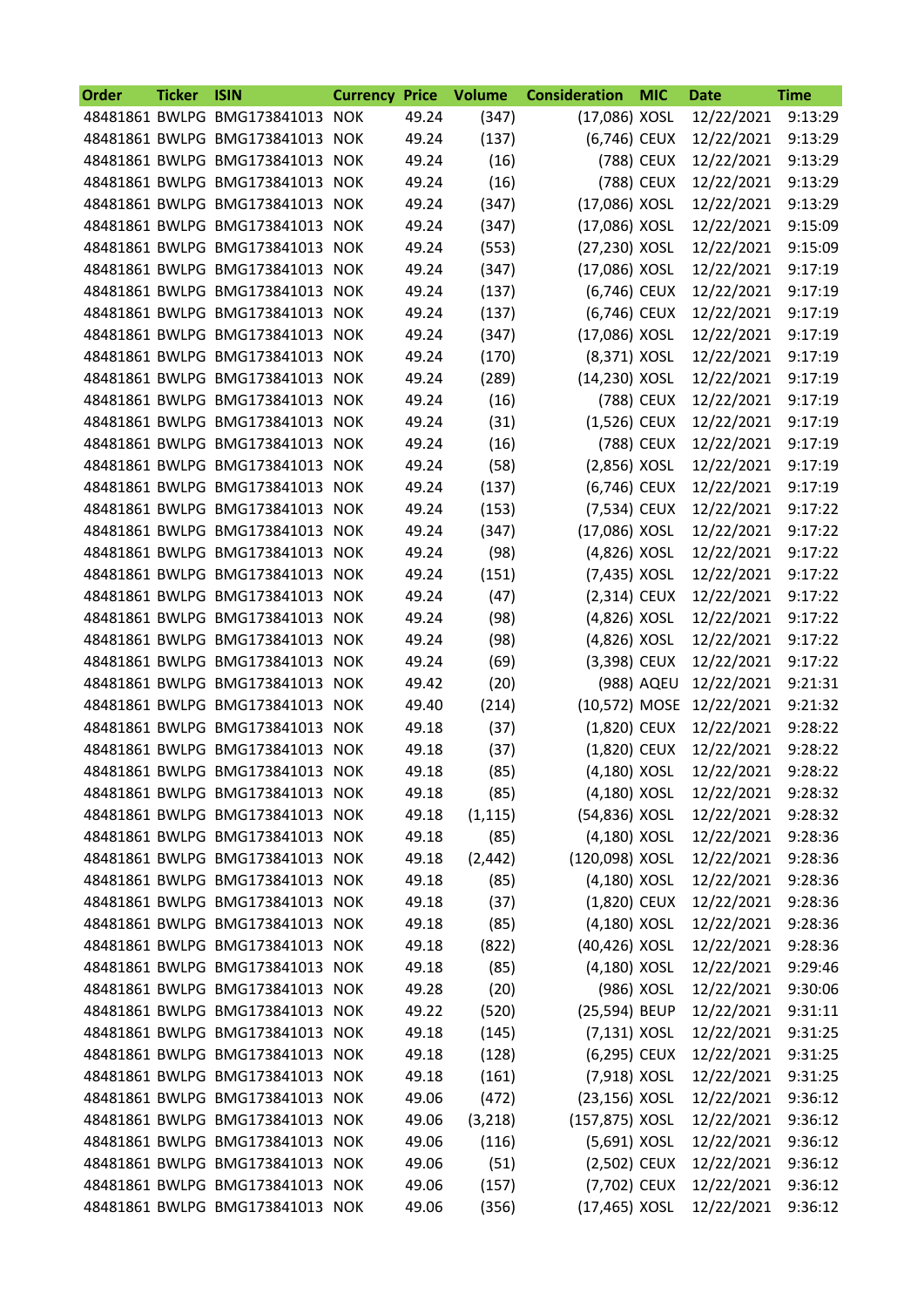| Order | Ticker | ISIN | Currency | Price | Volume | Consideration | MIC | Date | Time |
|---|---|---|---|---|---|---|---|---|---|
| 48481861 | BWLPG | BMG173841013 | NOK | 49.24 | (347) | (17,086) | XOSL | 12/22/2021 | 9:13:29 |
| 48481861 | BWLPG | BMG173841013 | NOK | 49.24 | (137) | (6,746) | CEUX | 12/22/2021 | 9:13:29 |
| 48481861 | BWLPG | BMG173841013 | NOK | 49.24 | (16) | (788) | CEUX | 12/22/2021 | 9:13:29 |
| 48481861 | BWLPG | BMG173841013 | NOK | 49.24 | (16) | (788) | CEUX | 12/22/2021 | 9:13:29 |
| 48481861 | BWLPG | BMG173841013 | NOK | 49.24 | (347) | (17,086) | XOSL | 12/22/2021 | 9:13:29 |
| 48481861 | BWLPG | BMG173841013 | NOK | 49.24 | (347) | (17,086) | XOSL | 12/22/2021 | 9:15:09 |
| 48481861 | BWLPG | BMG173841013 | NOK | 49.24 | (553) | (27,230) | XOSL | 12/22/2021 | 9:15:09 |
| 48481861 | BWLPG | BMG173841013 | NOK | 49.24 | (347) | (17,086) | XOSL | 12/22/2021 | 9:17:19 |
| 48481861 | BWLPG | BMG173841013 | NOK | 49.24 | (137) | (6,746) | CEUX | 12/22/2021 | 9:17:19 |
| 48481861 | BWLPG | BMG173841013 | NOK | 49.24 | (137) | (6,746) | CEUX | 12/22/2021 | 9:17:19 |
| 48481861 | BWLPG | BMG173841013 | NOK | 49.24 | (347) | (17,086) | XOSL | 12/22/2021 | 9:17:19 |
| 48481861 | BWLPG | BMG173841013 | NOK | 49.24 | (170) | (8,371) | XOSL | 12/22/2021 | 9:17:19 |
| 48481861 | BWLPG | BMG173841013 | NOK | 49.24 | (289) | (14,230) | XOSL | 12/22/2021 | 9:17:19 |
| 48481861 | BWLPG | BMG173841013 | NOK | 49.24 | (16) | (788) | CEUX | 12/22/2021 | 9:17:19 |
| 48481861 | BWLPG | BMG173841013 | NOK | 49.24 | (31) | (1,526) | CEUX | 12/22/2021 | 9:17:19 |
| 48481861 | BWLPG | BMG173841013 | NOK | 49.24 | (16) | (788) | CEUX | 12/22/2021 | 9:17:19 |
| 48481861 | BWLPG | BMG173841013 | NOK | 49.24 | (58) | (2,856) | XOSL | 12/22/2021 | 9:17:19 |
| 48481861 | BWLPG | BMG173841013 | NOK | 49.24 | (137) | (6,746) | CEUX | 12/22/2021 | 9:17:19 |
| 48481861 | BWLPG | BMG173841013 | NOK | 49.24 | (153) | (7,534) | CEUX | 12/22/2021 | 9:17:22 |
| 48481861 | BWLPG | BMG173841013 | NOK | 49.24 | (347) | (17,086) | XOSL | 12/22/2021 | 9:17:22 |
| 48481861 | BWLPG | BMG173841013 | NOK | 49.24 | (98) | (4,826) | XOSL | 12/22/2021 | 9:17:22 |
| 48481861 | BWLPG | BMG173841013 | NOK | 49.24 | (151) | (7,435) | XOSL | 12/22/2021 | 9:17:22 |
| 48481861 | BWLPG | BMG173841013 | NOK | 49.24 | (47) | (2,314) | CEUX | 12/22/2021 | 9:17:22 |
| 48481861 | BWLPG | BMG173841013 | NOK | 49.24 | (98) | (4,826) | XOSL | 12/22/2021 | 9:17:22 |
| 48481861 | BWLPG | BMG173841013 | NOK | 49.24 | (98) | (4,826) | XOSL | 12/22/2021 | 9:17:22 |
| 48481861 | BWLPG | BMG173841013 | NOK | 49.24 | (69) | (3,398) | CEUX | 12/22/2021 | 9:17:22 |
| 48481861 | BWLPG | BMG173841013 | NOK | 49.42 | (20) | (988) | AQEU | 12/22/2021 | 9:21:31 |
| 48481861 | BWLPG | BMG173841013 | NOK | 49.40 | (214) | (10,572) | MOSE | 12/22/2021 | 9:21:32 |
| 48481861 | BWLPG | BMG173841013 | NOK | 49.18 | (37) | (1,820) | CEUX | 12/22/2021 | 9:28:22 |
| 48481861 | BWLPG | BMG173841013 | NOK | 49.18 | (37) | (1,820) | CEUX | 12/22/2021 | 9:28:22 |
| 48481861 | BWLPG | BMG173841013 | NOK | 49.18 | (85) | (4,180) | XOSL | 12/22/2021 | 9:28:22 |
| 48481861 | BWLPG | BMG173841013 | NOK | 49.18 | (85) | (4,180) | XOSL | 12/22/2021 | 9:28:32 |
| 48481861 | BWLPG | BMG173841013 | NOK | 49.18 | (1,115) | (54,836) | XOSL | 12/22/2021 | 9:28:32 |
| 48481861 | BWLPG | BMG173841013 | NOK | 49.18 | (85) | (4,180) | XOSL | 12/22/2021 | 9:28:36 |
| 48481861 | BWLPG | BMG173841013 | NOK | 49.18 | (2,442) | (120,098) | XOSL | 12/22/2021 | 9:28:36 |
| 48481861 | BWLPG | BMG173841013 | NOK | 49.18 | (85) | (4,180) | XOSL | 12/22/2021 | 9:28:36 |
| 48481861 | BWLPG | BMG173841013 | NOK | 49.18 | (37) | (1,820) | CEUX | 12/22/2021 | 9:28:36 |
| 48481861 | BWLPG | BMG173841013 | NOK | 49.18 | (85) | (4,180) | XOSL | 12/22/2021 | 9:28:36 |
| 48481861 | BWLPG | BMG173841013 | NOK | 49.18 | (822) | (40,426) | XOSL | 12/22/2021 | 9:28:36 |
| 48481861 | BWLPG | BMG173841013 | NOK | 49.18 | (85) | (4,180) | XOSL | 12/22/2021 | 9:29:46 |
| 48481861 | BWLPG | BMG173841013 | NOK | 49.28 | (20) | (986) | XOSL | 12/22/2021 | 9:30:06 |
| 48481861 | BWLPG | BMG173841013 | NOK | 49.22 | (520) | (25,594) | BEUP | 12/22/2021 | 9:31:11 |
| 48481861 | BWLPG | BMG173841013 | NOK | 49.18 | (145) | (7,131) | XOSL | 12/22/2021 | 9:31:25 |
| 48481861 | BWLPG | BMG173841013 | NOK | 49.18 | (128) | (6,295) | CEUX | 12/22/2021 | 9:31:25 |
| 48481861 | BWLPG | BMG173841013 | NOK | 49.18 | (161) | (7,918) | XOSL | 12/22/2021 | 9:31:25 |
| 48481861 | BWLPG | BMG173841013 | NOK | 49.06 | (472) | (23,156) | XOSL | 12/22/2021 | 9:36:12 |
| 48481861 | BWLPG | BMG173841013 | NOK | 49.06 | (3,218) | (157,875) | XOSL | 12/22/2021 | 9:36:12 |
| 48481861 | BWLPG | BMG173841013 | NOK | 49.06 | (116) | (5,691) | XOSL | 12/22/2021 | 9:36:12 |
| 48481861 | BWLPG | BMG173841013 | NOK | 49.06 | (51) | (2,502) | CEUX | 12/22/2021 | 9:36:12 |
| 48481861 | BWLPG | BMG173841013 | NOK | 49.06 | (157) | (7,702) | CEUX | 12/22/2021 | 9:36:12 |
| 48481861 | BWLPG | BMG173841013 | NOK | 49.06 | (356) | (17,465) | XOSL | 12/22/2021 | 9:36:12 |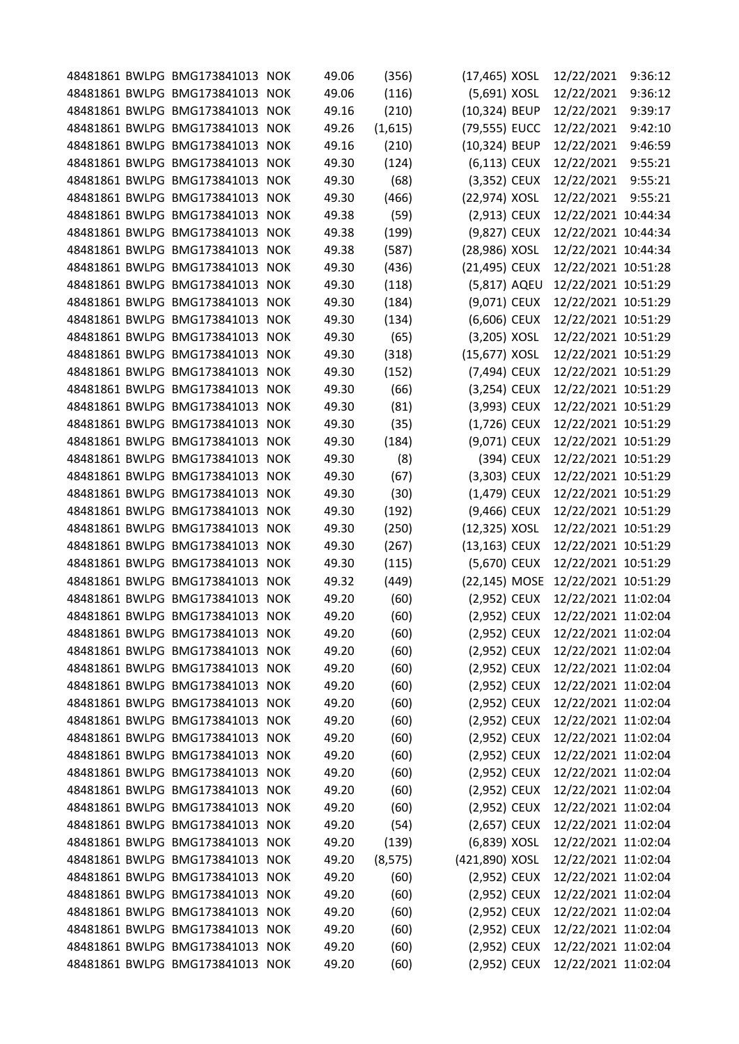| | | | | | | | | | |
|---|---|---|---|---|---|---|---|---|---|
| 48481861 | BWLPG | BMG173841013 | NOK | 49.06 | (356) | (17,465) | XOSL | 12/22/2021 | 9:36:12 |
| 48481861 | BWLPG | BMG173841013 | NOK | 49.06 | (116) | (5,691) | XOSL | 12/22/2021 | 9:36:12 |
| 48481861 | BWLPG | BMG173841013 | NOK | 49.16 | (210) | (10,324) | BEUP | 12/22/2021 | 9:39:17 |
| 48481861 | BWLPG | BMG173841013 | NOK | 49.26 | (1,615) | (79,555) | EUCC | 12/22/2021 | 9:42:10 |
| 48481861 | BWLPG | BMG173841013 | NOK | 49.16 | (210) | (10,324) | BEUP | 12/22/2021 | 9:46:59 |
| 48481861 | BWLPG | BMG173841013 | NOK | 49.30 | (124) | (6,113) | CEUX | 12/22/2021 | 9:55:21 |
| 48481861 | BWLPG | BMG173841013 | NOK | 49.30 | (68) | (3,352) | CEUX | 12/22/2021 | 9:55:21 |
| 48481861 | BWLPG | BMG173841013 | NOK | 49.30 | (466) | (22,974) | XOSL | 12/22/2021 | 9:55:21 |
| 48481861 | BWLPG | BMG173841013 | NOK | 49.38 | (59) | (2,913) | CEUX | 12/22/2021 | 10:44:34 |
| 48481861 | BWLPG | BMG173841013 | NOK | 49.38 | (199) | (9,827) | CEUX | 12/22/2021 | 10:44:34 |
| 48481861 | BWLPG | BMG173841013 | NOK | 49.38 | (587) | (28,986) | XOSL | 12/22/2021 | 10:44:34 |
| 48481861 | BWLPG | BMG173841013 | NOK | 49.30 | (436) | (21,495) | CEUX | 12/22/2021 | 10:51:28 |
| 48481861 | BWLPG | BMG173841013 | NOK | 49.30 | (118) | (5,817) | AQEU | 12/22/2021 | 10:51:29 |
| 48481861 | BWLPG | BMG173841013 | NOK | 49.30 | (184) | (9,071) | CEUX | 12/22/2021 | 10:51:29 |
| 48481861 | BWLPG | BMG173841013 | NOK | 49.30 | (134) | (6,606) | CEUX | 12/22/2021 | 10:51:29 |
| 48481861 | BWLPG | BMG173841013 | NOK | 49.30 | (65) | (3,205) | XOSL | 12/22/2021 | 10:51:29 |
| 48481861 | BWLPG | BMG173841013 | NOK | 49.30 | (318) | (15,677) | XOSL | 12/22/2021 | 10:51:29 |
| 48481861 | BWLPG | BMG173841013 | NOK | 49.30 | (152) | (7,494) | CEUX | 12/22/2021 | 10:51:29 |
| 48481861 | BWLPG | BMG173841013 | NOK | 49.30 | (66) | (3,254) | CEUX | 12/22/2021 | 10:51:29 |
| 48481861 | BWLPG | BMG173841013 | NOK | 49.30 | (81) | (3,993) | CEUX | 12/22/2021 | 10:51:29 |
| 48481861 | BWLPG | BMG173841013 | NOK | 49.30 | (35) | (1,726) | CEUX | 12/22/2021 | 10:51:29 |
| 48481861 | BWLPG | BMG173841013 | NOK | 49.30 | (184) | (9,071) | CEUX | 12/22/2021 | 10:51:29 |
| 48481861 | BWLPG | BMG173841013 | NOK | 49.30 | (8) | (394) | CEUX | 12/22/2021 | 10:51:29 |
| 48481861 | BWLPG | BMG173841013 | NOK | 49.30 | (67) | (3,303) | CEUX | 12/22/2021 | 10:51:29 |
| 48481861 | BWLPG | BMG173841013 | NOK | 49.30 | (30) | (1,479) | CEUX | 12/22/2021 | 10:51:29 |
| 48481861 | BWLPG | BMG173841013 | NOK | 49.30 | (192) | (9,466) | CEUX | 12/22/2021 | 10:51:29 |
| 48481861 | BWLPG | BMG173841013 | NOK | 49.30 | (250) | (12,325) | XOSL | 12/22/2021 | 10:51:29 |
| 48481861 | BWLPG | BMG173841013 | NOK | 49.30 | (267) | (13,163) | CEUX | 12/22/2021 | 10:51:29 |
| 48481861 | BWLPG | BMG173841013 | NOK | 49.30 | (115) | (5,670) | CEUX | 12/22/2021 | 10:51:29 |
| 48481861 | BWLPG | BMG173841013 | NOK | 49.32 | (449) | (22,145) | MOSE | 12/22/2021 | 10:51:29 |
| 48481861 | BWLPG | BMG173841013 | NOK | 49.20 | (60) | (2,952) | CEUX | 12/22/2021 | 11:02:04 |
| 48481861 | BWLPG | BMG173841013 | NOK | 49.20 | (60) | (2,952) | CEUX | 12/22/2021 | 11:02:04 |
| 48481861 | BWLPG | BMG173841013 | NOK | 49.20 | (60) | (2,952) | CEUX | 12/22/2021 | 11:02:04 |
| 48481861 | BWLPG | BMG173841013 | NOK | 49.20 | (60) | (2,952) | CEUX | 12/22/2021 | 11:02:04 |
| 48481861 | BWLPG | BMG173841013 | NOK | 49.20 | (60) | (2,952) | CEUX | 12/22/2021 | 11:02:04 |
| 48481861 | BWLPG | BMG173841013 | NOK | 49.20 | (60) | (2,952) | CEUX | 12/22/2021 | 11:02:04 |
| 48481861 | BWLPG | BMG173841013 | NOK | 49.20 | (60) | (2,952) | CEUX | 12/22/2021 | 11:02:04 |
| 48481861 | BWLPG | BMG173841013 | NOK | 49.20 | (60) | (2,952) | CEUX | 12/22/2021 | 11:02:04 |
| 48481861 | BWLPG | BMG173841013 | NOK | 49.20 | (60) | (2,952) | CEUX | 12/22/2021 | 11:02:04 |
| 48481861 | BWLPG | BMG173841013 | NOK | 49.20 | (60) | (2,952) | CEUX | 12/22/2021 | 11:02:04 |
| 48481861 | BWLPG | BMG173841013 | NOK | 49.20 | (60) | (2,952) | CEUX | 12/22/2021 | 11:02:04 |
| 48481861 | BWLPG | BMG173841013 | NOK | 49.20 | (60) | (2,952) | CEUX | 12/22/2021 | 11:02:04 |
| 48481861 | BWLPG | BMG173841013 | NOK | 49.20 | (60) | (2,952) | CEUX | 12/22/2021 | 11:02:04 |
| 48481861 | BWLPG | BMG173841013 | NOK | 49.20 | (54) | (2,657) | CEUX | 12/22/2021 | 11:02:04 |
| 48481861 | BWLPG | BMG173841013 | NOK | 49.20 | (139) | (6,839) | XOSL | 12/22/2021 | 11:02:04 |
| 48481861 | BWLPG | BMG173841013 | NOK | 49.20 | (8,575) | (421,890) | XOSL | 12/22/2021 | 11:02:04 |
| 48481861 | BWLPG | BMG173841013 | NOK | 49.20 | (60) | (2,952) | CEUX | 12/22/2021 | 11:02:04 |
| 48481861 | BWLPG | BMG173841013 | NOK | 49.20 | (60) | (2,952) | CEUX | 12/22/2021 | 11:02:04 |
| 48481861 | BWLPG | BMG173841013 | NOK | 49.20 | (60) | (2,952) | CEUX | 12/22/2021 | 11:02:04 |
| 48481861 | BWLPG | BMG173841013 | NOK | 49.20 | (60) | (2,952) | CEUX | 12/22/2021 | 11:02:04 |
| 48481861 | BWLPG | BMG173841013 | NOK | 49.20 | (60) | (2,952) | CEUX | 12/22/2021 | 11:02:04 |
| 48481861 | BWLPG | BMG173841013 | NOK | 49.20 | (60) | (2,952) | CEUX | 12/22/2021 | 11:02:04 |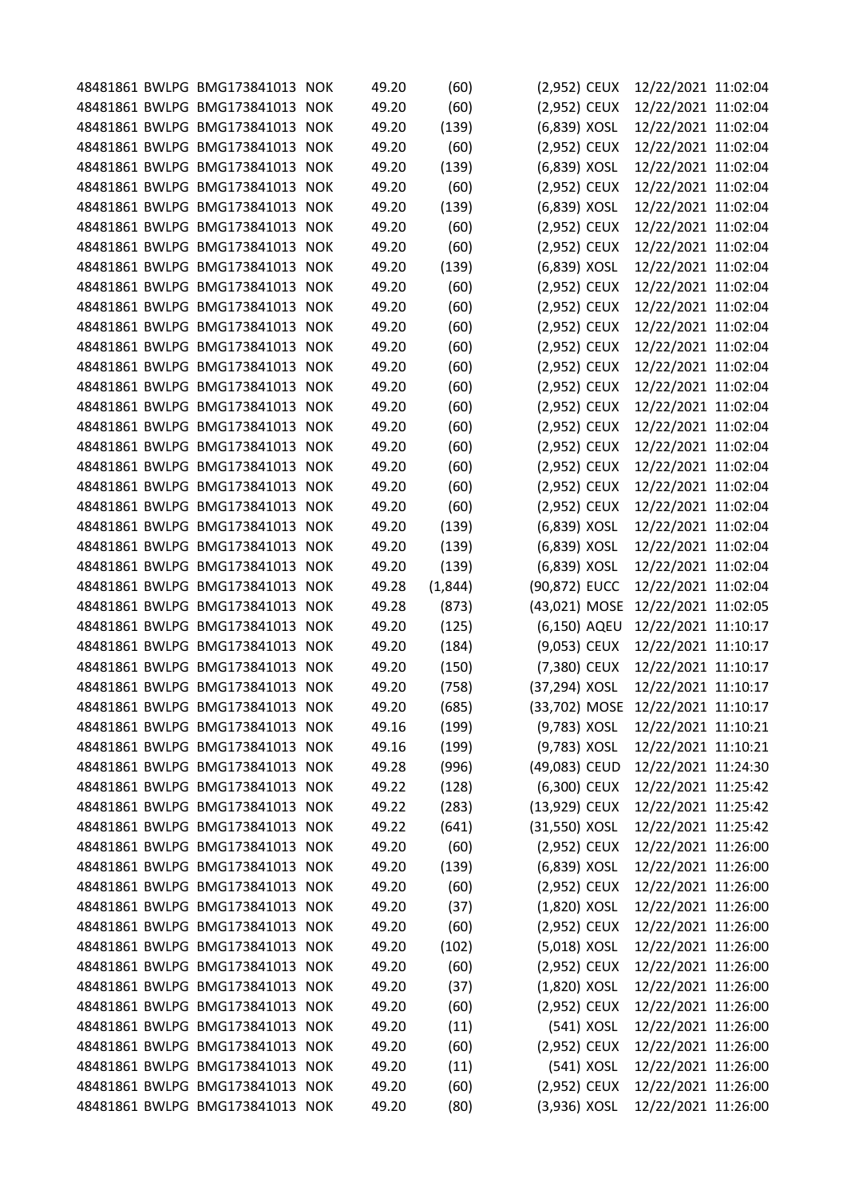| | | | | | | | | | |
|---|---|---|---|---|---|---|---|---|---|
| 48481861 | BWLPG | BMG173841013 | NOK | 49.20 | (60) | (2,952) | CEUX | 12/22/2021 | 11:02:04 |
| 48481861 | BWLPG | BMG173841013 | NOK | 49.20 | (60) | (2,952) | CEUX | 12/22/2021 | 11:02:04 |
| 48481861 | BWLPG | BMG173841013 | NOK | 49.20 | (139) | (6,839) | XOSL | 12/22/2021 | 11:02:04 |
| 48481861 | BWLPG | BMG173841013 | NOK | 49.20 | (60) | (2,952) | CEUX | 12/22/2021 | 11:02:04 |
| 48481861 | BWLPG | BMG173841013 | NOK | 49.20 | (139) | (6,839) | XOSL | 12/22/2021 | 11:02:04 |
| 48481861 | BWLPG | BMG173841013 | NOK | 49.20 | (60) | (2,952) | CEUX | 12/22/2021 | 11:02:04 |
| 48481861 | BWLPG | BMG173841013 | NOK | 49.20 | (139) | (6,839) | XOSL | 12/22/2021 | 11:02:04 |
| 48481861 | BWLPG | BMG173841013 | NOK | 49.20 | (60) | (2,952) | CEUX | 12/22/2021 | 11:02:04 |
| 48481861 | BWLPG | BMG173841013 | NOK | 49.20 | (60) | (2,952) | CEUX | 12/22/2021 | 11:02:04 |
| 48481861 | BWLPG | BMG173841013 | NOK | 49.20 | (139) | (6,839) | XOSL | 12/22/2021 | 11:02:04 |
| 48481861 | BWLPG | BMG173841013 | NOK | 49.20 | (60) | (2,952) | CEUX | 12/22/2021 | 11:02:04 |
| 48481861 | BWLPG | BMG173841013 | NOK | 49.20 | (60) | (2,952) | CEUX | 12/22/2021 | 11:02:04 |
| 48481861 | BWLPG | BMG173841013 | NOK | 49.20 | (60) | (2,952) | CEUX | 12/22/2021 | 11:02:04 |
| 48481861 | BWLPG | BMG173841013 | NOK | 49.20 | (60) | (2,952) | CEUX | 12/22/2021 | 11:02:04 |
| 48481861 | BWLPG | BMG173841013 | NOK | 49.20 | (60) | (2,952) | CEUX | 12/22/2021 | 11:02:04 |
| 48481861 | BWLPG | BMG173841013 | NOK | 49.20 | (60) | (2,952) | CEUX | 12/22/2021 | 11:02:04 |
| 48481861 | BWLPG | BMG173841013 | NOK | 49.20 | (60) | (2,952) | CEUX | 12/22/2021 | 11:02:04 |
| 48481861 | BWLPG | BMG173841013 | NOK | 49.20 | (60) | (2,952) | CEUX | 12/22/2021 | 11:02:04 |
| 48481861 | BWLPG | BMG173841013 | NOK | 49.20 | (60) | (2,952) | CEUX | 12/22/2021 | 11:02:04 |
| 48481861 | BWLPG | BMG173841013 | NOK | 49.20 | (60) | (2,952) | CEUX | 12/22/2021 | 11:02:04 |
| 48481861 | BWLPG | BMG173841013 | NOK | 49.20 | (60) | (2,952) | CEUX | 12/22/2021 | 11:02:04 |
| 48481861 | BWLPG | BMG173841013 | NOK | 49.20 | (60) | (2,952) | CEUX | 12/22/2021 | 11:02:04 |
| 48481861 | BWLPG | BMG173841013 | NOK | 49.20 | (139) | (6,839) | XOSL | 12/22/2021 | 11:02:04 |
| 48481861 | BWLPG | BMG173841013 | NOK | 49.20 | (139) | (6,839) | XOSL | 12/22/2021 | 11:02:04 |
| 48481861 | BWLPG | BMG173841013 | NOK | 49.20 | (139) | (6,839) | XOSL | 12/22/2021 | 11:02:04 |
| 48481861 | BWLPG | BMG173841013 | NOK | 49.28 | (1,844) | (90,872) | EUCC | 12/22/2021 | 11:02:04 |
| 48481861 | BWLPG | BMG173841013 | NOK | 49.28 | (873) | (43,021) | MOSE | 12/22/2021 | 11:02:05 |
| 48481861 | BWLPG | BMG173841013 | NOK | 49.20 | (125) | (6,150) | AQEU | 12/22/2021 | 11:10:17 |
| 48481861 | BWLPG | BMG173841013 | NOK | 49.20 | (184) | (9,053) | CEUX | 12/22/2021 | 11:10:17 |
| 48481861 | BWLPG | BMG173841013 | NOK | 49.20 | (150) | (7,380) | CEUX | 12/22/2021 | 11:10:17 |
| 48481861 | BWLPG | BMG173841013 | NOK | 49.20 | (758) | (37,294) | XOSL | 12/22/2021 | 11:10:17 |
| 48481861 | BWLPG | BMG173841013 | NOK | 49.20 | (685) | (33,702) | MOSE | 12/22/2021 | 11:10:17 |
| 48481861 | BWLPG | BMG173841013 | NOK | 49.16 | (199) | (9,783) | XOSL | 12/22/2021 | 11:10:21 |
| 48481861 | BWLPG | BMG173841013 | NOK | 49.16 | (199) | (9,783) | XOSL | 12/22/2021 | 11:10:21 |
| 48481861 | BWLPG | BMG173841013 | NOK | 49.28 | (996) | (49,083) | CEUD | 12/22/2021 | 11:24:30 |
| 48481861 | BWLPG | BMG173841013 | NOK | 49.22 | (128) | (6,300) | CEUX | 12/22/2021 | 11:25:42 |
| 48481861 | BWLPG | BMG173841013 | NOK | 49.22 | (283) | (13,929) | CEUX | 12/22/2021 | 11:25:42 |
| 48481861 | BWLPG | BMG173841013 | NOK | 49.22 | (641) | (31,550) | XOSL | 12/22/2021 | 11:25:42 |
| 48481861 | BWLPG | BMG173841013 | NOK | 49.20 | (60) | (2,952) | CEUX | 12/22/2021 | 11:26:00 |
| 48481861 | BWLPG | BMG173841013 | NOK | 49.20 | (139) | (6,839) | XOSL | 12/22/2021 | 11:26:00 |
| 48481861 | BWLPG | BMG173841013 | NOK | 49.20 | (60) | (2,952) | CEUX | 12/22/2021 | 11:26:00 |
| 48481861 | BWLPG | BMG173841013 | NOK | 49.20 | (37) | (1,820) | XOSL | 12/22/2021 | 11:26:00 |
| 48481861 | BWLPG | BMG173841013 | NOK | 49.20 | (60) | (2,952) | CEUX | 12/22/2021 | 11:26:00 |
| 48481861 | BWLPG | BMG173841013 | NOK | 49.20 | (102) | (5,018) | XOSL | 12/22/2021 | 11:26:00 |
| 48481861 | BWLPG | BMG173841013 | NOK | 49.20 | (60) | (2,952) | CEUX | 12/22/2021 | 11:26:00 |
| 48481861 | BWLPG | BMG173841013 | NOK | 49.20 | (37) | (1,820) | XOSL | 12/22/2021 | 11:26:00 |
| 48481861 | BWLPG | BMG173841013 | NOK | 49.20 | (60) | (2,952) | CEUX | 12/22/2021 | 11:26:00 |
| 48481861 | BWLPG | BMG173841013 | NOK | 49.20 | (11) | (541) | XOSL | 12/22/2021 | 11:26:00 |
| 48481861 | BWLPG | BMG173841013 | NOK | 49.20 | (60) | (2,952) | CEUX | 12/22/2021 | 11:26:00 |
| 48481861 | BWLPG | BMG173841013 | NOK | 49.20 | (11) | (541) | XOSL | 12/22/2021 | 11:26:00 |
| 48481861 | BWLPG | BMG173841013 | NOK | 49.20 | (60) | (2,952) | CEUX | 12/22/2021 | 11:26:00 |
| 48481861 | BWLPG | BMG173841013 | NOK | 49.20 | (80) | (3,936) | XOSL | 12/22/2021 | 11:26:00 |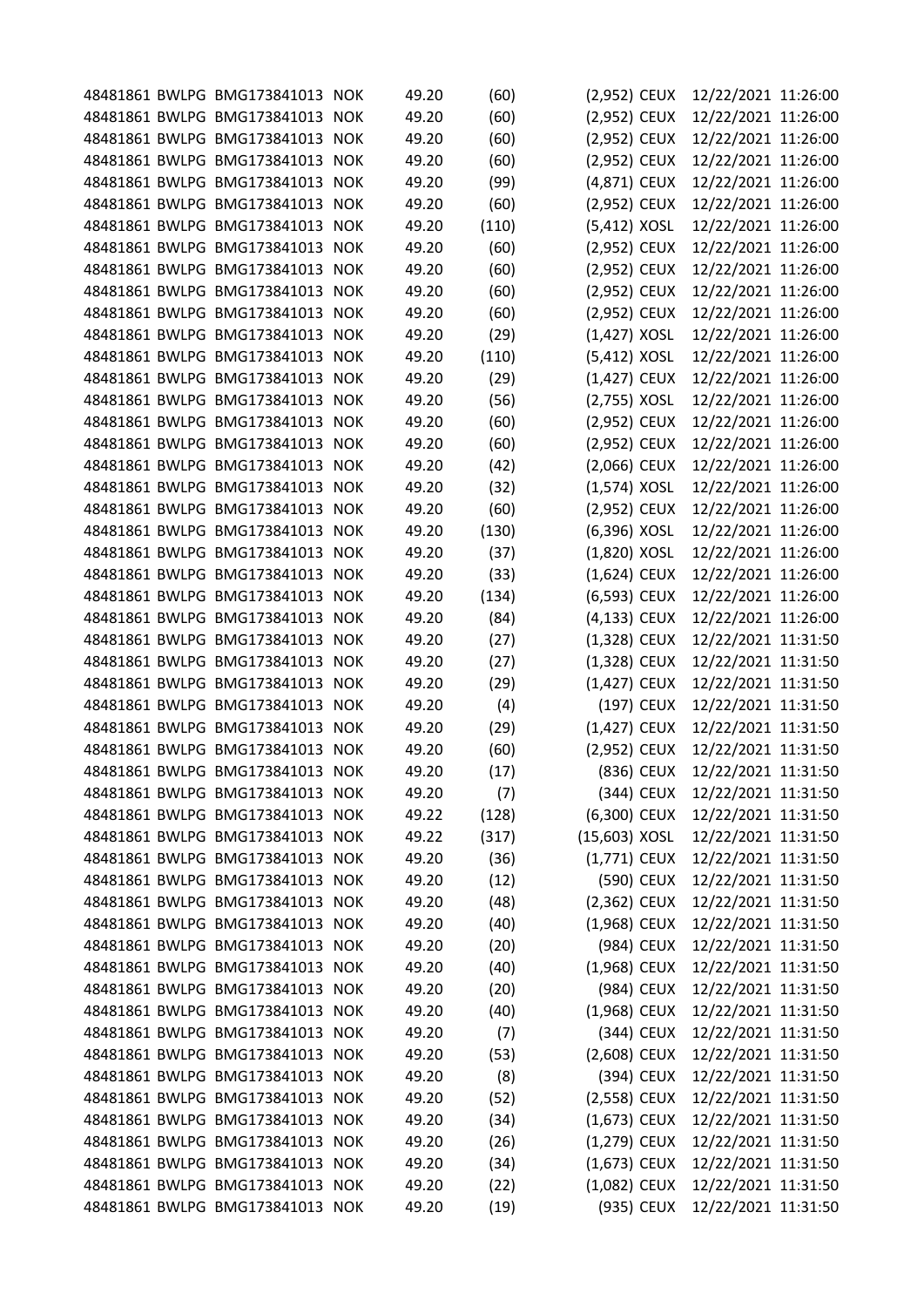| | | | | | | | | | |
|---|---|---|---|---|---|---|---|---|---|
| 48481861 | BWLPG | BMG173841013 | NOK | 49.20 | (60) | (2,952) | CEUX | 12/22/2021 | 11:26:00 |
| 48481861 | BWLPG | BMG173841013 | NOK | 49.20 | (60) | (2,952) | CEUX | 12/22/2021 | 11:26:00 |
| 48481861 | BWLPG | BMG173841013 | NOK | 49.20 | (60) | (2,952) | CEUX | 12/22/2021 | 11:26:00 |
| 48481861 | BWLPG | BMG173841013 | NOK | 49.20 | (60) | (2,952) | CEUX | 12/22/2021 | 11:26:00 |
| 48481861 | BWLPG | BMG173841013 | NOK | 49.20 | (99) | (4,871) | CEUX | 12/22/2021 | 11:26:00 |
| 48481861 | BWLPG | BMG173841013 | NOK | 49.20 | (60) | (2,952) | CEUX | 12/22/2021 | 11:26:00 |
| 48481861 | BWLPG | BMG173841013 | NOK | 49.20 | (110) | (5,412) | XOSL | 12/22/2021 | 11:26:00 |
| 48481861 | BWLPG | BMG173841013 | NOK | 49.20 | (60) | (2,952) | CEUX | 12/22/2021 | 11:26:00 |
| 48481861 | BWLPG | BMG173841013 | NOK | 49.20 | (60) | (2,952) | CEUX | 12/22/2021 | 11:26:00 |
| 48481861 | BWLPG | BMG173841013 | NOK | 49.20 | (60) | (2,952) | CEUX | 12/22/2021 | 11:26:00 |
| 48481861 | BWLPG | BMG173841013 | NOK | 49.20 | (60) | (2,952) | CEUX | 12/22/2021 | 11:26:00 |
| 48481861 | BWLPG | BMG173841013 | NOK | 49.20 | (29) | (1,427) | XOSL | 12/22/2021 | 11:26:00 |
| 48481861 | BWLPG | BMG173841013 | NOK | 49.20 | (110) | (5,412) | XOSL | 12/22/2021 | 11:26:00 |
| 48481861 | BWLPG | BMG173841013 | NOK | 49.20 | (29) | (1,427) | CEUX | 12/22/2021 | 11:26:00 |
| 48481861 | BWLPG | BMG173841013 | NOK | 49.20 | (56) | (2,755) | XOSL | 12/22/2021 | 11:26:00 |
| 48481861 | BWLPG | BMG173841013 | NOK | 49.20 | (60) | (2,952) | CEUX | 12/22/2021 | 11:26:00 |
| 48481861 | BWLPG | BMG173841013 | NOK | 49.20 | (60) | (2,952) | CEUX | 12/22/2021 | 11:26:00 |
| 48481861 | BWLPG | BMG173841013 | NOK | 49.20 | (42) | (2,066) | CEUX | 12/22/2021 | 11:26:00 |
| 48481861 | BWLPG | BMG173841013 | NOK | 49.20 | (32) | (1,574) | XOSL | 12/22/2021 | 11:26:00 |
| 48481861 | BWLPG | BMG173841013 | NOK | 49.20 | (60) | (2,952) | CEUX | 12/22/2021 | 11:26:00 |
| 48481861 | BWLPG | BMG173841013 | NOK | 49.20 | (130) | (6,396) | XOSL | 12/22/2021 | 11:26:00 |
| 48481861 | BWLPG | BMG173841013 | NOK | 49.20 | (37) | (1,820) | XOSL | 12/22/2021 | 11:26:00 |
| 48481861 | BWLPG | BMG173841013 | NOK | 49.20 | (33) | (1,624) | CEUX | 12/22/2021 | 11:26:00 |
| 48481861 | BWLPG | BMG173841013 | NOK | 49.20 | (134) | (6,593) | CEUX | 12/22/2021 | 11:26:00 |
| 48481861 | BWLPG | BMG173841013 | NOK | 49.20 | (84) | (4,133) | CEUX | 12/22/2021 | 11:26:00 |
| 48481861 | BWLPG | BMG173841013 | NOK | 49.20 | (27) | (1,328) | CEUX | 12/22/2021 | 11:31:50 |
| 48481861 | BWLPG | BMG173841013 | NOK | 49.20 | (27) | (1,328) | CEUX | 12/22/2021 | 11:31:50 |
| 48481861 | BWLPG | BMG173841013 | NOK | 49.20 | (29) | (1,427) | CEUX | 12/22/2021 | 11:31:50 |
| 48481861 | BWLPG | BMG173841013 | NOK | 49.20 | (4) | (197) | CEUX | 12/22/2021 | 11:31:50 |
| 48481861 | BWLPG | BMG173841013 | NOK | 49.20 | (29) | (1,427) | CEUX | 12/22/2021 | 11:31:50 |
| 48481861 | BWLPG | BMG173841013 | NOK | 49.20 | (60) | (2,952) | CEUX | 12/22/2021 | 11:31:50 |
| 48481861 | BWLPG | BMG173841013 | NOK | 49.20 | (17) | (836) | CEUX | 12/22/2021 | 11:31:50 |
| 48481861 | BWLPG | BMG173841013 | NOK | 49.20 | (7) | (344) | CEUX | 12/22/2021 | 11:31:50 |
| 48481861 | BWLPG | BMG173841013 | NOK | 49.22 | (128) | (6,300) | CEUX | 12/22/2021 | 11:31:50 |
| 48481861 | BWLPG | BMG173841013 | NOK | 49.22 | (317) | (15,603) | XOSL | 12/22/2021 | 11:31:50 |
| 48481861 | BWLPG | BMG173841013 | NOK | 49.20 | (36) | (1,771) | CEUX | 12/22/2021 | 11:31:50 |
| 48481861 | BWLPG | BMG173841013 | NOK | 49.20 | (12) | (590) | CEUX | 12/22/2021 | 11:31:50 |
| 48481861 | BWLPG | BMG173841013 | NOK | 49.20 | (48) | (2,362) | CEUX | 12/22/2021 | 11:31:50 |
| 48481861 | BWLPG | BMG173841013 | NOK | 49.20 | (40) | (1,968) | CEUX | 12/22/2021 | 11:31:50 |
| 48481861 | BWLPG | BMG173841013 | NOK | 49.20 | (20) | (984) | CEUX | 12/22/2021 | 11:31:50 |
| 48481861 | BWLPG | BMG173841013 | NOK | 49.20 | (40) | (1,968) | CEUX | 12/22/2021 | 11:31:50 |
| 48481861 | BWLPG | BMG173841013 | NOK | 49.20 | (20) | (984) | CEUX | 12/22/2021 | 11:31:50 |
| 48481861 | BWLPG | BMG173841013 | NOK | 49.20 | (40) | (1,968) | CEUX | 12/22/2021 | 11:31:50 |
| 48481861 | BWLPG | BMG173841013 | NOK | 49.20 | (7) | (344) | CEUX | 12/22/2021 | 11:31:50 |
| 48481861 | BWLPG | BMG173841013 | NOK | 49.20 | (53) | (2,608) | CEUX | 12/22/2021 | 11:31:50 |
| 48481861 | BWLPG | BMG173841013 | NOK | 49.20 | (8) | (394) | CEUX | 12/22/2021 | 11:31:50 |
| 48481861 | BWLPG | BMG173841013 | NOK | 49.20 | (52) | (2,558) | CEUX | 12/22/2021 | 11:31:50 |
| 48481861 | BWLPG | BMG173841013 | NOK | 49.20 | (34) | (1,673) | CEUX | 12/22/2021 | 11:31:50 |
| 48481861 | BWLPG | BMG173841013 | NOK | 49.20 | (26) | (1,279) | CEUX | 12/22/2021 | 11:31:50 |
| 48481861 | BWLPG | BMG173841013 | NOK | 49.20 | (34) | (1,673) | CEUX | 12/22/2021 | 11:31:50 |
| 48481861 | BWLPG | BMG173841013 | NOK | 49.20 | (22) | (1,082) | CEUX | 12/22/2021 | 11:31:50 |
| 48481861 | BWLPG | BMG173841013 | NOK | 49.20 | (19) | (935) | CEUX | 12/22/2021 | 11:31:50 |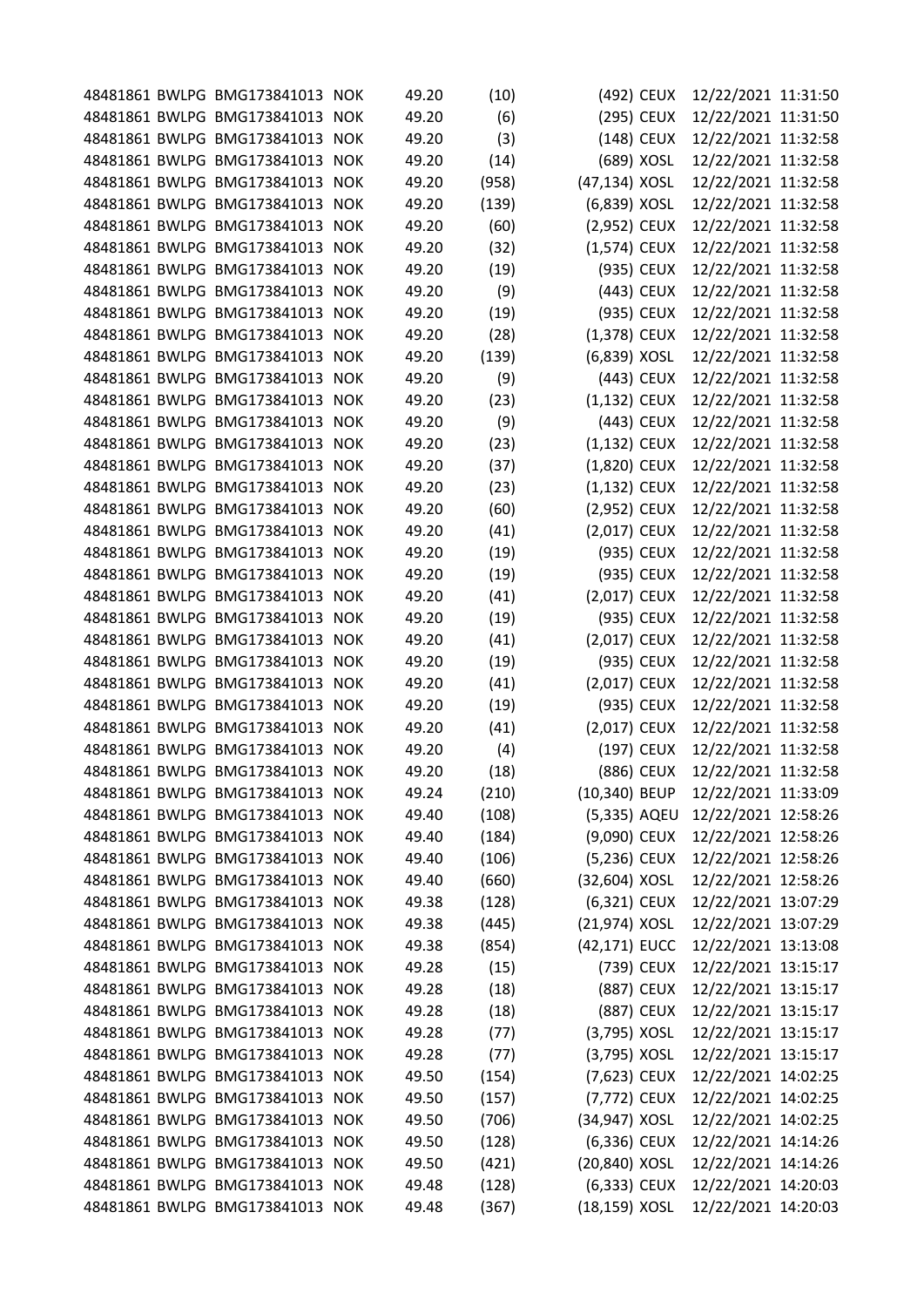| | | | | | | | | | |
|---|---|---|---|---|---|---|---|---|---|
| 48481861 | BWLPG | BMG173841013 | NOK | 49.20 | (10) | (492) | CEUX | 12/22/2021 | 11:31:50 |
| 48481861 | BWLPG | BMG173841013 | NOK | 49.20 | (6) | (295) | CEUX | 12/22/2021 | 11:31:50 |
| 48481861 | BWLPG | BMG173841013 | NOK | 49.20 | (3) | (148) | CEUX | 12/22/2021 | 11:32:58 |
| 48481861 | BWLPG | BMG173841013 | NOK | 49.20 | (14) | (689) | XOSL | 12/22/2021 | 11:32:58 |
| 48481861 | BWLPG | BMG173841013 | NOK | 49.20 | (958) | (47,134) | XOSL | 12/22/2021 | 11:32:58 |
| 48481861 | BWLPG | BMG173841013 | NOK | 49.20 | (139) | (6,839) | XOSL | 12/22/2021 | 11:32:58 |
| 48481861 | BWLPG | BMG173841013 | NOK | 49.20 | (60) | (2,952) | CEUX | 12/22/2021 | 11:32:58 |
| 48481861 | BWLPG | BMG173841013 | NOK | 49.20 | (32) | (1,574) | CEUX | 12/22/2021 | 11:32:58 |
| 48481861 | BWLPG | BMG173841013 | NOK | 49.20 | (19) | (935) | CEUX | 12/22/2021 | 11:32:58 |
| 48481861 | BWLPG | BMG173841013 | NOK | 49.20 | (9) | (443) | CEUX | 12/22/2021 | 11:32:58 |
| 48481861 | BWLPG | BMG173841013 | NOK | 49.20 | (19) | (935) | CEUX | 12/22/2021 | 11:32:58 |
| 48481861 | BWLPG | BMG173841013 | NOK | 49.20 | (28) | (1,378) | CEUX | 12/22/2021 | 11:32:58 |
| 48481861 | BWLPG | BMG173841013 | NOK | 49.20 | (139) | (6,839) | XOSL | 12/22/2021 | 11:32:58 |
| 48481861 | BWLPG | BMG173841013 | NOK | 49.20 | (9) | (443) | CEUX | 12/22/2021 | 11:32:58 |
| 48481861 | BWLPG | BMG173841013 | NOK | 49.20 | (23) | (1,132) | CEUX | 12/22/2021 | 11:32:58 |
| 48481861 | BWLPG | BMG173841013 | NOK | 49.20 | (9) | (443) | CEUX | 12/22/2021 | 11:32:58 |
| 48481861 | BWLPG | BMG173841013 | NOK | 49.20 | (23) | (1,132) | CEUX | 12/22/2021 | 11:32:58 |
| 48481861 | BWLPG | BMG173841013 | NOK | 49.20 | (37) | (1,820) | CEUX | 12/22/2021 | 11:32:58 |
| 48481861 | BWLPG | BMG173841013 | NOK | 49.20 | (23) | (1,132) | CEUX | 12/22/2021 | 11:32:58 |
| 48481861 | BWLPG | BMG173841013 | NOK | 49.20 | (60) | (2,952) | CEUX | 12/22/2021 | 11:32:58 |
| 48481861 | BWLPG | BMG173841013 | NOK | 49.20 | (41) | (2,017) | CEUX | 12/22/2021 | 11:32:58 |
| 48481861 | BWLPG | BMG173841013 | NOK | 49.20 | (19) | (935) | CEUX | 12/22/2021 | 11:32:58 |
| 48481861 | BWLPG | BMG173841013 | NOK | 49.20 | (19) | (935) | CEUX | 12/22/2021 | 11:32:58 |
| 48481861 | BWLPG | BMG173841013 | NOK | 49.20 | (41) | (2,017) | CEUX | 12/22/2021 | 11:32:58 |
| 48481861 | BWLPG | BMG173841013 | NOK | 49.20 | (19) | (935) | CEUX | 12/22/2021 | 11:32:58 |
| 48481861 | BWLPG | BMG173841013 | NOK | 49.20 | (41) | (2,017) | CEUX | 12/22/2021 | 11:32:58 |
| 48481861 | BWLPG | BMG173841013 | NOK | 49.20 | (19) | (935) | CEUX | 12/22/2021 | 11:32:58 |
| 48481861 | BWLPG | BMG173841013 | NOK | 49.20 | (41) | (2,017) | CEUX | 12/22/2021 | 11:32:58 |
| 48481861 | BWLPG | BMG173841013 | NOK | 49.20 | (19) | (935) | CEUX | 12/22/2021 | 11:32:58 |
| 48481861 | BWLPG | BMG173841013 | NOK | 49.20 | (41) | (2,017) | CEUX | 12/22/2021 | 11:32:58 |
| 48481861 | BWLPG | BMG173841013 | NOK | 49.20 | (4) | (197) | CEUX | 12/22/2021 | 11:32:58 |
| 48481861 | BWLPG | BMG173841013 | NOK | 49.20 | (18) | (886) | CEUX | 12/22/2021 | 11:32:58 |
| 48481861 | BWLPG | BMG173841013 | NOK | 49.24 | (210) | (10,340) | BEUP | 12/22/2021 | 11:33:09 |
| 48481861 | BWLPG | BMG173841013 | NOK | 49.40 | (108) | (5,335) | AQEU | 12/22/2021 | 12:58:26 |
| 48481861 | BWLPG | BMG173841013 | NOK | 49.40 | (184) | (9,090) | CEUX | 12/22/2021 | 12:58:26 |
| 48481861 | BWLPG | BMG173841013 | NOK | 49.40 | (106) | (5,236) | CEUX | 12/22/2021 | 12:58:26 |
| 48481861 | BWLPG | BMG173841013 | NOK | 49.40 | (660) | (32,604) | XOSL | 12/22/2021 | 12:58:26 |
| 48481861 | BWLPG | BMG173841013 | NOK | 49.38 | (128) | (6,321) | CEUX | 12/22/2021 | 13:07:29 |
| 48481861 | BWLPG | BMG173841013 | NOK | 49.38 | (445) | (21,974) | XOSL | 12/22/2021 | 13:07:29 |
| 48481861 | BWLPG | BMG173841013 | NOK | 49.38 | (854) | (42,171) | EUCC | 12/22/2021 | 13:13:08 |
| 48481861 | BWLPG | BMG173841013 | NOK | 49.28 | (15) | (739) | CEUX | 12/22/2021 | 13:15:17 |
| 48481861 | BWLPG | BMG173841013 | NOK | 49.28 | (18) | (887) | CEUX | 12/22/2021 | 13:15:17 |
| 48481861 | BWLPG | BMG173841013 | NOK | 49.28 | (18) | (887) | CEUX | 12/22/2021 | 13:15:17 |
| 48481861 | BWLPG | BMG173841013 | NOK | 49.28 | (77) | (3,795) | XOSL | 12/22/2021 | 13:15:17 |
| 48481861 | BWLPG | BMG173841013 | NOK | 49.28 | (77) | (3,795) | XOSL | 12/22/2021 | 13:15:17 |
| 48481861 | BWLPG | BMG173841013 | NOK | 49.50 | (154) | (7,623) | CEUX | 12/22/2021 | 14:02:25 |
| 48481861 | BWLPG | BMG173841013 | NOK | 49.50 | (157) | (7,772) | CEUX | 12/22/2021 | 14:02:25 |
| 48481861 | BWLPG | BMG173841013 | NOK | 49.50 | (706) | (34,947) | XOSL | 12/22/2021 | 14:02:25 |
| 48481861 | BWLPG | BMG173841013 | NOK | 49.50 | (128) | (6,336) | CEUX | 12/22/2021 | 14:14:26 |
| 48481861 | BWLPG | BMG173841013 | NOK | 49.50 | (421) | (20,840) | XOSL | 12/22/2021 | 14:14:26 |
| 48481861 | BWLPG | BMG173841013 | NOK | 49.48 | (128) | (6,333) | CEUX | 12/22/2021 | 14:20:03 |
| 48481861 | BWLPG | BMG173841013 | NOK | 49.48 | (367) | (18,159) | XOSL | 12/22/2021 | 14:20:03 |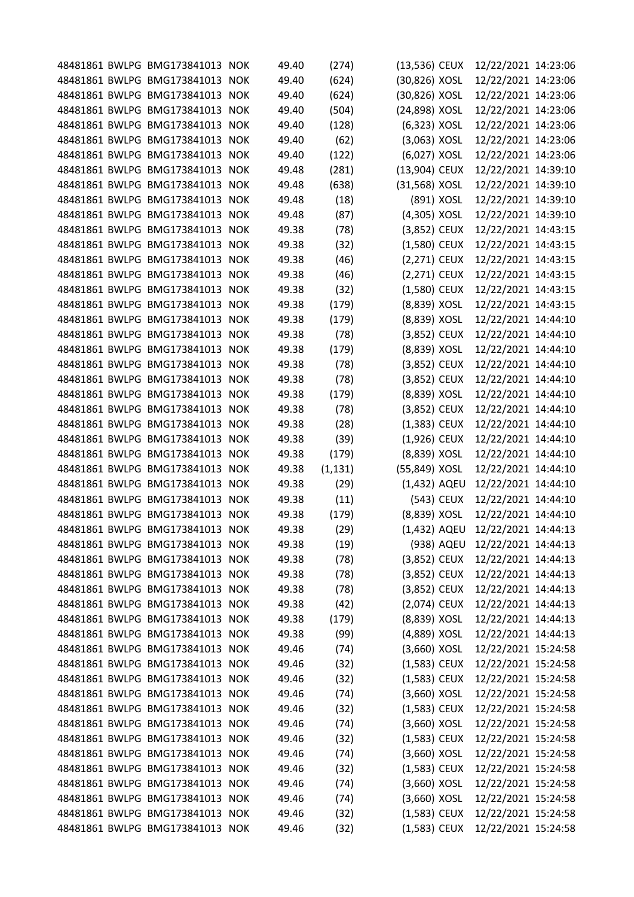| | | | | | | | | | |
|---|---|---|---|---|---|---|---|---|---|
| 48481861 | BWLPG | BMG173841013 | NOK | 49.40 | (274) | (13,536) | CEUX | 12/22/2021 | 14:23:06 |
| 48481861 | BWLPG | BMG173841013 | NOK | 49.40 | (624) | (30,826) | XOSL | 12/22/2021 | 14:23:06 |
| 48481861 | BWLPG | BMG173841013 | NOK | 49.40 | (624) | (30,826) | XOSL | 12/22/2021 | 14:23:06 |
| 48481861 | BWLPG | BMG173841013 | NOK | 49.40 | (504) | (24,898) | XOSL | 12/22/2021 | 14:23:06 |
| 48481861 | BWLPG | BMG173841013 | NOK | 49.40 | (128) | (6,323) | XOSL | 12/22/2021 | 14:23:06 |
| 48481861 | BWLPG | BMG173841013 | NOK | 49.40 | (62) | (3,063) | XOSL | 12/22/2021 | 14:23:06 |
| 48481861 | BWLPG | BMG173841013 | NOK | 49.40 | (122) | (6,027) | XOSL | 12/22/2021 | 14:23:06 |
| 48481861 | BWLPG | BMG173841013 | NOK | 49.48 | (281) | (13,904) | CEUX | 12/22/2021 | 14:39:10 |
| 48481861 | BWLPG | BMG173841013 | NOK | 49.48 | (638) | (31,568) | XOSL | 12/22/2021 | 14:39:10 |
| 48481861 | BWLPG | BMG173841013 | NOK | 49.48 | (18) | (891) | XOSL | 12/22/2021 | 14:39:10 |
| 48481861 | BWLPG | BMG173841013 | NOK | 49.48 | (87) | (4,305) | XOSL | 12/22/2021 | 14:39:10 |
| 48481861 | BWLPG | BMG173841013 | NOK | 49.38 | (78) | (3,852) | CEUX | 12/22/2021 | 14:43:15 |
| 48481861 | BWLPG | BMG173841013 | NOK | 49.38 | (32) | (1,580) | CEUX | 12/22/2021 | 14:43:15 |
| 48481861 | BWLPG | BMG173841013 | NOK | 49.38 | (46) | (2,271) | CEUX | 12/22/2021 | 14:43:15 |
| 48481861 | BWLPG | BMG173841013 | NOK | 49.38 | (46) | (2,271) | CEUX | 12/22/2021 | 14:43:15 |
| 48481861 | BWLPG | BMG173841013 | NOK | 49.38 | (32) | (1,580) | CEUX | 12/22/2021 | 14:43:15 |
| 48481861 | BWLPG | BMG173841013 | NOK | 49.38 | (179) | (8,839) | XOSL | 12/22/2021 | 14:43:15 |
| 48481861 | BWLPG | BMG173841013 | NOK | 49.38 | (179) | (8,839) | XOSL | 12/22/2021 | 14:44:10 |
| 48481861 | BWLPG | BMG173841013 | NOK | 49.38 | (78) | (3,852) | CEUX | 12/22/2021 | 14:44:10 |
| 48481861 | BWLPG | BMG173841013 | NOK | 49.38 | (179) | (8,839) | XOSL | 12/22/2021 | 14:44:10 |
| 48481861 | BWLPG | BMG173841013 | NOK | 49.38 | (78) | (3,852) | CEUX | 12/22/2021 | 14:44:10 |
| 48481861 | BWLPG | BMG173841013 | NOK | 49.38 | (78) | (3,852) | CEUX | 12/22/2021 | 14:44:10 |
| 48481861 | BWLPG | BMG173841013 | NOK | 49.38 | (179) | (8,839) | XOSL | 12/22/2021 | 14:44:10 |
| 48481861 | BWLPG | BMG173841013 | NOK | 49.38 | (78) | (3,852) | CEUX | 12/22/2021 | 14:44:10 |
| 48481861 | BWLPG | BMG173841013 | NOK | 49.38 | (28) | (1,383) | CEUX | 12/22/2021 | 14:44:10 |
| 48481861 | BWLPG | BMG173841013 | NOK | 49.38 | (39) | (1,926) | CEUX | 12/22/2021 | 14:44:10 |
| 48481861 | BWLPG | BMG173841013 | NOK | 49.38 | (179) | (8,839) | XOSL | 12/22/2021 | 14:44:10 |
| 48481861 | BWLPG | BMG173841013 | NOK | 49.38 | (1,131) | (55,849) | XOSL | 12/22/2021 | 14:44:10 |
| 48481861 | BWLPG | BMG173841013 | NOK | 49.38 | (29) | (1,432) | AQEU | 12/22/2021 | 14:44:10 |
| 48481861 | BWLPG | BMG173841013 | NOK | 49.38 | (11) | (543) | CEUX | 12/22/2021 | 14:44:10 |
| 48481861 | BWLPG | BMG173841013 | NOK | 49.38 | (179) | (8,839) | XOSL | 12/22/2021 | 14:44:10 |
| 48481861 | BWLPG | BMG173841013 | NOK | 49.38 | (29) | (1,432) | AQEU | 12/22/2021 | 14:44:13 |
| 48481861 | BWLPG | BMG173841013 | NOK | 49.38 | (19) | (938) | AQEU | 12/22/2021 | 14:44:13 |
| 48481861 | BWLPG | BMG173841013 | NOK | 49.38 | (78) | (3,852) | CEUX | 12/22/2021 | 14:44:13 |
| 48481861 | BWLPG | BMG173841013 | NOK | 49.38 | (78) | (3,852) | CEUX | 12/22/2021 | 14:44:13 |
| 48481861 | BWLPG | BMG173841013 | NOK | 49.38 | (78) | (3,852) | CEUX | 12/22/2021 | 14:44:13 |
| 48481861 | BWLPG | BMG173841013 | NOK | 49.38 | (42) | (2,074) | CEUX | 12/22/2021 | 14:44:13 |
| 48481861 | BWLPG | BMG173841013 | NOK | 49.38 | (179) | (8,839) | XOSL | 12/22/2021 | 14:44:13 |
| 48481861 | BWLPG | BMG173841013 | NOK | 49.38 | (99) | (4,889) | XOSL | 12/22/2021 | 14:44:13 |
| 48481861 | BWLPG | BMG173841013 | NOK | 49.46 | (74) | (3,660) | XOSL | 12/22/2021 | 15:24:58 |
| 48481861 | BWLPG | BMG173841013 | NOK | 49.46 | (32) | (1,583) | CEUX | 12/22/2021 | 15:24:58 |
| 48481861 | BWLPG | BMG173841013 | NOK | 49.46 | (32) | (1,583) | CEUX | 12/22/2021 | 15:24:58 |
| 48481861 | BWLPG | BMG173841013 | NOK | 49.46 | (74) | (3,660) | XOSL | 12/22/2021 | 15:24:58 |
| 48481861 | BWLPG | BMG173841013 | NOK | 49.46 | (32) | (1,583) | CEUX | 12/22/2021 | 15:24:58 |
| 48481861 | BWLPG | BMG173841013 | NOK | 49.46 | (74) | (3,660) | XOSL | 12/22/2021 | 15:24:58 |
| 48481861 | BWLPG | BMG173841013 | NOK | 49.46 | (32) | (1,583) | CEUX | 12/22/2021 | 15:24:58 |
| 48481861 | BWLPG | BMG173841013 | NOK | 49.46 | (74) | (3,660) | XOSL | 12/22/2021 | 15:24:58 |
| 48481861 | BWLPG | BMG173841013 | NOK | 49.46 | (32) | (1,583) | CEUX | 12/22/2021 | 15:24:58 |
| 48481861 | BWLPG | BMG173841013 | NOK | 49.46 | (74) | (3,660) | XOSL | 12/22/2021 | 15:24:58 |
| 48481861 | BWLPG | BMG173841013 | NOK | 49.46 | (74) | (3,660) | XOSL | 12/22/2021 | 15:24:58 |
| 48481861 | BWLPG | BMG173841013 | NOK | 49.46 | (32) | (1,583) | CEUX | 12/22/2021 | 15:24:58 |
| 48481861 | BWLPG | BMG173841013 | NOK | 49.46 | (32) | (1,583) | CEUX | 12/22/2021 | 15:24:58 |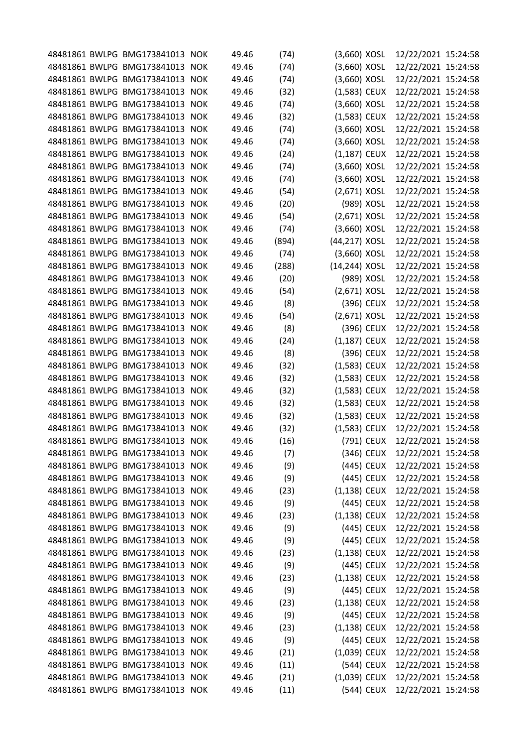| | | | | | | | | | |
|---|---|---|---|---|---|---|---|---|---|
| 48481861 | BWLPG | BMG173841013 | NOK | 49.46 | (74) | (3,660) | XOSL | 12/22/2021 | 15:24:58 |
| 48481861 | BWLPG | BMG173841013 | NOK | 49.46 | (74) | (3,660) | XOSL | 12/22/2021 | 15:24:58 |
| 48481861 | BWLPG | BMG173841013 | NOK | 49.46 | (74) | (3,660) | XOSL | 12/22/2021 | 15:24:58 |
| 48481861 | BWLPG | BMG173841013 | NOK | 49.46 | (32) | (1,583) | CEUX | 12/22/2021 | 15:24:58 |
| 48481861 | BWLPG | BMG173841013 | NOK | 49.46 | (74) | (3,660) | XOSL | 12/22/2021 | 15:24:58 |
| 48481861 | BWLPG | BMG173841013 | NOK | 49.46 | (32) | (1,583) | CEUX | 12/22/2021 | 15:24:58 |
| 48481861 | BWLPG | BMG173841013 | NOK | 49.46 | (74) | (3,660) | XOSL | 12/22/2021 | 15:24:58 |
| 48481861 | BWLPG | BMG173841013 | NOK | 49.46 | (74) | (3,660) | XOSL | 12/22/2021 | 15:24:58 |
| 48481861 | BWLPG | BMG173841013 | NOK | 49.46 | (24) | (1,187) | CEUX | 12/22/2021 | 15:24:58 |
| 48481861 | BWLPG | BMG173841013 | NOK | 49.46 | (74) | (3,660) | XOSL | 12/22/2021 | 15:24:58 |
| 48481861 | BWLPG | BMG173841013 | NOK | 49.46 | (74) | (3,660) | XOSL | 12/22/2021 | 15:24:58 |
| 48481861 | BWLPG | BMG173841013 | NOK | 49.46 | (54) | (2,671) | XOSL | 12/22/2021 | 15:24:58 |
| 48481861 | BWLPG | BMG173841013 | NOK | 49.46 | (20) | (989) | XOSL | 12/22/2021 | 15:24:58 |
| 48481861 | BWLPG | BMG173841013 | NOK | 49.46 | (54) | (2,671) | XOSL | 12/22/2021 | 15:24:58 |
| 48481861 | BWLPG | BMG173841013 | NOK | 49.46 | (74) | (3,660) | XOSL | 12/22/2021 | 15:24:58 |
| 48481861 | BWLPG | BMG173841013 | NOK | 49.46 | (894) | (44,217) | XOSL | 12/22/2021 | 15:24:58 |
| 48481861 | BWLPG | BMG173841013 | NOK | 49.46 | (74) | (3,660) | XOSL | 12/22/2021 | 15:24:58 |
| 48481861 | BWLPG | BMG173841013 | NOK | 49.46 | (288) | (14,244) | XOSL | 12/22/2021 | 15:24:58 |
| 48481861 | BWLPG | BMG173841013 | NOK | 49.46 | (20) | (989) | XOSL | 12/22/2021 | 15:24:58 |
| 48481861 | BWLPG | BMG173841013 | NOK | 49.46 | (54) | (2,671) | XOSL | 12/22/2021 | 15:24:58 |
| 48481861 | BWLPG | BMG173841013 | NOK | 49.46 | (8) | (396) | CEUX | 12/22/2021 | 15:24:58 |
| 48481861 | BWLPG | BMG173841013 | NOK | 49.46 | (54) | (2,671) | XOSL | 12/22/2021 | 15:24:58 |
| 48481861 | BWLPG | BMG173841013 | NOK | 49.46 | (8) | (396) | CEUX | 12/22/2021 | 15:24:58 |
| 48481861 | BWLPG | BMG173841013 | NOK | 49.46 | (24) | (1,187) | CEUX | 12/22/2021 | 15:24:58 |
| 48481861 | BWLPG | BMG173841013 | NOK | 49.46 | (8) | (396) | CEUX | 12/22/2021 | 15:24:58 |
| 48481861 | BWLPG | BMG173841013 | NOK | 49.46 | (32) | (1,583) | CEUX | 12/22/2021 | 15:24:58 |
| 48481861 | BWLPG | BMG173841013 | NOK | 49.46 | (32) | (1,583) | CEUX | 12/22/2021 | 15:24:58 |
| 48481861 | BWLPG | BMG173841013 | NOK | 49.46 | (32) | (1,583) | CEUX | 12/22/2021 | 15:24:58 |
| 48481861 | BWLPG | BMG173841013 | NOK | 49.46 | (32) | (1,583) | CEUX | 12/22/2021 | 15:24:58 |
| 48481861 | BWLPG | BMG173841013 | NOK | 49.46 | (32) | (1,583) | CEUX | 12/22/2021 | 15:24:58 |
| 48481861 | BWLPG | BMG173841013 | NOK | 49.46 | (32) | (1,583) | CEUX | 12/22/2021 | 15:24:58 |
| 48481861 | BWLPG | BMG173841013 | NOK | 49.46 | (16) | (791) | CEUX | 12/22/2021 | 15:24:58 |
| 48481861 | BWLPG | BMG173841013 | NOK | 49.46 | (7) | (346) | CEUX | 12/22/2021 | 15:24:58 |
| 48481861 | BWLPG | BMG173841013 | NOK | 49.46 | (9) | (445) | CEUX | 12/22/2021 | 15:24:58 |
| 48481861 | BWLPG | BMG173841013 | NOK | 49.46 | (9) | (445) | CEUX | 12/22/2021 | 15:24:58 |
| 48481861 | BWLPG | BMG173841013 | NOK | 49.46 | (23) | (1,138) | CEUX | 12/22/2021 | 15:24:58 |
| 48481861 | BWLPG | BMG173841013 | NOK | 49.46 | (9) | (445) | CEUX | 12/22/2021 | 15:24:58 |
| 48481861 | BWLPG | BMG173841013 | NOK | 49.46 | (23) | (1,138) | CEUX | 12/22/2021 | 15:24:58 |
| 48481861 | BWLPG | BMG173841013 | NOK | 49.46 | (9) | (445) | CEUX | 12/22/2021 | 15:24:58 |
| 48481861 | BWLPG | BMG173841013 | NOK | 49.46 | (9) | (445) | CEUX | 12/22/2021 | 15:24:58 |
| 48481861 | BWLPG | BMG173841013 | NOK | 49.46 | (23) | (1,138) | CEUX | 12/22/2021 | 15:24:58 |
| 48481861 | BWLPG | BMG173841013 | NOK | 49.46 | (9) | (445) | CEUX | 12/22/2021 | 15:24:58 |
| 48481861 | BWLPG | BMG173841013 | NOK | 49.46 | (23) | (1,138) | CEUX | 12/22/2021 | 15:24:58 |
| 48481861 | BWLPG | BMG173841013 | NOK | 49.46 | (9) | (445) | CEUX | 12/22/2021 | 15:24:58 |
| 48481861 | BWLPG | BMG173841013 | NOK | 49.46 | (23) | (1,138) | CEUX | 12/22/2021 | 15:24:58 |
| 48481861 | BWLPG | BMG173841013 | NOK | 49.46 | (9) | (445) | CEUX | 12/22/2021 | 15:24:58 |
| 48481861 | BWLPG | BMG173841013 | NOK | 49.46 | (23) | (1,138) | CEUX | 12/22/2021 | 15:24:58 |
| 48481861 | BWLPG | BMG173841013 | NOK | 49.46 | (9) | (445) | CEUX | 12/22/2021 | 15:24:58 |
| 48481861 | BWLPG | BMG173841013 | NOK | 49.46 | (21) | (1,039) | CEUX | 12/22/2021 | 15:24:58 |
| 48481861 | BWLPG | BMG173841013 | NOK | 49.46 | (11) | (544) | CEUX | 12/22/2021 | 15:24:58 |
| 48481861 | BWLPG | BMG173841013 | NOK | 49.46 | (21) | (1,039) | CEUX | 12/22/2021 | 15:24:58 |
| 48481861 | BWLPG | BMG173841013 | NOK | 49.46 | (11) | (544) | CEUX | 12/22/2021 | 15:24:58 |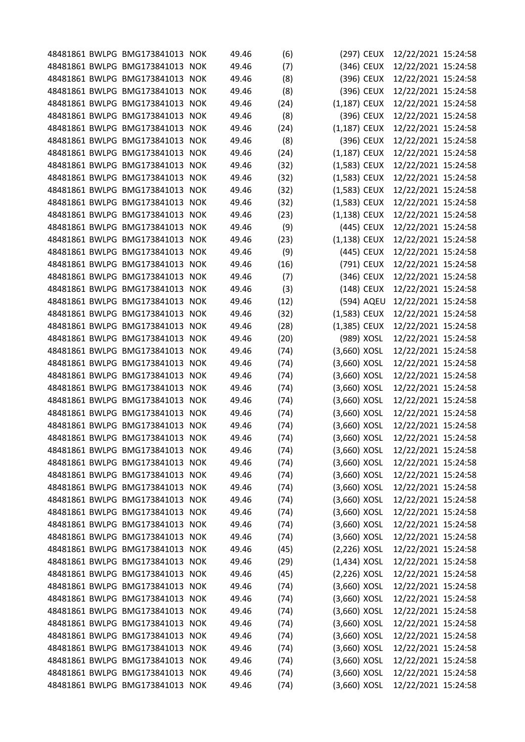| | | | | | | | | | |
|---|---|---|---|---|---|---|---|---|---|
| 48481861 | BWLPG | BMG173841013 | NOK | 49.46 | (6) | (297) | CEUX | 12/22/2021 | 15:24:58 |
| 48481861 | BWLPG | BMG173841013 | NOK | 49.46 | (7) | (346) | CEUX | 12/22/2021 | 15:24:58 |
| 48481861 | BWLPG | BMG173841013 | NOK | 49.46 | (8) | (396) | CEUX | 12/22/2021 | 15:24:58 |
| 48481861 | BWLPG | BMG173841013 | NOK | 49.46 | (8) | (396) | CEUX | 12/22/2021 | 15:24:58 |
| 48481861 | BWLPG | BMG173841013 | NOK | 49.46 | (24) | (1,187) | CEUX | 12/22/2021 | 15:24:58 |
| 48481861 | BWLPG | BMG173841013 | NOK | 49.46 | (8) | (396) | CEUX | 12/22/2021 | 15:24:58 |
| 48481861 | BWLPG | BMG173841013 | NOK | 49.46 | (24) | (1,187) | CEUX | 12/22/2021 | 15:24:58 |
| 48481861 | BWLPG | BMG173841013 | NOK | 49.46 | (8) | (396) | CEUX | 12/22/2021 | 15:24:58 |
| 48481861 | BWLPG | BMG173841013 | NOK | 49.46 | (24) | (1,187) | CEUX | 12/22/2021 | 15:24:58 |
| 48481861 | BWLPG | BMG173841013 | NOK | 49.46 | (32) | (1,583) | CEUX | 12/22/2021 | 15:24:58 |
| 48481861 | BWLPG | BMG173841013 | NOK | 49.46 | (32) | (1,583) | CEUX | 12/22/2021 | 15:24:58 |
| 48481861 | BWLPG | BMG173841013 | NOK | 49.46 | (32) | (1,583) | CEUX | 12/22/2021 | 15:24:58 |
| 48481861 | BWLPG | BMG173841013 | NOK | 49.46 | (32) | (1,583) | CEUX | 12/22/2021 | 15:24:58 |
| 48481861 | BWLPG | BMG173841013 | NOK | 49.46 | (23) | (1,138) | CEUX | 12/22/2021 | 15:24:58 |
| 48481861 | BWLPG | BMG173841013 | NOK | 49.46 | (9) | (445) | CEUX | 12/22/2021 | 15:24:58 |
| 48481861 | BWLPG | BMG173841013 | NOK | 49.46 | (23) | (1,138) | CEUX | 12/22/2021 | 15:24:58 |
| 48481861 | BWLPG | BMG173841013 | NOK | 49.46 | (9) | (445) | CEUX | 12/22/2021 | 15:24:58 |
| 48481861 | BWLPG | BMG173841013 | NOK | 49.46 | (16) | (791) | CEUX | 12/22/2021 | 15:24:58 |
| 48481861 | BWLPG | BMG173841013 | NOK | 49.46 | (7) | (346) | CEUX | 12/22/2021 | 15:24:58 |
| 48481861 | BWLPG | BMG173841013 | NOK | 49.46 | (3) | (148) | CEUX | 12/22/2021 | 15:24:58 |
| 48481861 | BWLPG | BMG173841013 | NOK | 49.46 | (12) | (594) | AQEU | 12/22/2021 | 15:24:58 |
| 48481861 | BWLPG | BMG173841013 | NOK | 49.46 | (32) | (1,583) | CEUX | 12/22/2021 | 15:24:58 |
| 48481861 | BWLPG | BMG173841013 | NOK | 49.46 | (28) | (1,385) | CEUX | 12/22/2021 | 15:24:58 |
| 48481861 | BWLPG | BMG173841013 | NOK | 49.46 | (20) | (989) | XOSL | 12/22/2021 | 15:24:58 |
| 48481861 | BWLPG | BMG173841013 | NOK | 49.46 | (74) | (3,660) | XOSL | 12/22/2021 | 15:24:58 |
| 48481861 | BWLPG | BMG173841013 | NOK | 49.46 | (74) | (3,660) | XOSL | 12/22/2021 | 15:24:58 |
| 48481861 | BWLPG | BMG173841013 | NOK | 49.46 | (74) | (3,660) | XOSL | 12/22/2021 | 15:24:58 |
| 48481861 | BWLPG | BMG173841013 | NOK | 49.46 | (74) | (3,660) | XOSL | 12/22/2021 | 15:24:58 |
| 48481861 | BWLPG | BMG173841013 | NOK | 49.46 | (74) | (3,660) | XOSL | 12/22/2021 | 15:24:58 |
| 48481861 | BWLPG | BMG173841013 | NOK | 49.46 | (74) | (3,660) | XOSL | 12/22/2021 | 15:24:58 |
| 48481861 | BWLPG | BMG173841013 | NOK | 49.46 | (74) | (3,660) | XOSL | 12/22/2021 | 15:24:58 |
| 48481861 | BWLPG | BMG173841013 | NOK | 49.46 | (74) | (3,660) | XOSL | 12/22/2021 | 15:24:58 |
| 48481861 | BWLPG | BMG173841013 | NOK | 49.46 | (74) | (3,660) | XOSL | 12/22/2021 | 15:24:58 |
| 48481861 | BWLPG | BMG173841013 | NOK | 49.46 | (74) | (3,660) | XOSL | 12/22/2021 | 15:24:58 |
| 48481861 | BWLPG | BMG173841013 | NOK | 49.46 | (74) | (3,660) | XOSL | 12/22/2021 | 15:24:58 |
| 48481861 | BWLPG | BMG173841013 | NOK | 49.46 | (74) | (3,660) | XOSL | 12/22/2021 | 15:24:58 |
| 48481861 | BWLPG | BMG173841013 | NOK | 49.46 | (74) | (3,660) | XOSL | 12/22/2021 | 15:24:58 |
| 48481861 | BWLPG | BMG173841013 | NOK | 49.46 | (74) | (3,660) | XOSL | 12/22/2021 | 15:24:58 |
| 48481861 | BWLPG | BMG173841013 | NOK | 49.46 | (74) | (3,660) | XOSL | 12/22/2021 | 15:24:58 |
| 48481861 | BWLPG | BMG173841013 | NOK | 49.46 | (74) | (3,660) | XOSL | 12/22/2021 | 15:24:58 |
| 48481861 | BWLPG | BMG173841013 | NOK | 49.46 | (45) | (2,226) | XOSL | 12/22/2021 | 15:24:58 |
| 48481861 | BWLPG | BMG173841013 | NOK | 49.46 | (29) | (1,434) | XOSL | 12/22/2021 | 15:24:58 |
| 48481861 | BWLPG | BMG173841013 | NOK | 49.46 | (45) | (2,226) | XOSL | 12/22/2021 | 15:24:58 |
| 48481861 | BWLPG | BMG173841013 | NOK | 49.46 | (74) | (3,660) | XOSL | 12/22/2021 | 15:24:58 |
| 48481861 | BWLPG | BMG173841013 | NOK | 49.46 | (74) | (3,660) | XOSL | 12/22/2021 | 15:24:58 |
| 48481861 | BWLPG | BMG173841013 | NOK | 49.46 | (74) | (3,660) | XOSL | 12/22/2021 | 15:24:58 |
| 48481861 | BWLPG | BMG173841013 | NOK | 49.46 | (74) | (3,660) | XOSL | 12/22/2021 | 15:24:58 |
| 48481861 | BWLPG | BMG173841013 | NOK | 49.46 | (74) | (3,660) | XOSL | 12/22/2021 | 15:24:58 |
| 48481861 | BWLPG | BMG173841013 | NOK | 49.46 | (74) | (3,660) | XOSL | 12/22/2021 | 15:24:58 |
| 48481861 | BWLPG | BMG173841013 | NOK | 49.46 | (74) | (3,660) | XOSL | 12/22/2021 | 15:24:58 |
| 48481861 | BWLPG | BMG173841013 | NOK | 49.46 | (74) | (3,660) | XOSL | 12/22/2021 | 15:24:58 |
| 48481861 | BWLPG | BMG173841013 | NOK | 49.46 | (74) | (3,660) | XOSL | 12/22/2021 | 15:24:58 |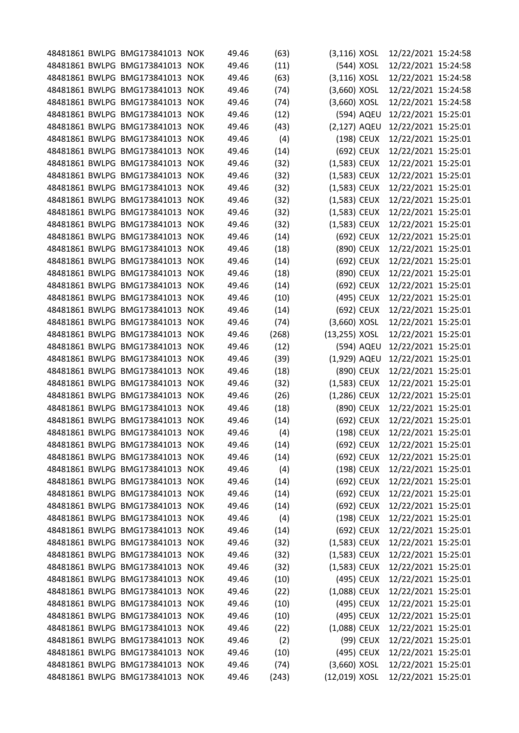| | | | | | | | | | |
|---|---|---|---|---|---|---|---|---|---|
| 48481861 | BWLPG | BMG173841013 | NOK | 49.46 | (63) | (3,116) | XOSL | 12/22/2021 | 15:24:58 |
| 48481861 | BWLPG | BMG173841013 | NOK | 49.46 | (11) | (544) | XOSL | 12/22/2021 | 15:24:58 |
| 48481861 | BWLPG | BMG173841013 | NOK | 49.46 | (63) | (3,116) | XOSL | 12/22/2021 | 15:24:58 |
| 48481861 | BWLPG | BMG173841013 | NOK | 49.46 | (74) | (3,660) | XOSL | 12/22/2021 | 15:24:58 |
| 48481861 | BWLPG | BMG173841013 | NOK | 49.46 | (74) | (3,660) | XOSL | 12/22/2021 | 15:24:58 |
| 48481861 | BWLPG | BMG173841013 | NOK | 49.46 | (12) | (594) | AQEU | 12/22/2021 | 15:25:01 |
| 48481861 | BWLPG | BMG173841013 | NOK | 49.46 | (43) | (2,127) | AQEU | 12/22/2021 | 15:25:01 |
| 48481861 | BWLPG | BMG173841013 | NOK | 49.46 | (4) | (198) | CEUX | 12/22/2021 | 15:25:01 |
| 48481861 | BWLPG | BMG173841013 | NOK | 49.46 | (14) | (692) | CEUX | 12/22/2021 | 15:25:01 |
| 48481861 | BWLPG | BMG173841013 | NOK | 49.46 | (32) | (1,583) | CEUX | 12/22/2021 | 15:25:01 |
| 48481861 | BWLPG | BMG173841013 | NOK | 49.46 | (32) | (1,583) | CEUX | 12/22/2021 | 15:25:01 |
| 48481861 | BWLPG | BMG173841013 | NOK | 49.46 | (32) | (1,583) | CEUX | 12/22/2021 | 15:25:01 |
| 48481861 | BWLPG | BMG173841013 | NOK | 49.46 | (32) | (1,583) | CEUX | 12/22/2021 | 15:25:01 |
| 48481861 | BWLPG | BMG173841013 | NOK | 49.46 | (32) | (1,583) | CEUX | 12/22/2021 | 15:25:01 |
| 48481861 | BWLPG | BMG173841013 | NOK | 49.46 | (32) | (1,583) | CEUX | 12/22/2021 | 15:25:01 |
| 48481861 | BWLPG | BMG173841013 | NOK | 49.46 | (14) | (692) | CEUX | 12/22/2021 | 15:25:01 |
| 48481861 | BWLPG | BMG173841013 | NOK | 49.46 | (18) | (890) | CEUX | 12/22/2021 | 15:25:01 |
| 48481861 | BWLPG | BMG173841013 | NOK | 49.46 | (14) | (692) | CEUX | 12/22/2021 | 15:25:01 |
| 48481861 | BWLPG | BMG173841013 | NOK | 49.46 | (18) | (890) | CEUX | 12/22/2021 | 15:25:01 |
| 48481861 | BWLPG | BMG173841013 | NOK | 49.46 | (14) | (692) | CEUX | 12/22/2021 | 15:25:01 |
| 48481861 | BWLPG | BMG173841013 | NOK | 49.46 | (10) | (495) | CEUX | 12/22/2021 | 15:25:01 |
| 48481861 | BWLPG | BMG173841013 | NOK | 49.46 | (14) | (692) | CEUX | 12/22/2021 | 15:25:01 |
| 48481861 | BWLPG | BMG173841013 | NOK | 49.46 | (74) | (3,660) | XOSL | 12/22/2021 | 15:25:01 |
| 48481861 | BWLPG | BMG173841013 | NOK | 49.46 | (268) | (13,255) | XOSL | 12/22/2021 | 15:25:01 |
| 48481861 | BWLPG | BMG173841013 | NOK | 49.46 | (12) | (594) | AQEU | 12/22/2021 | 15:25:01 |
| 48481861 | BWLPG | BMG173841013 | NOK | 49.46 | (39) | (1,929) | AQEU | 12/22/2021 | 15:25:01 |
| 48481861 | BWLPG | BMG173841013 | NOK | 49.46 | (18) | (890) | CEUX | 12/22/2021 | 15:25:01 |
| 48481861 | BWLPG | BMG173841013 | NOK | 49.46 | (32) | (1,583) | CEUX | 12/22/2021 | 15:25:01 |
| 48481861 | BWLPG | BMG173841013 | NOK | 49.46 | (26) | (1,286) | CEUX | 12/22/2021 | 15:25:01 |
| 48481861 | BWLPG | BMG173841013 | NOK | 49.46 | (18) | (890) | CEUX | 12/22/2021 | 15:25:01 |
| 48481861 | BWLPG | BMG173841013 | NOK | 49.46 | (14) | (692) | CEUX | 12/22/2021 | 15:25:01 |
| 48481861 | BWLPG | BMG173841013 | NOK | 49.46 | (4) | (198) | CEUX | 12/22/2021 | 15:25:01 |
| 48481861 | BWLPG | BMG173841013 | NOK | 49.46 | (14) | (692) | CEUX | 12/22/2021 | 15:25:01 |
| 48481861 | BWLPG | BMG173841013 | NOK | 49.46 | (14) | (692) | CEUX | 12/22/2021 | 15:25:01 |
| 48481861 | BWLPG | BMG173841013 | NOK | 49.46 | (4) | (198) | CEUX | 12/22/2021 | 15:25:01 |
| 48481861 | BWLPG | BMG173841013 | NOK | 49.46 | (14) | (692) | CEUX | 12/22/2021 | 15:25:01 |
| 48481861 | BWLPG | BMG173841013 | NOK | 49.46 | (14) | (692) | CEUX | 12/22/2021 | 15:25:01 |
| 48481861 | BWLPG | BMG173841013 | NOK | 49.46 | (14) | (692) | CEUX | 12/22/2021 | 15:25:01 |
| 48481861 | BWLPG | BMG173841013 | NOK | 49.46 | (4) | (198) | CEUX | 12/22/2021 | 15:25:01 |
| 48481861 | BWLPG | BMG173841013 | NOK | 49.46 | (14) | (692) | CEUX | 12/22/2021 | 15:25:01 |
| 48481861 | BWLPG | BMG173841013 | NOK | 49.46 | (32) | (1,583) | CEUX | 12/22/2021 | 15:25:01 |
| 48481861 | BWLPG | BMG173841013 | NOK | 49.46 | (32) | (1,583) | CEUX | 12/22/2021 | 15:25:01 |
| 48481861 | BWLPG | BMG173841013 | NOK | 49.46 | (32) | (1,583) | CEUX | 12/22/2021 | 15:25:01 |
| 48481861 | BWLPG | BMG173841013 | NOK | 49.46 | (10) | (495) | CEUX | 12/22/2021 | 15:25:01 |
| 48481861 | BWLPG | BMG173841013 | NOK | 49.46 | (22) | (1,088) | CEUX | 12/22/2021 | 15:25:01 |
| 48481861 | BWLPG | BMG173841013 | NOK | 49.46 | (10) | (495) | CEUX | 12/22/2021 | 15:25:01 |
| 48481861 | BWLPG | BMG173841013 | NOK | 49.46 | (10) | (495) | CEUX | 12/22/2021 | 15:25:01 |
| 48481861 | BWLPG | BMG173841013 | NOK | 49.46 | (22) | (1,088) | CEUX | 12/22/2021 | 15:25:01 |
| 48481861 | BWLPG | BMG173841013 | NOK | 49.46 | (2) | (99) | CEUX | 12/22/2021 | 15:25:01 |
| 48481861 | BWLPG | BMG173841013 | NOK | 49.46 | (10) | (495) | CEUX | 12/22/2021 | 15:25:01 |
| 48481861 | BWLPG | BMG173841013 | NOK | 49.46 | (74) | (3,660) | XOSL | 12/22/2021 | 15:25:01 |
| 48481861 | BWLPG | BMG173841013 | NOK | 49.46 | (243) | (12,019) | XOSL | 12/22/2021 | 15:25:01 |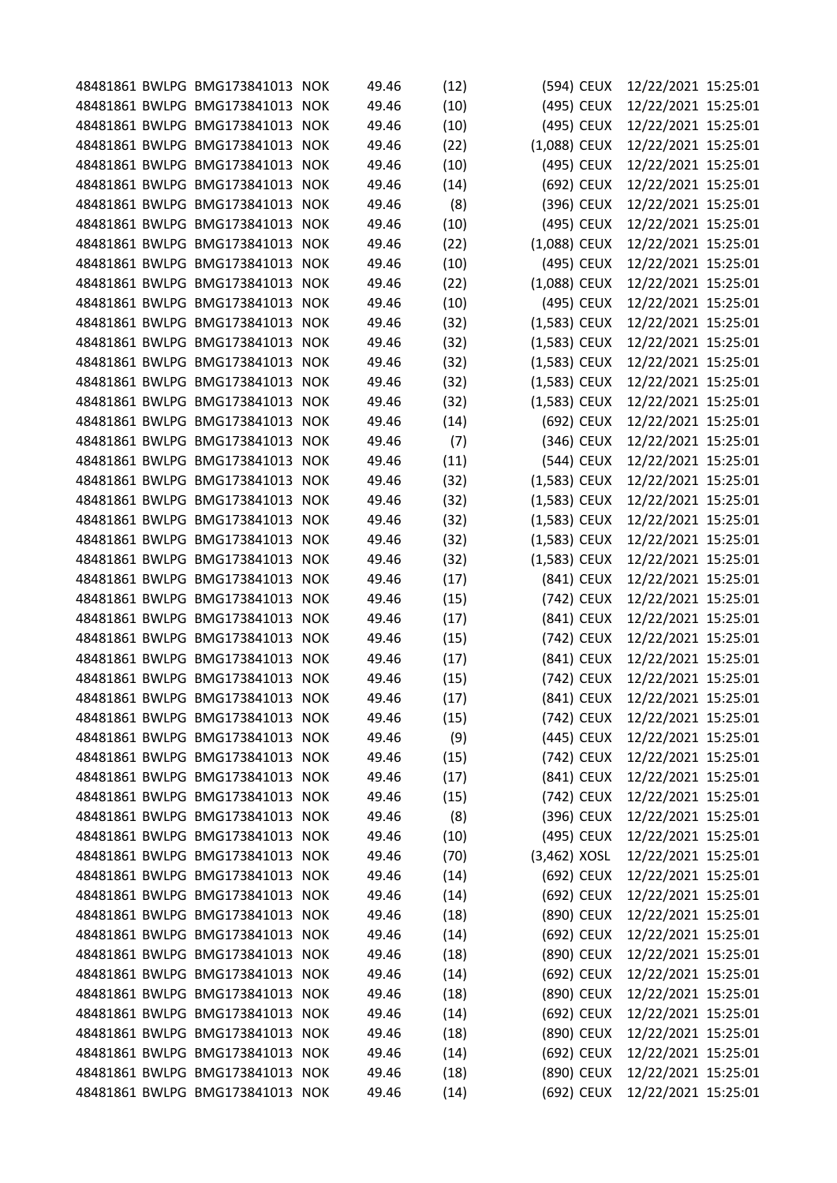| | | | | | | | | | |
|---|---|---|---|---|---|---|---|---|---|
| 48481861 | BWLPG | BMG173841013 | NOK | 49.46 | (12) | (594) | CEUX | 12/22/2021 | 15:25:01 |
| 48481861 | BWLPG | BMG173841013 | NOK | 49.46 | (10) | (495) | CEUX | 12/22/2021 | 15:25:01 |
| 48481861 | BWLPG | BMG173841013 | NOK | 49.46 | (10) | (495) | CEUX | 12/22/2021 | 15:25:01 |
| 48481861 | BWLPG | BMG173841013 | NOK | 49.46 | (22) | (1,088) | CEUX | 12/22/2021 | 15:25:01 |
| 48481861 | BWLPG | BMG173841013 | NOK | 49.46 | (10) | (495) | CEUX | 12/22/2021 | 15:25:01 |
| 48481861 | BWLPG | BMG173841013 | NOK | 49.46 | (14) | (692) | CEUX | 12/22/2021 | 15:25:01 |
| 48481861 | BWLPG | BMG173841013 | NOK | 49.46 | (8) | (396) | CEUX | 12/22/2021 | 15:25:01 |
| 48481861 | BWLPG | BMG173841013 | NOK | 49.46 | (10) | (495) | CEUX | 12/22/2021 | 15:25:01 |
| 48481861 | BWLPG | BMG173841013 | NOK | 49.46 | (22) | (1,088) | CEUX | 12/22/2021 | 15:25:01 |
| 48481861 | BWLPG | BMG173841013 | NOK | 49.46 | (10) | (495) | CEUX | 12/22/2021 | 15:25:01 |
| 48481861 | BWLPG | BMG173841013 | NOK | 49.46 | (22) | (1,088) | CEUX | 12/22/2021 | 15:25:01 |
| 48481861 | BWLPG | BMG173841013 | NOK | 49.46 | (10) | (495) | CEUX | 12/22/2021 | 15:25:01 |
| 48481861 | BWLPG | BMG173841013 | NOK | 49.46 | (32) | (1,583) | CEUX | 12/22/2021 | 15:25:01 |
| 48481861 | BWLPG | BMG173841013 | NOK | 49.46 | (32) | (1,583) | CEUX | 12/22/2021 | 15:25:01 |
| 48481861 | BWLPG | BMG173841013 | NOK | 49.46 | (32) | (1,583) | CEUX | 12/22/2021 | 15:25:01 |
| 48481861 | BWLPG | BMG173841013 | NOK | 49.46 | (32) | (1,583) | CEUX | 12/22/2021 | 15:25:01 |
| 48481861 | BWLPG | BMG173841013 | NOK | 49.46 | (32) | (1,583) | CEUX | 12/22/2021 | 15:25:01 |
| 48481861 | BWLPG | BMG173841013 | NOK | 49.46 | (14) | (692) | CEUX | 12/22/2021 | 15:25:01 |
| 48481861 | BWLPG | BMG173841013 | NOK | 49.46 | (7) | (346) | CEUX | 12/22/2021 | 15:25:01 |
| 48481861 | BWLPG | BMG173841013 | NOK | 49.46 | (11) | (544) | CEUX | 12/22/2021 | 15:25:01 |
| 48481861 | BWLPG | BMG173841013 | NOK | 49.46 | (32) | (1,583) | CEUX | 12/22/2021 | 15:25:01 |
| 48481861 | BWLPG | BMG173841013 | NOK | 49.46 | (32) | (1,583) | CEUX | 12/22/2021 | 15:25:01 |
| 48481861 | BWLPG | BMG173841013 | NOK | 49.46 | (32) | (1,583) | CEUX | 12/22/2021 | 15:25:01 |
| 48481861 | BWLPG | BMG173841013 | NOK | 49.46 | (32) | (1,583) | CEUX | 12/22/2021 | 15:25:01 |
| 48481861 | BWLPG | BMG173841013 | NOK | 49.46 | (32) | (1,583) | CEUX | 12/22/2021 | 15:25:01 |
| 48481861 | BWLPG | BMG173841013 | NOK | 49.46 | (17) | (841) | CEUX | 12/22/2021 | 15:25:01 |
| 48481861 | BWLPG | BMG173841013 | NOK | 49.46 | (15) | (742) | CEUX | 12/22/2021 | 15:25:01 |
| 48481861 | BWLPG | BMG173841013 | NOK | 49.46 | (17) | (841) | CEUX | 12/22/2021 | 15:25:01 |
| 48481861 | BWLPG | BMG173841013 | NOK | 49.46 | (15) | (742) | CEUX | 12/22/2021 | 15:25:01 |
| 48481861 | BWLPG | BMG173841013 | NOK | 49.46 | (17) | (841) | CEUX | 12/22/2021 | 15:25:01 |
| 48481861 | BWLPG | BMG173841013 | NOK | 49.46 | (15) | (742) | CEUX | 12/22/2021 | 15:25:01 |
| 48481861 | BWLPG | BMG173841013 | NOK | 49.46 | (17) | (841) | CEUX | 12/22/2021 | 15:25:01 |
| 48481861 | BWLPG | BMG173841013 | NOK | 49.46 | (15) | (742) | CEUX | 12/22/2021 | 15:25:01 |
| 48481861 | BWLPG | BMG173841013 | NOK | 49.46 | (9) | (445) | CEUX | 12/22/2021 | 15:25:01 |
| 48481861 | BWLPG | BMG173841013 | NOK | 49.46 | (15) | (742) | CEUX | 12/22/2021 | 15:25:01 |
| 48481861 | BWLPG | BMG173841013 | NOK | 49.46 | (17) | (841) | CEUX | 12/22/2021 | 15:25:01 |
| 48481861 | BWLPG | BMG173841013 | NOK | 49.46 | (15) | (742) | CEUX | 12/22/2021 | 15:25:01 |
| 48481861 | BWLPG | BMG173841013 | NOK | 49.46 | (8) | (396) | CEUX | 12/22/2021 | 15:25:01 |
| 48481861 | BWLPG | BMG173841013 | NOK | 49.46 | (10) | (495) | CEUX | 12/22/2021 | 15:25:01 |
| 48481861 | BWLPG | BMG173841013 | NOK | 49.46 | (70) | (3,462) | XOSL | 12/22/2021 | 15:25:01 |
| 48481861 | BWLPG | BMG173841013 | NOK | 49.46 | (14) | (692) | CEUX | 12/22/2021 | 15:25:01 |
| 48481861 | BWLPG | BMG173841013 | NOK | 49.46 | (14) | (692) | CEUX | 12/22/2021 | 15:25:01 |
| 48481861 | BWLPG | BMG173841013 | NOK | 49.46 | (18) | (890) | CEUX | 12/22/2021 | 15:25:01 |
| 48481861 | BWLPG | BMG173841013 | NOK | 49.46 | (14) | (692) | CEUX | 12/22/2021 | 15:25:01 |
| 48481861 | BWLPG | BMG173841013 | NOK | 49.46 | (18) | (890) | CEUX | 12/22/2021 | 15:25:01 |
| 48481861 | BWLPG | BMG173841013 | NOK | 49.46 | (14) | (692) | CEUX | 12/22/2021 | 15:25:01 |
| 48481861 | BWLPG | BMG173841013 | NOK | 49.46 | (18) | (890) | CEUX | 12/22/2021 | 15:25:01 |
| 48481861 | BWLPG | BMG173841013 | NOK | 49.46 | (14) | (692) | CEUX | 12/22/2021 | 15:25:01 |
| 48481861 | BWLPG | BMG173841013 | NOK | 49.46 | (18) | (890) | CEUX | 12/22/2021 | 15:25:01 |
| 48481861 | BWLPG | BMG173841013 | NOK | 49.46 | (14) | (692) | CEUX | 12/22/2021 | 15:25:01 |
| 48481861 | BWLPG | BMG173841013 | NOK | 49.46 | (18) | (890) | CEUX | 12/22/2021 | 15:25:01 |
| 48481861 | BWLPG | BMG173841013 | NOK | 49.46 | (14) | (692) | CEUX | 12/22/2021 | 15:25:01 |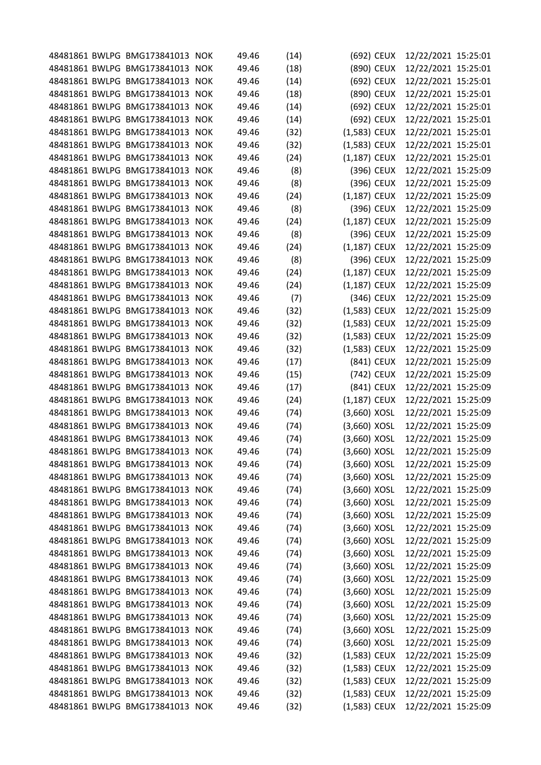| | | | | | | | | | |
|---|---|---|---|---|---|---|---|---|---|
| 48481861 | BWLPG | BMG173841013 | NOK | 49.46 | (14) | (692) | CEUX | 12/22/2021 | 15:25:01 |
| 48481861 | BWLPG | BMG173841013 | NOK | 49.46 | (18) | (890) | CEUX | 12/22/2021 | 15:25:01 |
| 48481861 | BWLPG | BMG173841013 | NOK | 49.46 | (14) | (692) | CEUX | 12/22/2021 | 15:25:01 |
| 48481861 | BWLPG | BMG173841013 | NOK | 49.46 | (18) | (890) | CEUX | 12/22/2021 | 15:25:01 |
| 48481861 | BWLPG | BMG173841013 | NOK | 49.46 | (14) | (692) | CEUX | 12/22/2021 | 15:25:01 |
| 48481861 | BWLPG | BMG173841013 | NOK | 49.46 | (14) | (692) | CEUX | 12/22/2021 | 15:25:01 |
| 48481861 | BWLPG | BMG173841013 | NOK | 49.46 | (32) | (1,583) | CEUX | 12/22/2021 | 15:25:01 |
| 48481861 | BWLPG | BMG173841013 | NOK | 49.46 | (32) | (1,583) | CEUX | 12/22/2021 | 15:25:01 |
| 48481861 | BWLPG | BMG173841013 | NOK | 49.46 | (24) | (1,187) | CEUX | 12/22/2021 | 15:25:01 |
| 48481861 | BWLPG | BMG173841013 | NOK | 49.46 | (8) | (396) | CEUX | 12/22/2021 | 15:25:09 |
| 48481861 | BWLPG | BMG173841013 | NOK | 49.46 | (8) | (396) | CEUX | 12/22/2021 | 15:25:09 |
| 48481861 | BWLPG | BMG173841013 | NOK | 49.46 | (24) | (1,187) | CEUX | 12/22/2021 | 15:25:09 |
| 48481861 | BWLPG | BMG173841013 | NOK | 49.46 | (8) | (396) | CEUX | 12/22/2021 | 15:25:09 |
| 48481861 | BWLPG | BMG173841013 | NOK | 49.46 | (24) | (1,187) | CEUX | 12/22/2021 | 15:25:09 |
| 48481861 | BWLPG | BMG173841013 | NOK | 49.46 | (8) | (396) | CEUX | 12/22/2021 | 15:25:09 |
| 48481861 | BWLPG | BMG173841013 | NOK | 49.46 | (24) | (1,187) | CEUX | 12/22/2021 | 15:25:09 |
| 48481861 | BWLPG | BMG173841013 | NOK | 49.46 | (8) | (396) | CEUX | 12/22/2021 | 15:25:09 |
| 48481861 | BWLPG | BMG173841013 | NOK | 49.46 | (24) | (1,187) | CEUX | 12/22/2021 | 15:25:09 |
| 48481861 | BWLPG | BMG173841013 | NOK | 49.46 | (24) | (1,187) | CEUX | 12/22/2021 | 15:25:09 |
| 48481861 | BWLPG | BMG173841013 | NOK | 49.46 | (7) | (346) | CEUX | 12/22/2021 | 15:25:09 |
| 48481861 | BWLPG | BMG173841013 | NOK | 49.46 | (32) | (1,583) | CEUX | 12/22/2021 | 15:25:09 |
| 48481861 | BWLPG | BMG173841013 | NOK | 49.46 | (32) | (1,583) | CEUX | 12/22/2021 | 15:25:09 |
| 48481861 | BWLPG | BMG173841013 | NOK | 49.46 | (32) | (1,583) | CEUX | 12/22/2021 | 15:25:09 |
| 48481861 | BWLPG | BMG173841013 | NOK | 49.46 | (32) | (1,583) | CEUX | 12/22/2021 | 15:25:09 |
| 48481861 | BWLPG | BMG173841013 | NOK | 49.46 | (17) | (841) | CEUX | 12/22/2021 | 15:25:09 |
| 48481861 | BWLPG | BMG173841013 | NOK | 49.46 | (15) | (742) | CEUX | 12/22/2021 | 15:25:09 |
| 48481861 | BWLPG | BMG173841013 | NOK | 49.46 | (17) | (841) | CEUX | 12/22/2021 | 15:25:09 |
| 48481861 | BWLPG | BMG173841013 | NOK | 49.46 | (24) | (1,187) | CEUX | 12/22/2021 | 15:25:09 |
| 48481861 | BWLPG | BMG173841013 | NOK | 49.46 | (74) | (3,660) | XOSL | 12/22/2021 | 15:25:09 |
| 48481861 | BWLPG | BMG173841013 | NOK | 49.46 | (74) | (3,660) | XOSL | 12/22/2021 | 15:25:09 |
| 48481861 | BWLPG | BMG173841013 | NOK | 49.46 | (74) | (3,660) | XOSL | 12/22/2021 | 15:25:09 |
| 48481861 | BWLPG | BMG173841013 | NOK | 49.46 | (74) | (3,660) | XOSL | 12/22/2021 | 15:25:09 |
| 48481861 | BWLPG | BMG173841013 | NOK | 49.46 | (74) | (3,660) | XOSL | 12/22/2021 | 15:25:09 |
| 48481861 | BWLPG | BMG173841013 | NOK | 49.46 | (74) | (3,660) | XOSL | 12/22/2021 | 15:25:09 |
| 48481861 | BWLPG | BMG173841013 | NOK | 49.46 | (74) | (3,660) | XOSL | 12/22/2021 | 15:25:09 |
| 48481861 | BWLPG | BMG173841013 | NOK | 49.46 | (74) | (3,660) | XOSL | 12/22/2021 | 15:25:09 |
| 48481861 | BWLPG | BMG173841013 | NOK | 49.46 | (74) | (3,660) | XOSL | 12/22/2021 | 15:25:09 |
| 48481861 | BWLPG | BMG173841013 | NOK | 49.46 | (74) | (3,660) | XOSL | 12/22/2021 | 15:25:09 |
| 48481861 | BWLPG | BMG173841013 | NOK | 49.46 | (74) | (3,660) | XOSL | 12/22/2021 | 15:25:09 |
| 48481861 | BWLPG | BMG173841013 | NOK | 49.46 | (74) | (3,660) | XOSL | 12/22/2021 | 15:25:09 |
| 48481861 | BWLPG | BMG173841013 | NOK | 49.46 | (74) | (3,660) | XOSL | 12/22/2021 | 15:25:09 |
| 48481861 | BWLPG | BMG173841013 | NOK | 49.46 | (74) | (3,660) | XOSL | 12/22/2021 | 15:25:09 |
| 48481861 | BWLPG | BMG173841013 | NOK | 49.46 | (74) | (3,660) | XOSL | 12/22/2021 | 15:25:09 |
| 48481861 | BWLPG | BMG173841013 | NOK | 49.46 | (74) | (3,660) | XOSL | 12/22/2021 | 15:25:09 |
| 48481861 | BWLPG | BMG173841013 | NOK | 49.46 | (74) | (3,660) | XOSL | 12/22/2021 | 15:25:09 |
| 48481861 | BWLPG | BMG173841013 | NOK | 49.46 | (74) | (3,660) | XOSL | 12/22/2021 | 15:25:09 |
| 48481861 | BWLPG | BMG173841013 | NOK | 49.46 | (32) | (1,583) | CEUX | 12/22/2021 | 15:25:09 |
| 48481861 | BWLPG | BMG173841013 | NOK | 49.46 | (32) | (1,583) | CEUX | 12/22/2021 | 15:25:09 |
| 48481861 | BWLPG | BMG173841013 | NOK | 49.46 | (32) | (1,583) | CEUX | 12/22/2021 | 15:25:09 |
| 48481861 | BWLPG | BMG173841013 | NOK | 49.46 | (32) | (1,583) | CEUX | 12/22/2021 | 15:25:09 |
| 48481861 | BWLPG | BMG173841013 | NOK | 49.46 | (32) | (1,583) | CEUX | 12/22/2021 | 15:25:09 |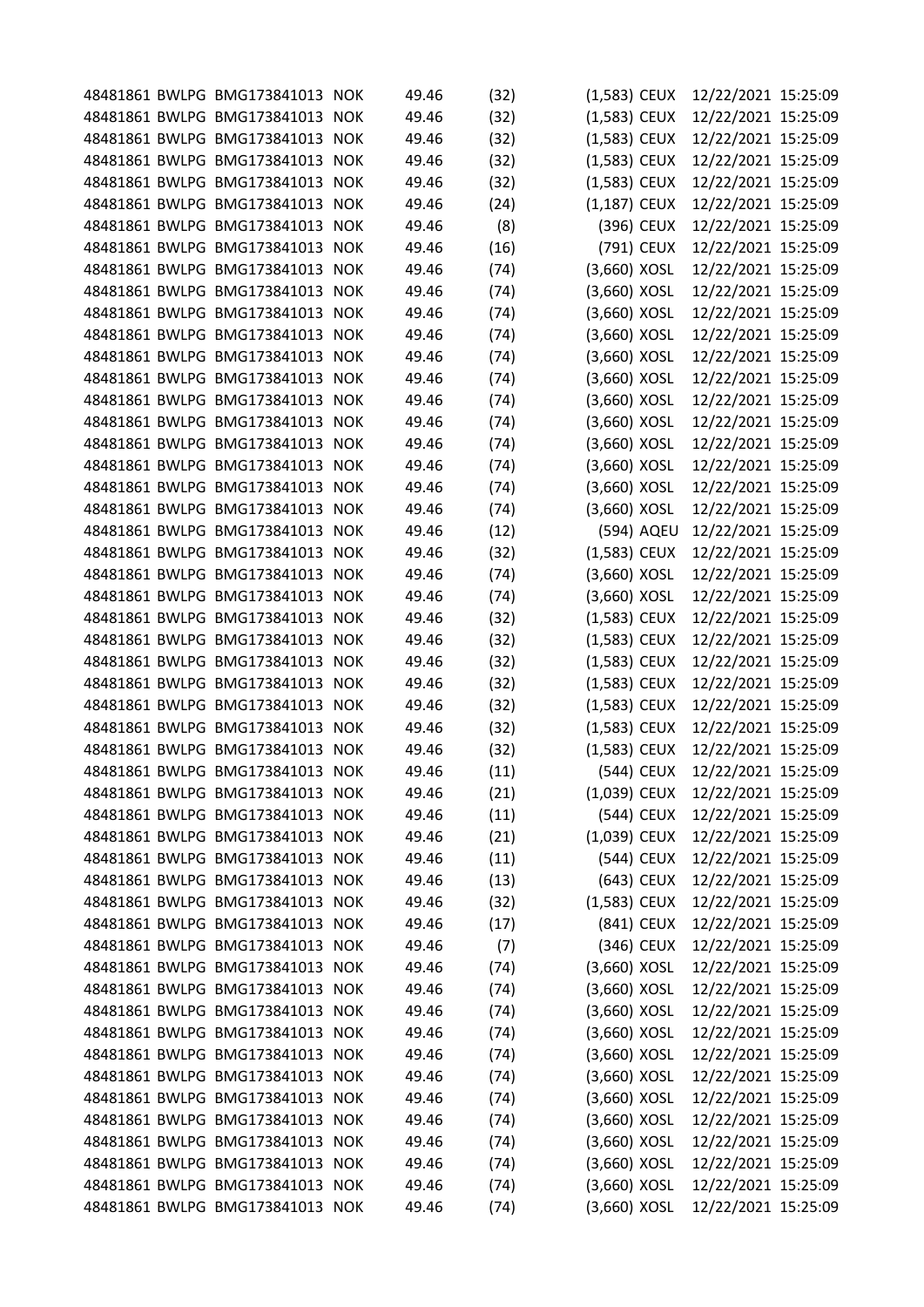| | | | | | | | | |
|---|---|---|---|---|---|---|---|---|
| 48481861 | BWLPG | BMG173841013 | NOK | 49.46 | (32) | (1,583) | CEUX | 12/22/2021 15:25:09 |
| 48481861 | BWLPG | BMG173841013 | NOK | 49.46 | (32) | (1,583) | CEUX | 12/22/2021 15:25:09 |
| 48481861 | BWLPG | BMG173841013 | NOK | 49.46 | (32) | (1,583) | CEUX | 12/22/2021 15:25:09 |
| 48481861 | BWLPG | BMG173841013 | NOK | 49.46 | (32) | (1,583) | CEUX | 12/22/2021 15:25:09 |
| 48481861 | BWLPG | BMG173841013 | NOK | 49.46 | (32) | (1,583) | CEUX | 12/22/2021 15:25:09 |
| 48481861 | BWLPG | BMG173841013 | NOK | 49.46 | (24) | (1,187) | CEUX | 12/22/2021 15:25:09 |
| 48481861 | BWLPG | BMG173841013 | NOK | 49.46 | (8) | (396) | CEUX | 12/22/2021 15:25:09 |
| 48481861 | BWLPG | BMG173841013 | NOK | 49.46 | (16) | (791) | CEUX | 12/22/2021 15:25:09 |
| 48481861 | BWLPG | BMG173841013 | NOK | 49.46 | (74) | (3,660) | XOSL | 12/22/2021 15:25:09 |
| 48481861 | BWLPG | BMG173841013 | NOK | 49.46 | (74) | (3,660) | XOSL | 12/22/2021 15:25:09 |
| 48481861 | BWLPG | BMG173841013 | NOK | 49.46 | (74) | (3,660) | XOSL | 12/22/2021 15:25:09 |
| 48481861 | BWLPG | BMG173841013 | NOK | 49.46 | (74) | (3,660) | XOSL | 12/22/2021 15:25:09 |
| 48481861 | BWLPG | BMG173841013 | NOK | 49.46 | (74) | (3,660) | XOSL | 12/22/2021 15:25:09 |
| 48481861 | BWLPG | BMG173841013 | NOK | 49.46 | (74) | (3,660) | XOSL | 12/22/2021 15:25:09 |
| 48481861 | BWLPG | BMG173841013 | NOK | 49.46 | (74) | (3,660) | XOSL | 12/22/2021 15:25:09 |
| 48481861 | BWLPG | BMG173841013 | NOK | 49.46 | (74) | (3,660) | XOSL | 12/22/2021 15:25:09 |
| 48481861 | BWLPG | BMG173841013 | NOK | 49.46 | (74) | (3,660) | XOSL | 12/22/2021 15:25:09 |
| 48481861 | BWLPG | BMG173841013 | NOK | 49.46 | (74) | (3,660) | XOSL | 12/22/2021 15:25:09 |
| 48481861 | BWLPG | BMG173841013 | NOK | 49.46 | (74) | (3,660) | XOSL | 12/22/2021 15:25:09 |
| 48481861 | BWLPG | BMG173841013 | NOK | 49.46 | (74) | (3,660) | XOSL | 12/22/2021 15:25:09 |
| 48481861 | BWLPG | BMG173841013 | NOK | 49.46 | (12) | (594) | AQEU | 12/22/2021 15:25:09 |
| 48481861 | BWLPG | BMG173841013 | NOK | 49.46 | (32) | (1,583) | CEUX | 12/22/2021 15:25:09 |
| 48481861 | BWLPG | BMG173841013 | NOK | 49.46 | (74) | (3,660) | XOSL | 12/22/2021 15:25:09 |
| 48481861 | BWLPG | BMG173841013 | NOK | 49.46 | (74) | (3,660) | XOSL | 12/22/2021 15:25:09 |
| 48481861 | BWLPG | BMG173841013 | NOK | 49.46 | (32) | (1,583) | CEUX | 12/22/2021 15:25:09 |
| 48481861 | BWLPG | BMG173841013 | NOK | 49.46 | (32) | (1,583) | CEUX | 12/22/2021 15:25:09 |
| 48481861 | BWLPG | BMG173841013 | NOK | 49.46 | (32) | (1,583) | CEUX | 12/22/2021 15:25:09 |
| 48481861 | BWLPG | BMG173841013 | NOK | 49.46 | (32) | (1,583) | CEUX | 12/22/2021 15:25:09 |
| 48481861 | BWLPG | BMG173841013 | NOK | 49.46 | (32) | (1,583) | CEUX | 12/22/2021 15:25:09 |
| 48481861 | BWLPG | BMG173841013 | NOK | 49.46 | (32) | (1,583) | CEUX | 12/22/2021 15:25:09 |
| 48481861 | BWLPG | BMG173841013 | NOK | 49.46 | (32) | (1,583) | CEUX | 12/22/2021 15:25:09 |
| 48481861 | BWLPG | BMG173841013 | NOK | 49.46 | (11) | (544) | CEUX | 12/22/2021 15:25:09 |
| 48481861 | BWLPG | BMG173841013 | NOK | 49.46 | (21) | (1,039) | CEUX | 12/22/2021 15:25:09 |
| 48481861 | BWLPG | BMG173841013 | NOK | 49.46 | (11) | (544) | CEUX | 12/22/2021 15:25:09 |
| 48481861 | BWLPG | BMG173841013 | NOK | 49.46 | (21) | (1,039) | CEUX | 12/22/2021 15:25:09 |
| 48481861 | BWLPG | BMG173841013 | NOK | 49.46 | (11) | (544) | CEUX | 12/22/2021 15:25:09 |
| 48481861 | BWLPG | BMG173841013 | NOK | 49.46 | (13) | (643) | CEUX | 12/22/2021 15:25:09 |
| 48481861 | BWLPG | BMG173841013 | NOK | 49.46 | (32) | (1,583) | CEUX | 12/22/2021 15:25:09 |
| 48481861 | BWLPG | BMG173841013 | NOK | 49.46 | (17) | (841) | CEUX | 12/22/2021 15:25:09 |
| 48481861 | BWLPG | BMG173841013 | NOK | 49.46 | (7) | (346) | CEUX | 12/22/2021 15:25:09 |
| 48481861 | BWLPG | BMG173841013 | NOK | 49.46 | (74) | (3,660) | XOSL | 12/22/2021 15:25:09 |
| 48481861 | BWLPG | BMG173841013 | NOK | 49.46 | (74) | (3,660) | XOSL | 12/22/2021 15:25:09 |
| 48481861 | BWLPG | BMG173841013 | NOK | 49.46 | (74) | (3,660) | XOSL | 12/22/2021 15:25:09 |
| 48481861 | BWLPG | BMG173841013 | NOK | 49.46 | (74) | (3,660) | XOSL | 12/22/2021 15:25:09 |
| 48481861 | BWLPG | BMG173841013 | NOK | 49.46 | (74) | (3,660) | XOSL | 12/22/2021 15:25:09 |
| 48481861 | BWLPG | BMG173841013 | NOK | 49.46 | (74) | (3,660) | XOSL | 12/22/2021 15:25:09 |
| 48481861 | BWLPG | BMG173841013 | NOK | 49.46 | (74) | (3,660) | XOSL | 12/22/2021 15:25:09 |
| 48481861 | BWLPG | BMG173841013 | NOK | 49.46 | (74) | (3,660) | XOSL | 12/22/2021 15:25:09 |
| 48481861 | BWLPG | BMG173841013 | NOK | 49.46 | (74) | (3,660) | XOSL | 12/22/2021 15:25:09 |
| 48481861 | BWLPG | BMG173841013 | NOK | 49.46 | (74) | (3,660) | XOSL | 12/22/2021 15:25:09 |
| 48481861 | BWLPG | BMG173841013 | NOK | 49.46 | (74) | (3,660) | XOSL | 12/22/2021 15:25:09 |
| 48481861 | BWLPG | BMG173841013 | NOK | 49.46 | (74) | (3,660) | XOSL | 12/22/2021 15:25:09 |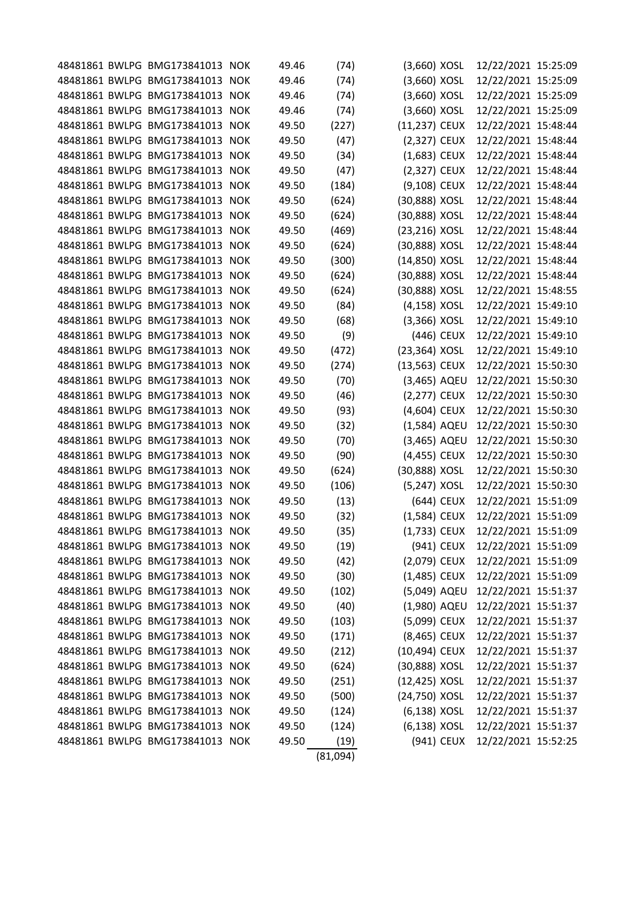| | | | | | | | | | |
|---|---|---|---|---|---|---|---|---|---|
| 48481861 | BWLPG | BMG173841013 | NOK | 49.46 | (74) | (3,660) | XOSL | 12/22/2021 | 15:25:09 |
| 48481861 | BWLPG | BMG173841013 | NOK | 49.46 | (74) | (3,660) | XOSL | 12/22/2021 | 15:25:09 |
| 48481861 | BWLPG | BMG173841013 | NOK | 49.46 | (74) | (3,660) | XOSL | 12/22/2021 | 15:25:09 |
| 48481861 | BWLPG | BMG173841013 | NOK | 49.46 | (74) | (3,660) | XOSL | 12/22/2021 | 15:25:09 |
| 48481861 | BWLPG | BMG173841013 | NOK | 49.50 | (227) | (11,237) | CEUX | 12/22/2021 | 15:48:44 |
| 48481861 | BWLPG | BMG173841013 | NOK | 49.50 | (47) | (2,327) | CEUX | 12/22/2021 | 15:48:44 |
| 48481861 | BWLPG | BMG173841013 | NOK | 49.50 | (34) | (1,683) | CEUX | 12/22/2021 | 15:48:44 |
| 48481861 | BWLPG | BMG173841013 | NOK | 49.50 | (47) | (2,327) | CEUX | 12/22/2021 | 15:48:44 |
| 48481861 | BWLPG | BMG173841013 | NOK | 49.50 | (184) | (9,108) | CEUX | 12/22/2021 | 15:48:44 |
| 48481861 | BWLPG | BMG173841013 | NOK | 49.50 | (624) | (30,888) | XOSL | 12/22/2021 | 15:48:44 |
| 48481861 | BWLPG | BMG173841013 | NOK | 49.50 | (624) | (30,888) | XOSL | 12/22/2021 | 15:48:44 |
| 48481861 | BWLPG | BMG173841013 | NOK | 49.50 | (469) | (23,216) | XOSL | 12/22/2021 | 15:48:44 |
| 48481861 | BWLPG | BMG173841013 | NOK | 49.50 | (624) | (30,888) | XOSL | 12/22/2021 | 15:48:44 |
| 48481861 | BWLPG | BMG173841013 | NOK | 49.50 | (300) | (14,850) | XOSL | 12/22/2021 | 15:48:44 |
| 48481861 | BWLPG | BMG173841013 | NOK | 49.50 | (624) | (30,888) | XOSL | 12/22/2021 | 15:48:44 |
| 48481861 | BWLPG | BMG173841013 | NOK | 49.50 | (624) | (30,888) | XOSL | 12/22/2021 | 15:48:55 |
| 48481861 | BWLPG | BMG173841013 | NOK | 49.50 | (84) | (4,158) | XOSL | 12/22/2021 | 15:49:10 |
| 48481861 | BWLPG | BMG173841013 | NOK | 49.50 | (68) | (3,366) | XOSL | 12/22/2021 | 15:49:10 |
| 48481861 | BWLPG | BMG173841013 | NOK | 49.50 | (9) | (446) | CEUX | 12/22/2021 | 15:49:10 |
| 48481861 | BWLPG | BMG173841013 | NOK | 49.50 | (472) | (23,364) | XOSL | 12/22/2021 | 15:49:10 |
| 48481861 | BWLPG | BMG173841013 | NOK | 49.50 | (274) | (13,563) | CEUX | 12/22/2021 | 15:50:30 |
| 48481861 | BWLPG | BMG173841013 | NOK | 49.50 | (70) | (3,465) | AQEU | 12/22/2021 | 15:50:30 |
| 48481861 | BWLPG | BMG173841013 | NOK | 49.50 | (46) | (2,277) | CEUX | 12/22/2021 | 15:50:30 |
| 48481861 | BWLPG | BMG173841013 | NOK | 49.50 | (93) | (4,604) | CEUX | 12/22/2021 | 15:50:30 |
| 48481861 | BWLPG | BMG173841013 | NOK | 49.50 | (32) | (1,584) | AQEU | 12/22/2021 | 15:50:30 |
| 48481861 | BWLPG | BMG173841013 | NOK | 49.50 | (70) | (3,465) | AQEU | 12/22/2021 | 15:50:30 |
| 48481861 | BWLPG | BMG173841013 | NOK | 49.50 | (90) | (4,455) | CEUX | 12/22/2021 | 15:50:30 |
| 48481861 | BWLPG | BMG173841013 | NOK | 49.50 | (624) | (30,888) | XOSL | 12/22/2021 | 15:50:30 |
| 48481861 | BWLPG | BMG173841013 | NOK | 49.50 | (106) | (5,247) | XOSL | 12/22/2021 | 15:50:30 |
| 48481861 | BWLPG | BMG173841013 | NOK | 49.50 | (13) | (644) | CEUX | 12/22/2021 | 15:51:09 |
| 48481861 | BWLPG | BMG173841013 | NOK | 49.50 | (32) | (1,584) | CEUX | 12/22/2021 | 15:51:09 |
| 48481861 | BWLPG | BMG173841013 | NOK | 49.50 | (35) | (1,733) | CEUX | 12/22/2021 | 15:51:09 |
| 48481861 | BWLPG | BMG173841013 | NOK | 49.50 | (19) | (941) | CEUX | 12/22/2021 | 15:51:09 |
| 48481861 | BWLPG | BMG173841013 | NOK | 49.50 | (42) | (2,079) | CEUX | 12/22/2021 | 15:51:09 |
| 48481861 | BWLPG | BMG173841013 | NOK | 49.50 | (30) | (1,485) | CEUX | 12/22/2021 | 15:51:09 |
| 48481861 | BWLPG | BMG173841013 | NOK | 49.50 | (102) | (5,049) | AQEU | 12/22/2021 | 15:51:37 |
| 48481861 | BWLPG | BMG173841013 | NOK | 49.50 | (40) | (1,980) | AQEU | 12/22/2021 | 15:51:37 |
| 48481861 | BWLPG | BMG173841013 | NOK | 49.50 | (103) | (5,099) | CEUX | 12/22/2021 | 15:51:37 |
| 48481861 | BWLPG | BMG173841013 | NOK | 49.50 | (171) | (8,465) | CEUX | 12/22/2021 | 15:51:37 |
| 48481861 | BWLPG | BMG173841013 | NOK | 49.50 | (212) | (10,494) | CEUX | 12/22/2021 | 15:51:37 |
| 48481861 | BWLPG | BMG173841013 | NOK | 49.50 | (624) | (30,888) | XOSL | 12/22/2021 | 15:51:37 |
| 48481861 | BWLPG | BMG173841013 | NOK | 49.50 | (251) | (12,425) | XOSL | 12/22/2021 | 15:51:37 |
| 48481861 | BWLPG | BMG173841013 | NOK | 49.50 | (500) | (24,750) | XOSL | 12/22/2021 | 15:51:37 |
| 48481861 | BWLPG | BMG173841013 | NOK | 49.50 | (124) | (6,138) | XOSL | 12/22/2021 | 15:51:37 |
| 48481861 | BWLPG | BMG173841013 | NOK | 49.50 | (124) | (6,138) | XOSL | 12/22/2021 | 15:51:37 |
| 48481861 | BWLPG | BMG173841013 | NOK | 49.50 | (19) | (941) | CEUX | 12/22/2021 | 15:52:25 |
| | | | | | (81,094) | | | | |